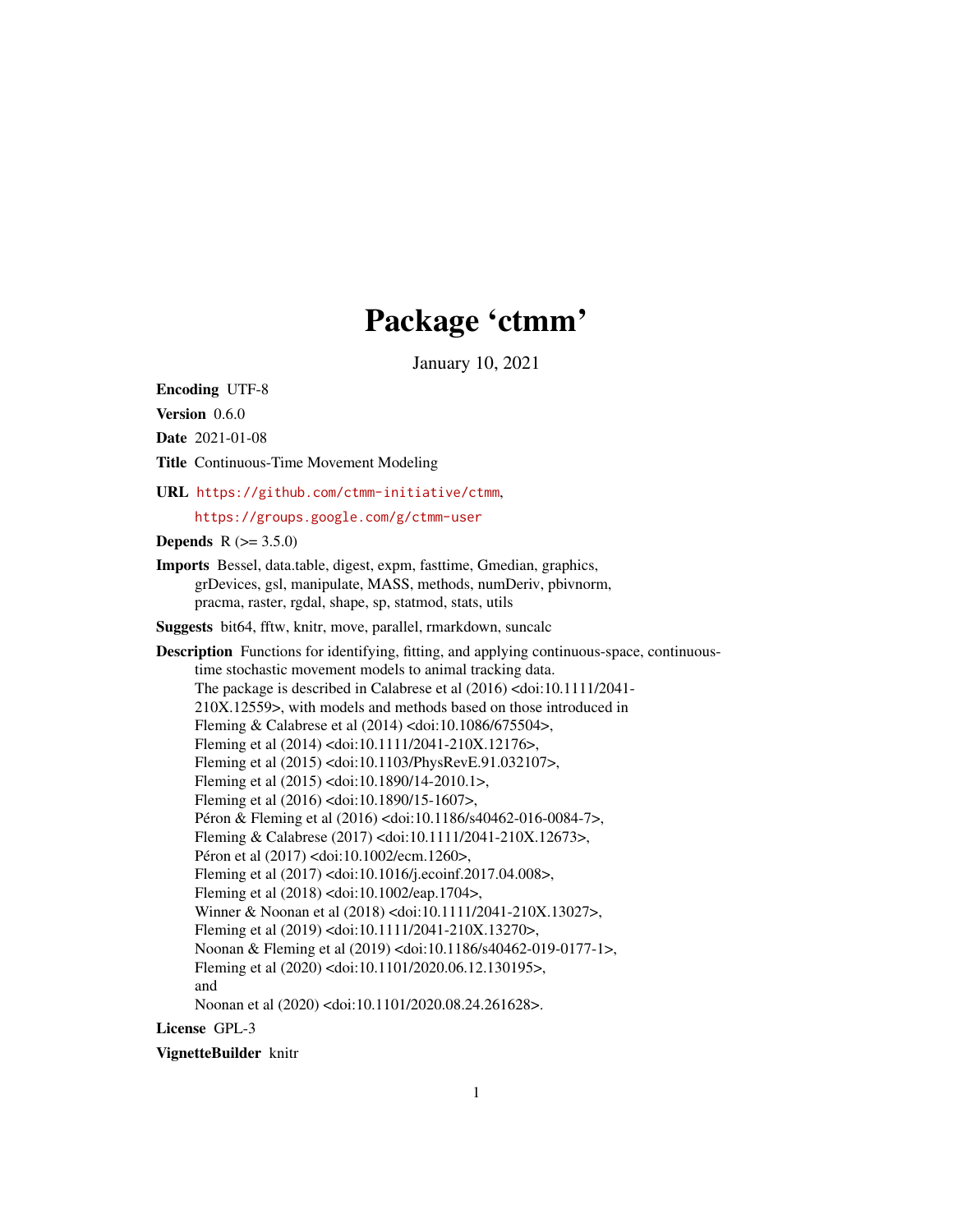# Package 'ctmm'

January 10, 2021

**Encoding** UTF-8

**Version** 0.6.0

**Date** 2021-01-08

**Title** Continuous-Time Movement Modeling

**URL** https://github.com/ctmm-initiative/ctmm,

https://groups.google.com/g/ctmm-user

**Depends** R (>= 3.5.0)

**Imports** Bessel, data.table, digest, expm, fasttime, Gmedian, graphics, grDevices, gsl, manipulate, MASS, methods, numDeriv, pbivnorm, pracma, raster, rgdal, shape, sp, statmod, stats, utils

**Suggests** bit64, fftw, knitr, move, parallel, rmarkdown, suncalc

**Description** Functions for identifying, fitting, and applying continuous-space, continuous-time stochastic movement models to animal tracking data.
The package is described in Calabrese et al (2016) <doi:10.1111/2041-210X.12559>, with models and methods based on those introduced in
Fleming & Calabrese et al (2014) <doi:10.1086/675504>,
Fleming et al (2014) <doi:10.1111/2041-210X.12176>,
Fleming et al (2015) <doi:10.1103/PhysRevE.91.032107>,
Fleming et al (2015) <doi:10.1890/14-2010.1>,
Fleming et al (2016) <doi:10.1890/15-1607>,
Péron & Fleming et al (2016) <doi:10.1186/s40462-016-0084-7>,
Fleming & Calabrese (2017) <doi:10.1111/2041-210X.12673>,
Péron et al (2017) <doi:10.1002/ecm.1260>,
Fleming et al (2017) <doi:10.1016/j.ecoinf.2017.04.008>,
Fleming et al (2018) <doi:10.1002/eap.1704>,
Winner & Noonan et al (2018) <doi:10.1111/2041-210X.13027>,
Fleming et al (2019) <doi:10.1111/2041-210X.13270>,
Noonan & Fleming et al (2019) <doi:10.1186/s40462-019-0177-1>,
Fleming et al (2020) <doi:10.1101/2020.06.12.130195>,
and
Noonan et al (2020) <doi:10.1101/2020.08.24.261628>.

**License** GPL-3

**VignetteBuilder** knitr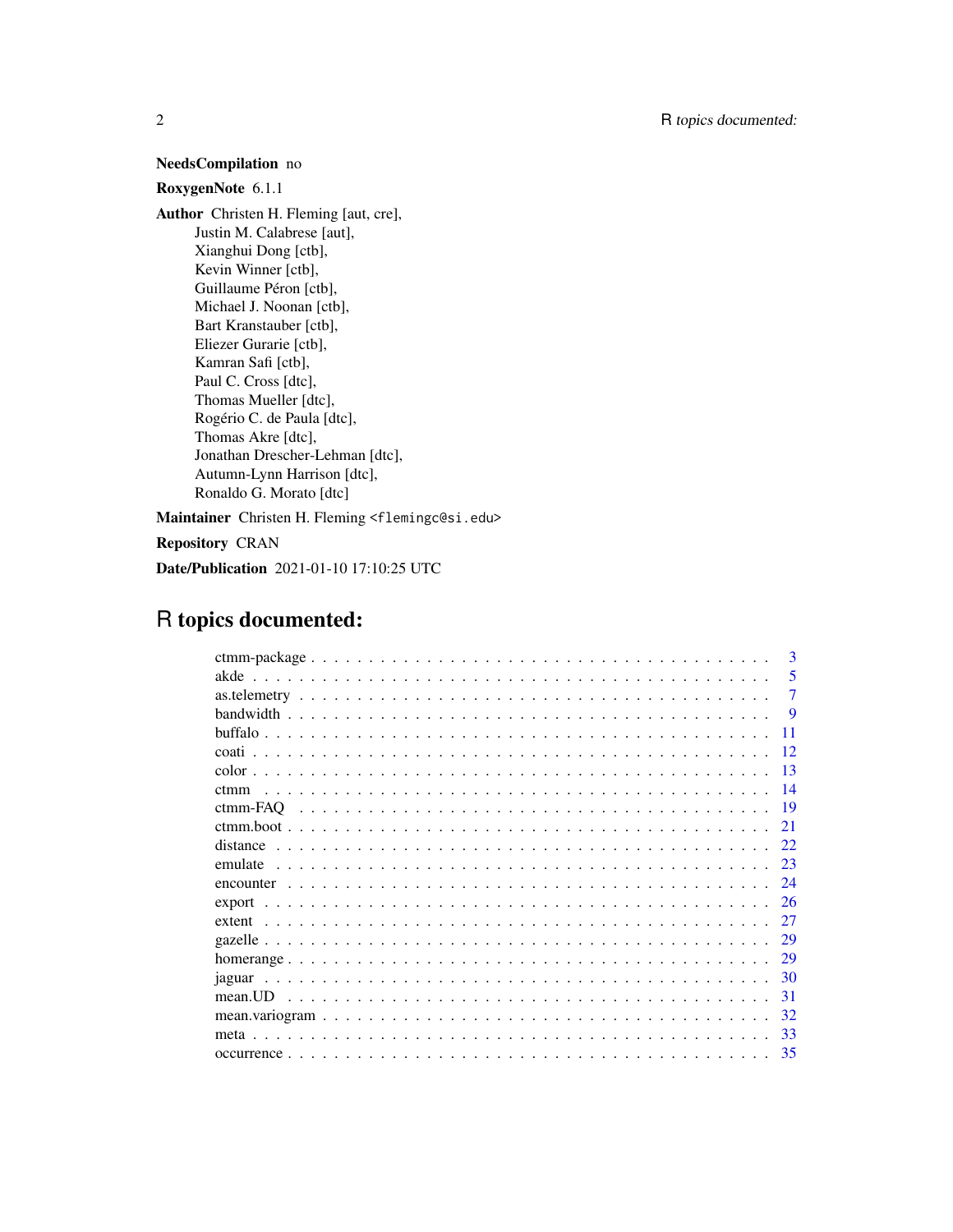**NeedsCompilation** no

**RoxygenNote** 6.1.1

**Author** Christen H. Fleming [aut, cre],
Justin M. Calabrese [aut],
Xianghui Dong [ctb],
Kevin Winner [ctb],
Guillaume Péron [ctb],
Michael J. Noonan [ctb],
Bart Kranstauber [ctb],
Eliezer Gurarie [ctb],
Kamran Safi [ctb],
Paul C. Cross [dtc],
Thomas Mueller [dtc],
Rogério C. de Paula [dtc],
Thomas Akre [dtc],
Jonathan Drescher-Lehman [dtc],
Autumn-Lynn Harrison [dtc],
Ronaldo G. Morato [dtc]

**Maintainer** Christen H. Fleming <flemingc@si.edu>

**Repository** CRAN

**Date/Publication** 2021-01-10 17:10:25 UTC

# R topics documented:

- ctmm-package . . . . . . . . . . 3
- akde . . . . . . . . . . 5
- as.telemetry . . . . . . . . . . 7
- bandwidth . . . . . . . . . . 9
- buffalo . . . . . . . . . . 11
- coati . . . . . . . . . . 12
- color . . . . . . . . . . 13
- ctmm . . . . . . . . . . 14
- ctmm-FAQ . . . . . . . . . . 19
- ctmm.boot . . . . . . . . . . 21
- distance . . . . . . . . . . 22
- emulate . . . . . . . . . . 23
- encounter . . . . . . . . . . 24
- export . . . . . . . . . . 26
- extent . . . . . . . . . . 27
- gazelle . . . . . . . . . . 29
- homerange . . . . . . . . . . 29
- jaguar . . . . . . . . . . 30
- mean.UD . . . . . . . . . . 31
- mean.variogram . . . . . . . . . . 32
- meta . . . . . . . . . . 33
- occurrence . . . . . . . . . . 35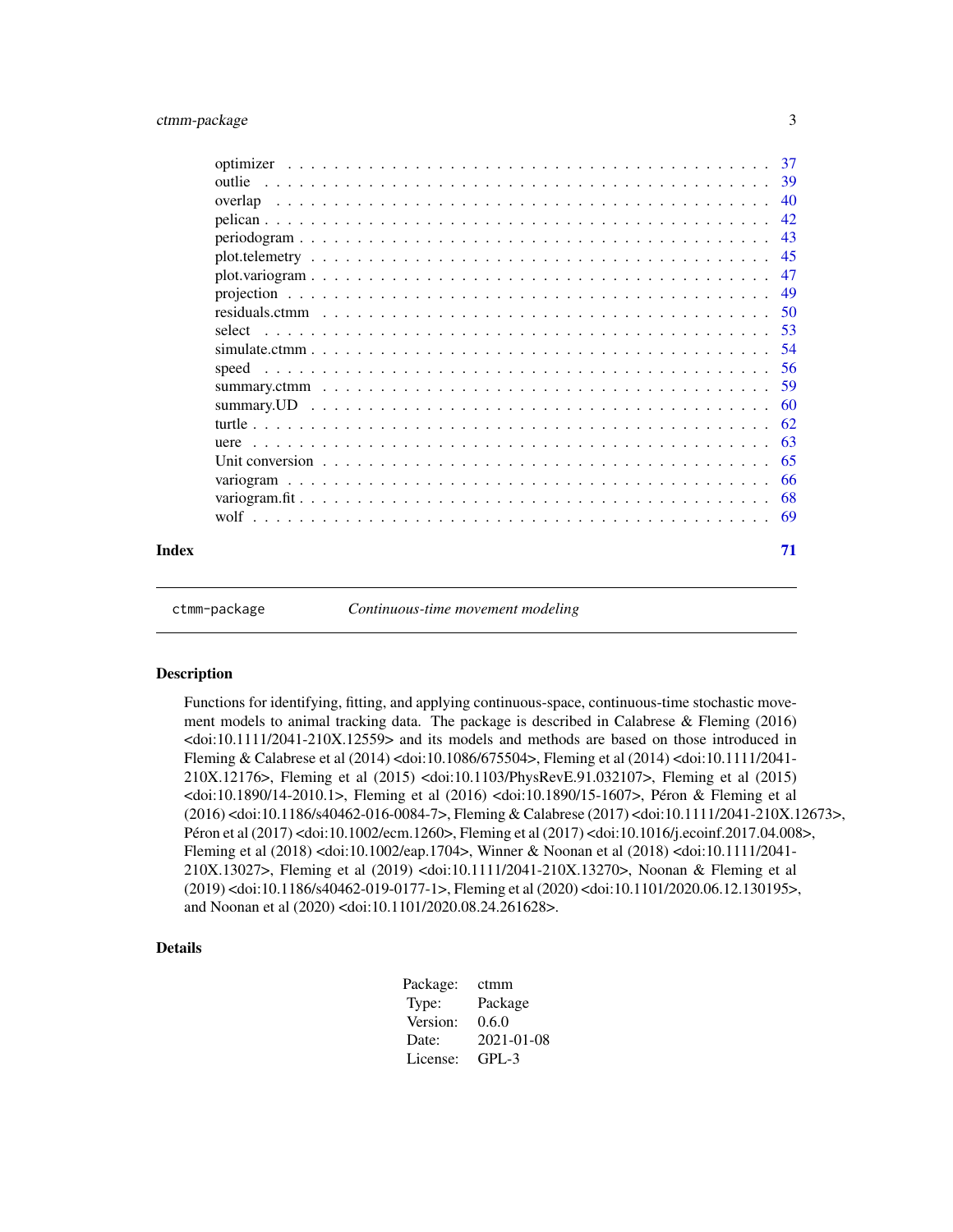| | |
|---|---|
| optimizer | 37 |
| outlie | 39 |
| overlap | 40 |
| pelican | 42 |
| periodogram | 43 |
| plot.telemetry | 45 |
| plot.variogram | 47 |
| projection | 49 |
| residuals.ctmm | 50 |
| select | 53 |
| simulate.ctmm | 54 |
| speed | 56 |
| summary.ctmm | 59 |
| summary.UD | 60 |
| turtle | 62 |
| uere | 63 |
| Unit conversion | 65 |
| variogram | 66 |
| variogram.fit | 68 |
| wolf | 69 |

**Index** 71

---

`ctmm-package` *Continuous-time movement modeling*

---

## Description

Functions for identifying, fitting, and applying continuous-space, continuous-time stochastic movement models to animal tracking data. The package is described in Calabrese & Fleming (2016) <doi:10.1111/2041-210X.12559> and its models and methods are based on those introduced in Fleming & Calabrese et al (2014) <doi:10.1086/675504>, Fleming et al (2014) <doi:10.1111/2041-210X.12176>, Fleming et al (2015) <doi:10.1103/PhysRevE.91.032107>, Fleming et al (2015) <doi:10.1890/14-2010.1>, Fleming et al (2016) <doi:10.1890/15-1607>, Péron & Fleming et al (2016) <doi:10.1186/s40462-016-0084-7>, Fleming & Calabrese (2017) <doi:10.1111/2041-210X.12673>, Péron et al (2017) <doi:10.1002/ecm.1260>, Fleming et al (2017) <doi:10.1016/j.ecoinf.2017.04.008>, Fleming et al (2018) <doi:10.1002/eap.1704>, Winner & Noonan et al (2018) <doi:10.1111/2041-210X.13027>, Fleming et al (2019) <doi:10.1111/2041-210X.13270>, Noonan & Fleming et al (2019) <doi:10.1186/s40462-019-0177-1>, Fleming et al (2020) <doi:10.1101/2020.06.12.130195>, and Noonan et al (2020) <doi:10.1101/2020.08.24.261628>.

## Details

| | |
|---|---|
| Package: | ctmm |
| Type: | Package |
| Version: | 0.6.0 |
| Date: | 2021-01-08 |
| License: | GPL-3 |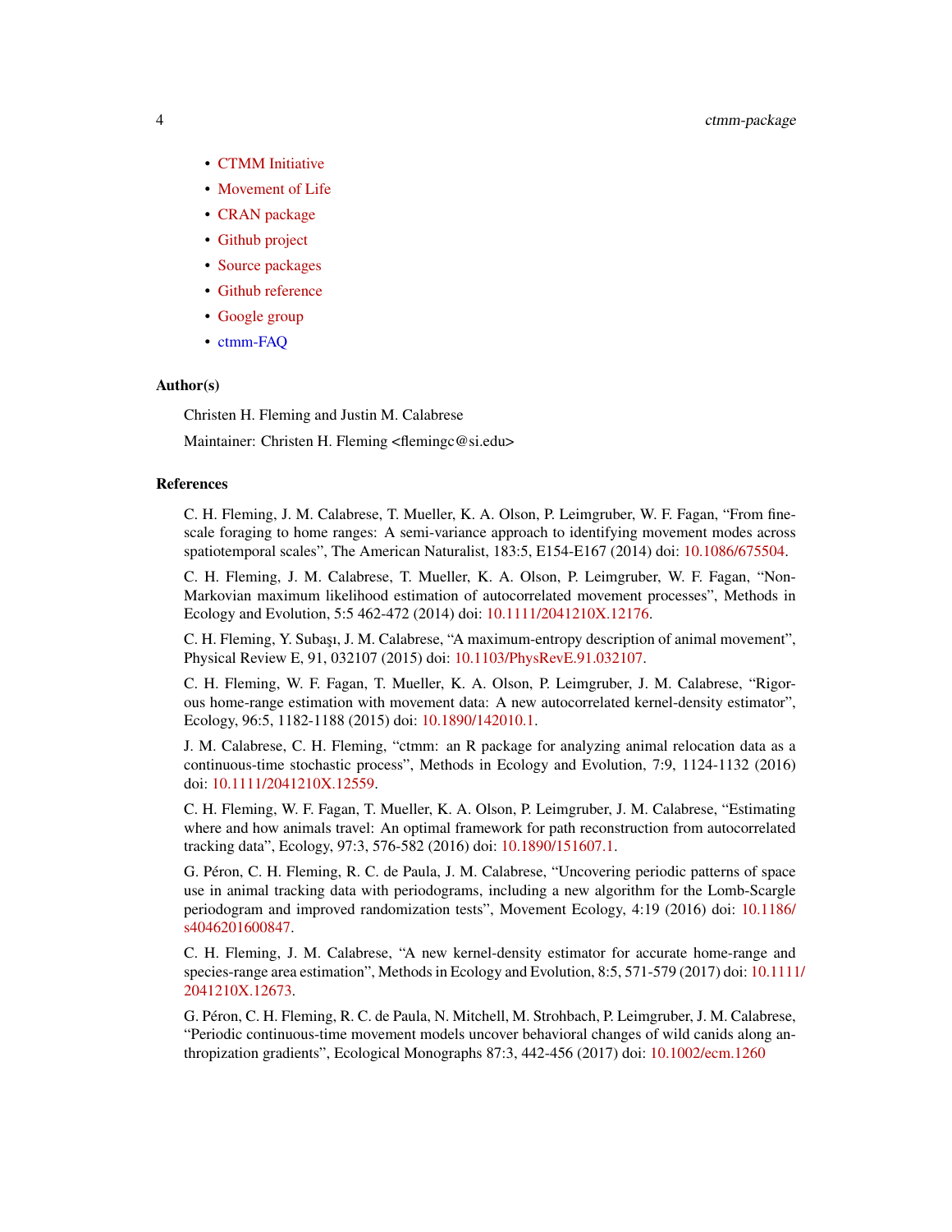- CTMM Initiative
- Movement of Life
- CRAN package
- Github project
- Source packages
- Github reference
- Google group
- ctmm-FAQ

### Author(s)

Christen H. Fleming and Justin M. Calabrese

Maintainer: Christen H. Fleming <flemingc@si.edu>

### References

C. H. Fleming, J. M. Calabrese, T. Mueller, K. A. Olson, P. Leimgruber, W. F. Fagan, "From fine-scale foraging to home ranges: A semi-variance approach to identifying movement modes across spatiotemporal scales", The American Naturalist, 183:5, E154-E167 (2014) doi: 10.1086/675504.

C. H. Fleming, J. M. Calabrese, T. Mueller, K. A. Olson, P. Leimgruber, W. F. Fagan, "Non-Markovian maximum likelihood estimation of autocorrelated movement processes", Methods in Ecology and Evolution, 5:5 462-472 (2014) doi: 10.1111/2041210X.12176.

C. H. Fleming, Y. Subaşı, J. M. Calabrese, "A maximum-entropy description of animal movement", Physical Review E, 91, 032107 (2015) doi: 10.1103/PhysRevE.91.032107.

C. H. Fleming, W. F. Fagan, T. Mueller, K. A. Olson, P. Leimgruber, J. M. Calabrese, "Rigorous home-range estimation with movement data: A new autocorrelated kernel-density estimator", Ecology, 96:5, 1182-1188 (2015) doi: 10.1890/142010.1.

J. M. Calabrese, C. H. Fleming, "ctmm: an R package for analyzing animal relocation data as a continuous-time stochastic process", Methods in Ecology and Evolution, 7:9, 1124-1132 (2016) doi: 10.1111/2041210X.12559.

C. H. Fleming, W. F. Fagan, T. Mueller, K. A. Olson, P. Leimgruber, J. M. Calabrese, "Estimating where and how animals travel: An optimal framework for path reconstruction from autocorrelated tracking data", Ecology, 97:3, 576-582 (2016) doi: 10.1890/151607.1.

G. Péron, C. H. Fleming, R. C. de Paula, J. M. Calabrese, "Uncovering periodic patterns of space use in animal tracking data with periodograms, including a new algorithm for the Lomb-Scargle periodogram and improved randomization tests", Movement Ecology, 4:19 (2016) doi: 10.1186/s4046201600847.

C. H. Fleming, J. M. Calabrese, "A new kernel-density estimator for accurate home-range and species-range area estimation", Methods in Ecology and Evolution, 8:5, 571-579 (2017) doi: 10.1111/2041210X.12673.

G. Péron, C. H. Fleming, R. C. de Paula, N. Mitchell, M. Strohbach, P. Leimgruber, J. M. Calabrese, "Periodic continuous-time movement models uncover behavioral changes of wild canids along anthropization gradients", Ecological Monographs 87:3, 442-456 (2017) doi: 10.1002/ecm.1260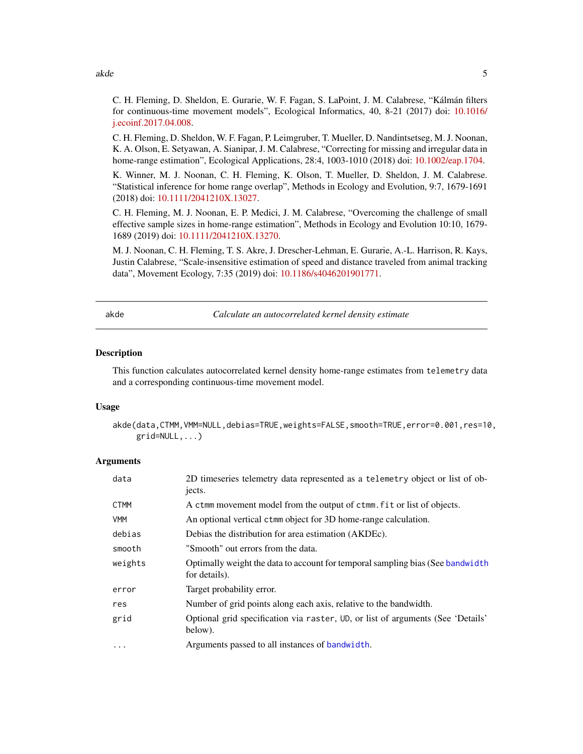C. H. Fleming, D. Sheldon, E. Gurarie, W. F. Fagan, S. LaPoint, J. M. Calabrese, "Kálmán filters for continuous-time movement models", Ecological Informatics, 40, 8-21 (2017) doi: 10.1016/j.ecoinf.2017.04.008.

C. H. Fleming, D. Sheldon, W. F. Fagan, P. Leimgruber, T. Mueller, D. Nandintsetseg, M. J. Noonan, K. A. Olson, E. Setyawan, A. Sianipar, J. M. Calabrese, "Correcting for missing and irregular data in home-range estimation", Ecological Applications, 28:4, 1003-1010 (2018) doi: 10.1002/eap.1704.

K. Winner, M. J. Noonan, C. H. Fleming, K. Olson, T. Mueller, D. Sheldon, J. M. Calabrese. "Statistical inference for home range overlap", Methods in Ecology and Evolution, 9:7, 1679-1691 (2018) doi: 10.1111/2041210X.13027.

C. H. Fleming, M. J. Noonan, E. P. Medici, J. M. Calabrese, "Overcoming the challenge of small effective sample sizes in home-range estimation", Methods in Ecology and Evolution 10:10, 1679-1689 (2019) doi: 10.1111/2041210X.13270.

M. J. Noonan, C. H. Fleming, T. S. Akre, J. Drescher-Lehman, E. Gurarie, A.-L. Harrison, R. Kays, Justin Calabrese, "Scale-insensitive estimation of speed and distance traveled from animal tracking data", Movement Ecology, 7:35 (2019) doi: 10.1186/s4046201901771.

---

## akde — *Calculate an autocorrelated kernel density estimate*

### Description

This function calculates autocorrelated kernel density home-range estimates from `telemetry` data and a corresponding continuous-time movement model.

### Usage

```
akde(data,CTMM,VMM=NULL,debias=TRUE,weights=FALSE,smooth=TRUE,error=0.001,res=10,
     grid=NULL,...)
```

### Arguments

| | |
|---|---|
| `data` | 2D timeseries telemetry data represented as a `telemetry` object or list of objects. |
| `CTMM` | A `ctmm` movement model from the output of `ctmm.fit` or list of objects. |
| `VMM` | An optional vertical `ctmm` object for 3D home-range calculation. |
| `debias` | Debias the distribution for area estimation (AKDEc). |
| `smooth` | "Smooth" out errors from the data. |
| `weights` | Optimally weight the data to account for temporal sampling bias (See `bandwidth` for details). |
| `error` | Target probability error. |
| `res` | Number of grid points along each axis, relative to the bandwidth. |
| `grid` | Optional grid specification via `raster`, `UD`, or list of arguments (See 'Details' below). |
| `...` | Arguments passed to all instances of `bandwidth`. |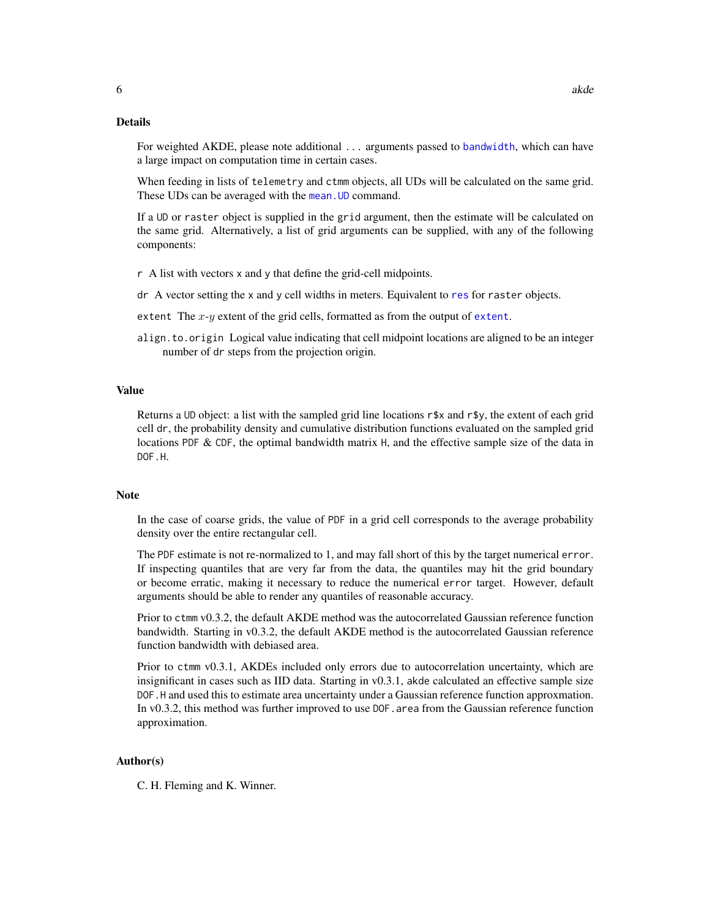## Details

For weighted AKDE, please note additional ... arguments passed to `bandwidth`, which can have a large impact on computation time in certain cases.

When feeding in lists of `telemetry` and `ctmm` objects, all UDs will be calculated on the same grid. These UDs can be averaged with the `mean.UD` command.

If a UD or `raster` object is supplied in the `grid` argument, then the estimate will be calculated on the same grid. Alternatively, a list of grid arguments can be supplied, with any of the following components:

- `r` A list with vectors x and y that define the grid-cell midpoints.
- `dr` A vector setting the x and y cell widths in meters. Equivalent to `res` for `raster` objects.
- `extent` The $x$-$y$ extent of the grid cells, formatted as from the output of `extent`.
- `align.to.origin` Logical value indicating that cell midpoint locations are aligned to be an integer number of `dr` steps from the projection origin.

## Value

Returns a UD object: a list with the sampled grid line locations `r$x` and `r$y`, the extent of each grid cell `dr`, the probability density and cumulative distribution functions evaluated on the sampled grid locations `PDF` & `CDF`, the optimal bandwidth matrix `H`, and the effective sample size of the data in `DOF.H`.

## Note

In the case of coarse grids, the value of `PDF` in a grid cell corresponds to the average probability density over the entire rectangular cell.

The `PDF` estimate is not re-normalized to 1, and may fall short of this by the target numerical `error`. If inspecting quantiles that are very far from the data, the quantiles may hit the grid boundary or become erratic, making it necessary to reduce the numerical `error` target. However, default arguments should be able to render any quantiles of reasonable accuracy.

Prior to `ctmm` v0.3.2, the default AKDE method was the autocorrelated Gaussian reference function bandwidth. Starting in v0.3.2, the default AKDE method is the autocorrelated Gaussian reference function bandwidth with debiased area.

Prior to `ctmm` v0.3.1, AKDEs included only errors due to autocorrelation uncertainty, which are insignificant in cases such as IID data. Starting in v0.3.1, `akde` calculated an effective sample size `DOF.H` and used this to estimate area uncertainty under a Gaussian reference function approxmation. In v0.3.2, this method was further improved to use `DOF.area` from the Gaussian reference function approximation.

## Author(s)

C. H. Fleming and K. Winner.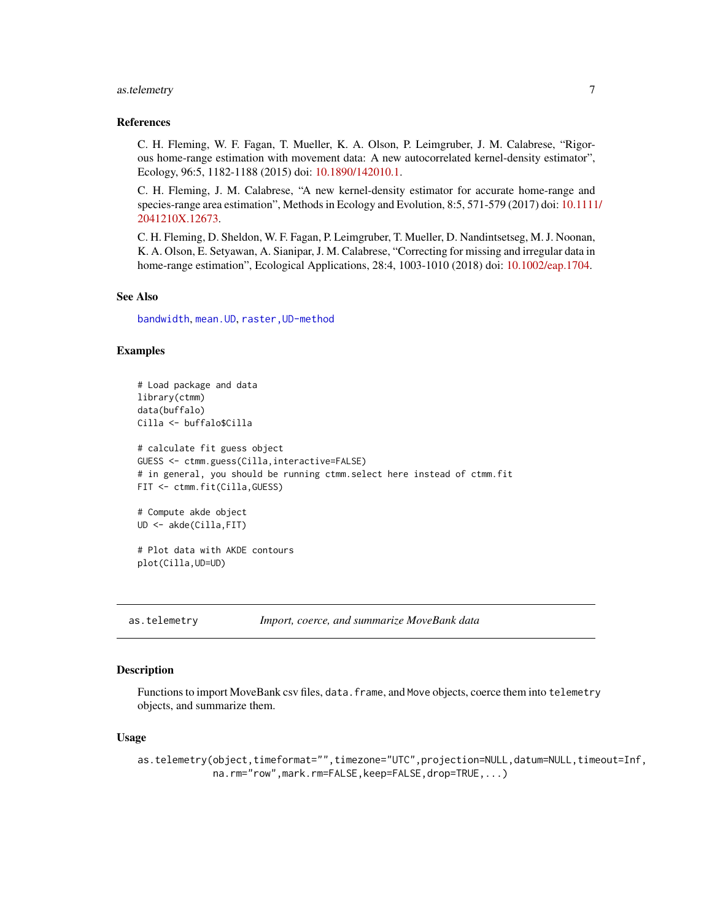### References

C. H. Fleming, W. F. Fagan, T. Mueller, K. A. Olson, P. Leimgruber, J. M. Calabrese, "Rigorous home-range estimation with movement data: A new autocorrelated kernel-density estimator", Ecology, 96:5, 1182-1188 (2015) doi: 10.1890/142010.1.

C. H. Fleming, J. M. Calabrese, "A new kernel-density estimator for accurate home-range and species-range area estimation", Methods in Ecology and Evolution, 8:5, 571-579 (2017) doi: 10.1111/2041210X.12673.

C. H. Fleming, D. Sheldon, W. F. Fagan, P. Leimgruber, T. Mueller, D. Nandintsetseg, M. J. Noonan, K. A. Olson, E. Setyawan, A. Sianipar, J. M. Calabrese, "Correcting for missing and irregular data in home-range estimation", Ecological Applications, 28:4, 1003-1010 (2018) doi: 10.1002/eap.1704.

### See Also

`bandwidth`, `mean.UD`, `raster,UD-method`

### Examples

```
# Load package and data
library(ctmm)
data(buffalo)
Cilla <- buffalo$Cilla

# calculate fit guess object
GUESS <- ctmm.guess(Cilla,interactive=FALSE)
# in general, you should be running ctmm.select here instead of ctmm.fit
FIT <- ctmm.fit(Cilla,GUESS)

# Compute akde object
UD <- akde(Cilla,FIT)

# Plot data with AKDE contours
plot(Cilla,UD=UD)
```

---

## as.telemetry — *Import, coerce, and summarize MoveBank data*

### Description

Functions to import MoveBank csv files, `data.frame`, and `Move` objects, coerce them into `telemetry` objects, and summarize them.

### Usage

```
as.telemetry(object,timeformat="",timezone="UTC",projection=NULL,datum=NULL,timeout=Inf,
             na.rm="row",mark.rm=FALSE,keep=FALSE,drop=TRUE,...)
```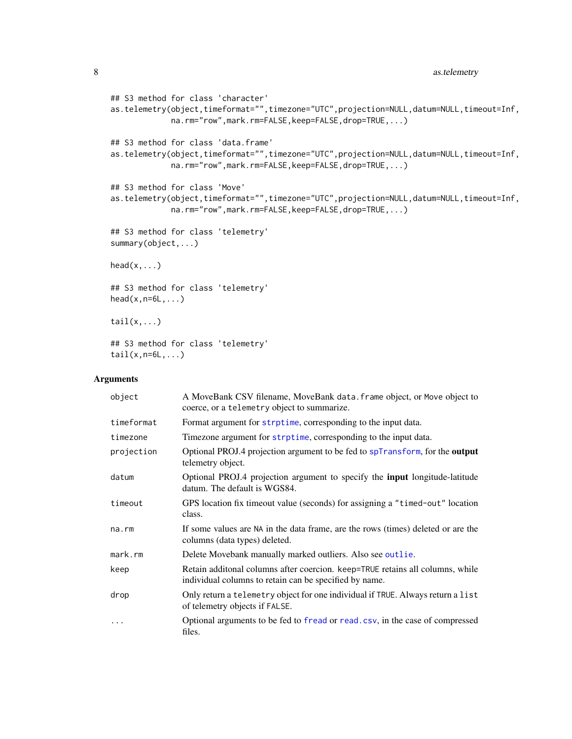```
## S3 method for class 'character'
as.telemetry(object,timeformat="",timezone="UTC",projection=NULL,datum=NULL,timeout=Inf,
             na.rm="row",mark.rm=FALSE,keep=FALSE,drop=TRUE,...)

## S3 method for class 'data.frame'
as.telemetry(object,timeformat="",timezone="UTC",projection=NULL,datum=NULL,timeout=Inf,
             na.rm="row",mark.rm=FALSE,keep=FALSE,drop=TRUE,...)

## S3 method for class 'Move'
as.telemetry(object,timeformat="",timezone="UTC",projection=NULL,datum=NULL,timeout=Inf,
             na.rm="row",mark.rm=FALSE,keep=FALSE,drop=TRUE,...)

## S3 method for class 'telemetry'
summary(object,...)

head(x,...)

## S3 method for class 'telemetry'
head(x,n=6L,...)

tail(x,...)

## S3 method for class 'telemetry'
tail(x,n=6L,...)
```

## Arguments

| | |
|---|---|
| `object` | A MoveBank CSV filename, MoveBank `data.frame` object, or `Move` object to coerce, or a `telemetry` object to summarize. |
| `timeformat` | Format argument for `strptime`, corresponding to the input data. |
| `timezone` | Timezone argument for `strptime`, corresponding to the input data. |
| `projection` | Optional PROJ.4 projection argument to be fed to `spTransform`, for the **output** telemetry object. |
| `datum` | Optional PROJ.4 projection argument to specify the **input** longitude-latitude datum. The default is WGS84. |
| `timeout` | GPS location fix timeout value (seconds) for assigning a `"timed-out"` location class. |
| `na.rm` | If some values are `NA` in the data frame, are the rows (times) deleted or are the columns (data types) deleted. |
| `mark.rm` | Delete Movebank manually marked outliers. Also see `outlie`. |
| `keep` | Retain additonal columns after coercion. `keep=TRUE` retains all columns, while individual columns to retain can be specified by name. |
| `drop` | Only return a `telemetry` object for one individual if `TRUE`. Always return a `list` of telemetry objects if `FALSE`. |
| `...` | Optional arguments to be fed to `fread` or `read.csv`, in the case of compressed files. |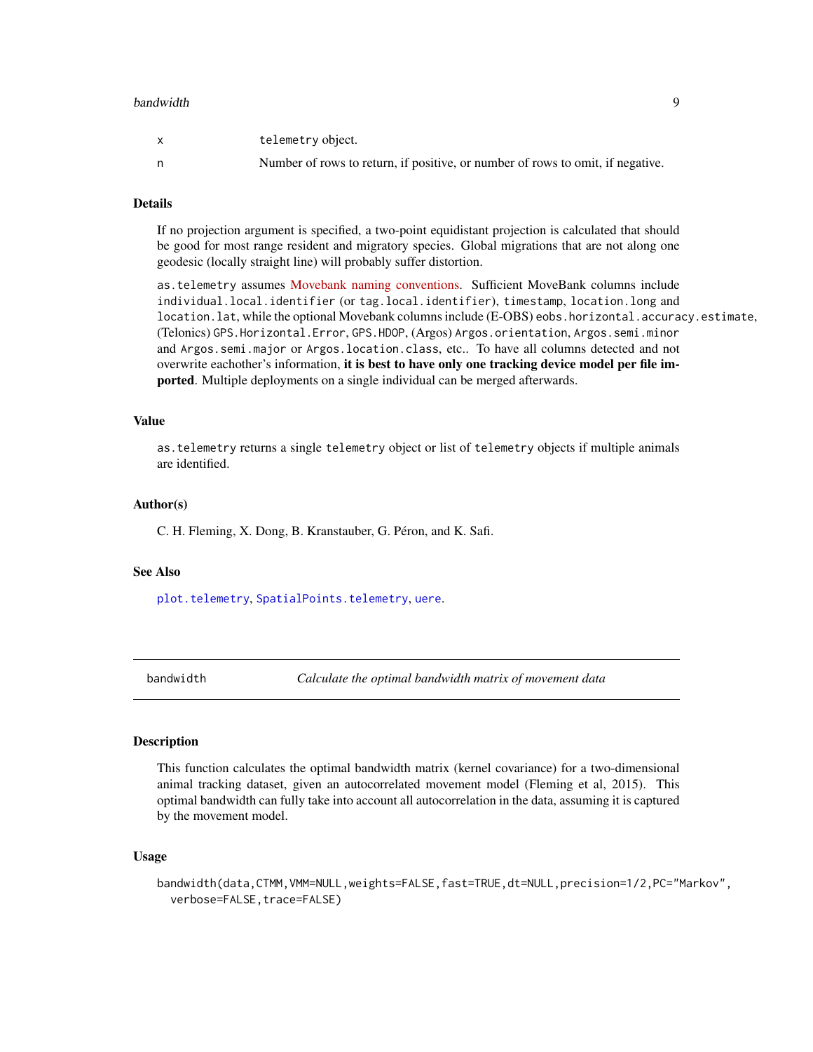| | |
|---|---|
| x | telemetry object. |
| n | Number of rows to return, if positive, or number of rows to omit, if negative. |

### Details

If no projection argument is specified, a two-point equidistant projection is calculated that should be good for most range resident and migratory species. Global migrations that are not along one geodesic (locally straight line) will probably suffer distortion.

as.telemetry assumes Movebank naming conventions. Sufficient MoveBank columns include individual.local.identifier (or tag.local.identifier), timestamp, location.long and location.lat, while the optional Movebank columns include (E-OBS) eobs.horizontal.accuracy.estimate, (Telonics) GPS.Horizontal.Error, GPS.HDOP, (Argos) Argos.orientation, Argos.semi.minor and Argos.semi.major or Argos.location.class, etc.. To have all columns detected and not overwrite eachother's information, **it is best to have only one tracking device model per file imported**. Multiple deployments on a single individual can be merged afterwards.

### Value

as.telemetry returns a single telemetry object or list of telemetry objects if multiple animals are identified.

### Author(s)

C. H. Fleming, X. Dong, B. Kranstauber, G. Péron, and K. Safi.

### See Also

plot.telemetry, SpatialPoints.telemetry, uere.

---

## bandwidth — *Calculate the optimal bandwidth matrix of movement data*

---

### Description

This function calculates the optimal bandwidth matrix (kernel covariance) for a two-dimensional animal tracking dataset, given an autocorrelated movement model (Fleming et al, 2015). This optimal bandwidth can fully take into account all autocorrelation in the data, assuming it is captured by the movement model.

### Usage

```
bandwidth(data,CTMM,VMM=NULL,weights=FALSE,fast=TRUE,dt=NULL,precision=1/2,PC="Markov",
  verbose=FALSE,trace=FALSE)
```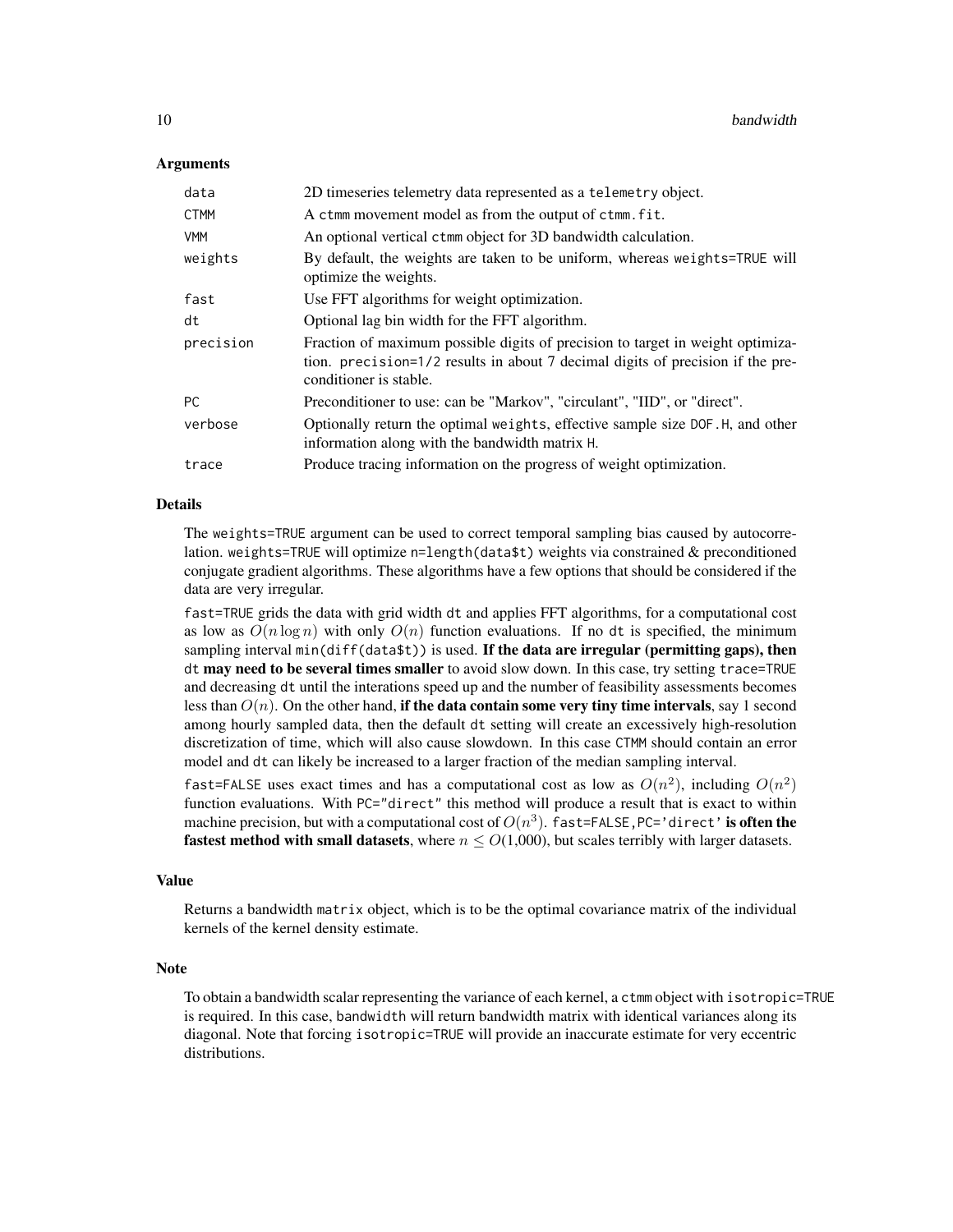### Arguments

| | |
|---|---|
| data | 2D timeseries telemetry data represented as a `telemetry` object. |
| CTMM | A `ctmm` movement model as from the output of `ctmm.fit`. |
| VMM | An optional vertical `ctmm` object for 3D bandwidth calculation. |
| weights | By default, the weights are taken to be uniform, whereas `weights=TRUE` will optimize the weights. |
| fast | Use FFT algorithms for weight optimization. |
| dt | Optional lag bin width for the FFT algorithm. |
| precision | Fraction of maximum possible digits of precision to target in weight optimization. `precision=1/2` results in about 7 decimal digits of precision if the preconditioner is stable. |
| PC | Preconditioner to use: can be "Markov", "circulant", "IID", or "direct". |
| verbose | Optionally return the optimal `weights`, effective sample size `DOF.H`, and other information along with the bandwidth matrix `H`. |
| trace | Produce tracing information on the progress of weight optimization. |

### Details

The `weights=TRUE` argument can be used to correct temporal sampling bias caused by autocorrelation. `weights=TRUE` will optimize `n=length(data$t)` weights via constrained & preconditioned conjugate gradient algorithms. These algorithms have a few options that should be considered if the data are very irregular.

`fast=TRUE` grids the data with grid width `dt` and applies FFT algorithms, for a computational cost as low as $O(n \log n)$ with only $O(n)$ function evaluations. If no `dt` is specified, the minimum sampling interval `min(diff(data$t))` is used. **If the data are irregular (permitting gaps), then** `dt` **may need to be several times smaller** to avoid slow down. In this case, try setting `trace=TRUE` and decreasing `dt` until the interations speed up and the number of feasibility assessments becomes less than $O(n)$. On the other hand, **if the data contain some very tiny time intervals**, say 1 second among hourly sampled data, then the default `dt` setting will create an excessively high-resolution discretization of time, which will also cause slowdown. In this case `CTMM` should contain an error model and `dt` can likely be increased to a larger fraction of the median sampling interval.

`fast=FALSE` uses exact times and has a computational cost as low as $O(n^2)$, including $O(n^2)$ function evaluations. With `PC="direct"` this method will produce a result that is exact to within machine precision, but with a computational cost of $O(n^3)$. `fast=FALSE,PC='direct'` **is often the fastest method with small datasets**, where $n \leq O(1{,}000)$, but scales terribly with larger datasets.

### Value

Returns a bandwidth `matrix` object, which is to be the optimal covariance matrix of the individual kernels of the kernel density estimate.

### Note

To obtain a bandwidth scalar representing the variance of each kernel, a `ctmm` object with `isotropic=TRUE` is required. In this case, `bandwidth` will return bandwidth matrix with identical variances along its diagonal. Note that forcing `isotropic=TRUE` will provide an inaccurate estimate for very eccentric distributions.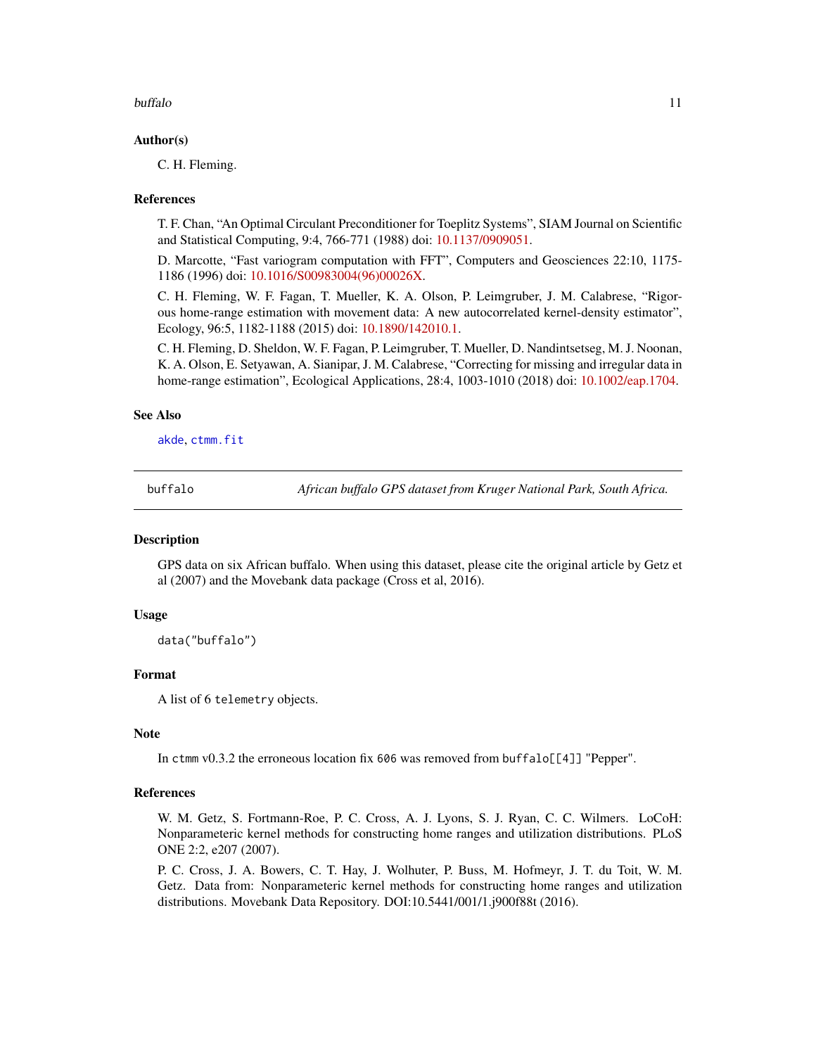### Author(s)

C. H. Fleming.

### References

T. F. Chan, "An Optimal Circulant Preconditioner for Toeplitz Systems", SIAM Journal on Scientific and Statistical Computing, 9:4, 766-771 (1988) doi: 10.1137/0909051.

D. Marcotte, "Fast variogram computation with FFT", Computers and Geosciences 22:10, 1175-1186 (1996) doi: 10.1016/S00983004(96)00026X.

C. H. Fleming, W. F. Fagan, T. Mueller, K. A. Olson, P. Leimgruber, J. M. Calabrese, "Rigorous home-range estimation with movement data: A new autocorrelated kernel-density estimator", Ecology, 96:5, 1182-1188 (2015) doi: 10.1890/142010.1.

C. H. Fleming, D. Sheldon, W. F. Fagan, P. Leimgruber, T. Mueller, D. Nandintsetseg, M. J. Noonan, K. A. Olson, E. Setyawan, A. Sianipar, J. M. Calabrese, "Correcting for missing and irregular data in home-range estimation", Ecological Applications, 28:4, 1003-1010 (2018) doi: 10.1002/eap.1704.

### See Also

`akde`, `ctmm.fit`

---

## buffalo — *African buffalo GPS dataset from Kruger National Park, South Africa.*

### Description

GPS data on six African buffalo. When using this dataset, please cite the original article by Getz et al (2007) and the Movebank data package (Cross et al, 2016).

### Usage

```
data("buffalo")
```

### Format

A list of 6 `telemetry` objects.

### Note

In `ctmm` v0.3.2 the erroneous location fix `606` was removed from `buffalo[[4]]` "Pepper".

### References

W. M. Getz, S. Fortmann-Roe, P. C. Cross, A. J. Lyons, S. J. Ryan, C. C. Wilmers. LoCoH: Nonparameteric kernel methods for constructing home ranges and utilization distributions. PLoS ONE 2:2, e207 (2007).

P. C. Cross, J. A. Bowers, C. T. Hay, J. Wolhuter, P. Buss, M. Hofmeyr, J. T. du Toit, W. M. Getz. Data from: Nonparameteric kernel methods for constructing home ranges and utilization distributions. Movebank Data Repository. DOI:10.5441/001/1.j900f88t (2016).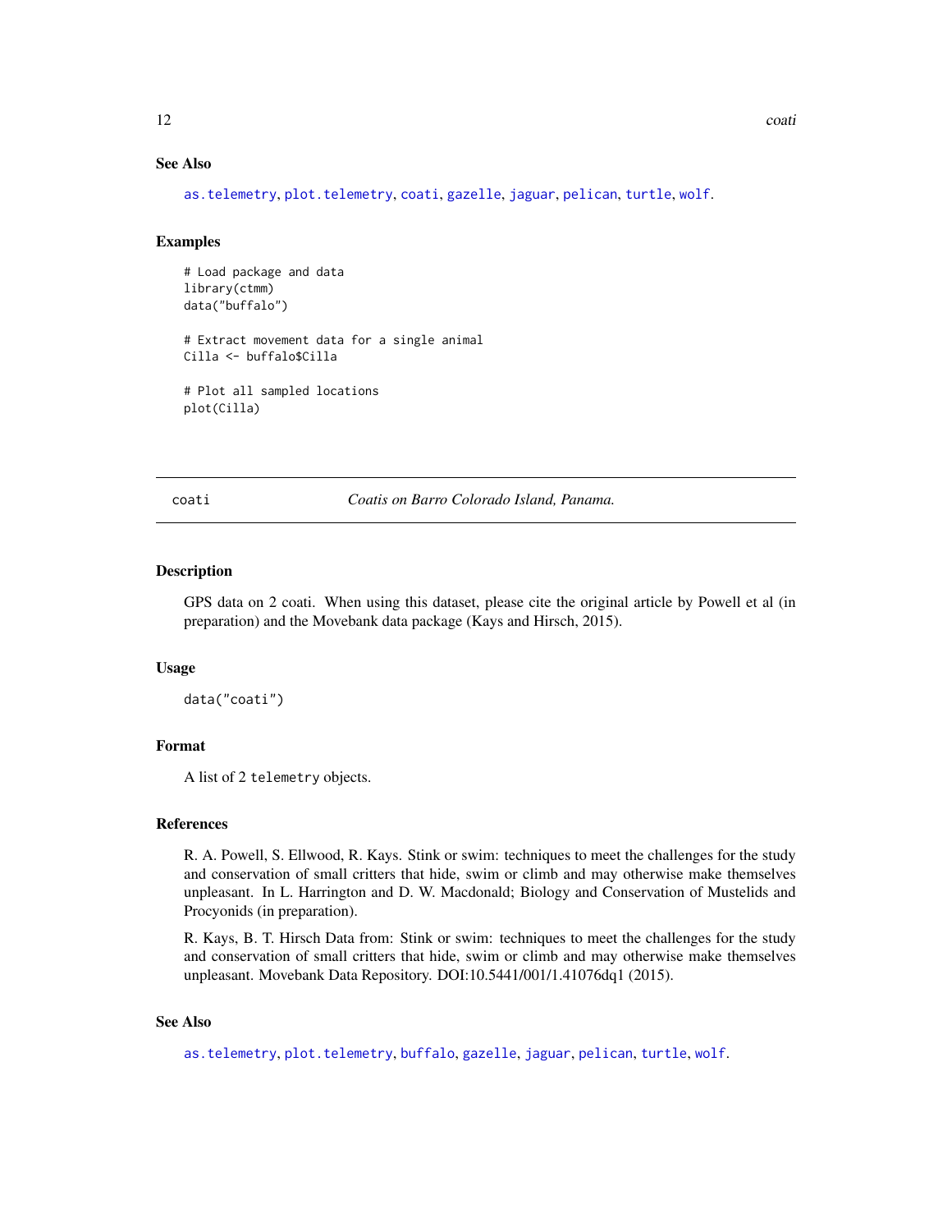### See Also

as.telemetry, plot.telemetry, coati, gazelle, jaguar, pelican, turtle, wolf.

### Examples

```
# Load package and data
library(ctmm)
data("buffalo")

# Extract movement data for a single animal
Cilla <- buffalo$Cilla

# Plot all sampled locations
plot(Cilla)
```

---

## coati — *Coatis on Barro Colorado Island, Panama.*

### Description

GPS data on 2 coati. When using this dataset, please cite the original article by Powell et al (in preparation) and the Movebank data package (Kays and Hirsch, 2015).

### Usage

```
data("coati")
```

### Format

A list of 2 `telemetry` objects.

### References

R. A. Powell, S. Ellwood, R. Kays. Stink or swim: techniques to meet the challenges for the study and conservation of small critters that hide, swim or climb and may otherwise make themselves unpleasant. In L. Harrington and D. W. Macdonald; Biology and Conservation of Mustelids and Procyonids (in preparation).

R. Kays, B. T. Hirsch Data from: Stink or swim: techniques to meet the challenges for the study and conservation of small critters that hide, swim or climb and may otherwise make themselves unpleasant. Movebank Data Repository. DOI:10.5441/001/1.41076dq1 (2015).

### See Also

as.telemetry, plot.telemetry, buffalo, gazelle, jaguar, pelican, turtle, wolf.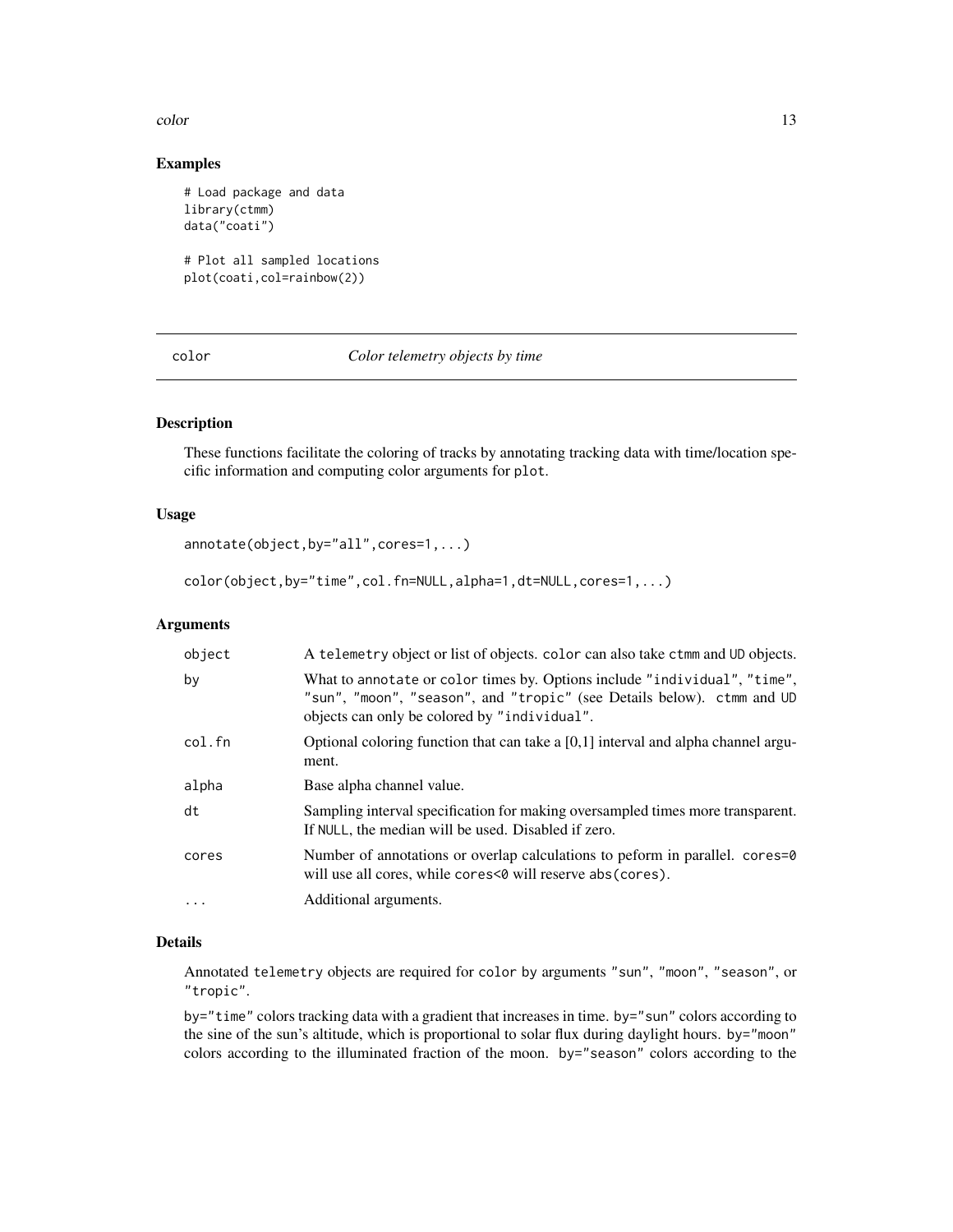## Examples

```
# Load package and data
library(ctmm)
data("coati")

# Plot all sampled locations
plot(coati,col=rainbow(2))
```

---

# color — *Color telemetry objects by time*

---

## Description

These functions facilitate the coloring of tracks by annotating tracking data with time/location specific information and computing color arguments for `plot`.

## Usage

```
annotate(object,by="all",cores=1,...)

color(object,by="time",col.fn=NULL,alpha=1,dt=NULL,cores=1,...)
```

## Arguments

| | |
|---|---|
| `object` | A `telemetry` object or list of objects. `color` can also take `ctmm` and `UD` objects. |
| `by` | What to `annotate` or `color` times by. Options include `"individual"`, `"time"`, `"sun"`, `"moon"`, `"season"`, and `"tropic"` (see Details below). `ctmm` and `UD` objects can only be colored by `"individual"`. |
| `col.fn` | Optional coloring function that can take a [0,1] interval and alpha channel argument. |
| `alpha` | Base alpha channel value. |
| `dt` | Sampling interval specification for making oversampled times more transparent. If `NULL`, the median will be used. Disabled if zero. |
| `cores` | Number of annotations or overlap calculations to peform in parallel. `cores=0` will use all cores, while `cores<0` will reserve `abs(cores)`. |
| `...` | Additional arguments. |

## Details

Annotated `telemetry` objects are required for `color` `by` arguments `"sun"`, `"moon"`, `"season"`, or `"tropic"`.

`by="time"` colors tracking data with a gradient that increases in time. `by="sun"` colors according to the sine of the sun's altitude, which is proportional to solar flux during daylight hours. `by="moon"` colors according to the illuminated fraction of the moon. `by="season"` colors according to the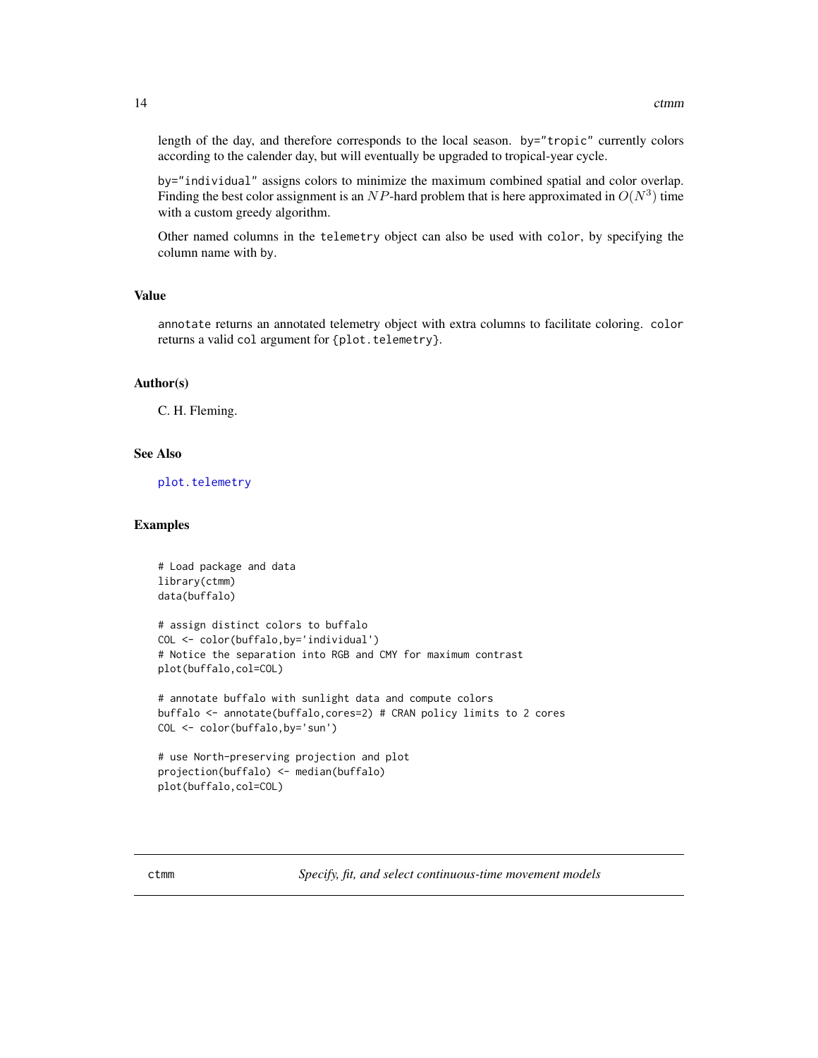length of the day, and therefore corresponds to the local season. `by="tropic"` currently colors according to the calender day, but will eventually be upgraded to tropical-year cycle.

`by="individual"` assigns colors to minimize the maximum combined spatial and color overlap. Finding the best color assignment is an $NP$-hard problem that is here approximated in $O(N^3)$ time with a custom greedy algorithm.

Other named columns in the `telemetry` object can also be used with `color`, by specifying the column name with `by`.

## Value

`annotate` returns an annotated telemetry object with extra columns to facilitate coloring. `color` returns a valid `col` argument for `{plot.telemetry}`.

## Author(s)

C. H. Fleming.

## See Also

`plot.telemetry`

## Examples

```
# Load package and data
library(ctmm)
data(buffalo)

# assign distinct colors to buffalo
COL <- color(buffalo,by='individual')
# Notice the separation into RGB and CMY for maximum contrast
plot(buffalo,col=COL)

# annotate buffalo with sunlight data and compute colors
buffalo <- annotate(buffalo,cores=2) # CRAN policy limits to 2 cores
COL <- color(buffalo,by='sun')

# use North-preserving projection and plot
projection(buffalo) <- median(buffalo)
plot(buffalo,col=COL)
```

---

# ctmm — *Specify, fit, and select continuous-time movement models*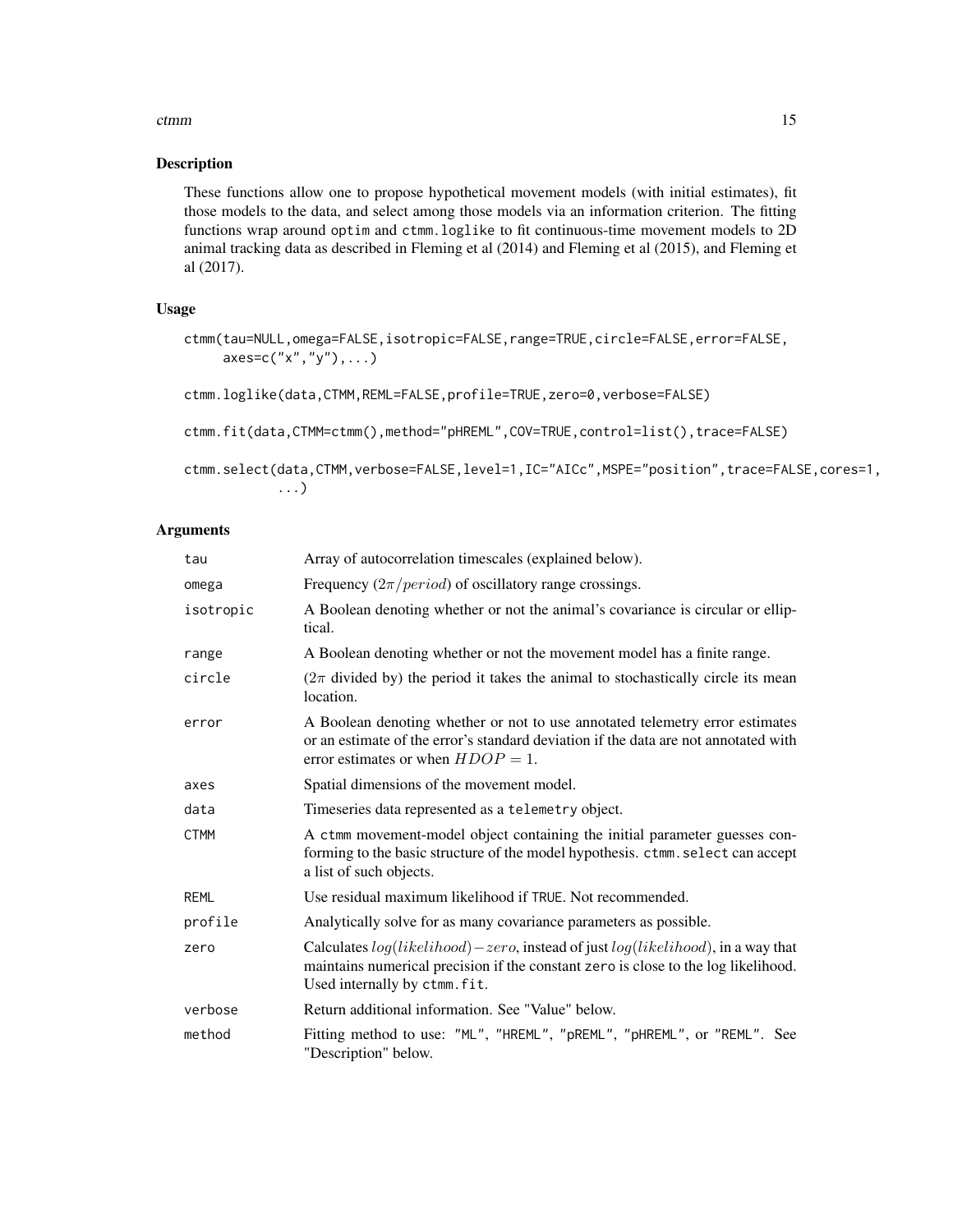## Description

These functions allow one to propose hypothetical movement models (with initial estimates), fit those models to the data, and select among those models via an information criterion. The fitting functions wrap around `optim` and `ctmm.loglike` to fit continuous-time movement models to 2D animal tracking data as described in Fleming et al (2014) and Fleming et al (2015), and Fleming et al (2017).

## Usage

```
ctmm(tau=NULL,omega=FALSE,isotropic=FALSE,range=TRUE,circle=FALSE,error=FALSE,
     axes=c("x","y"),...)

ctmm.loglike(data,CTMM,REML=FALSE,profile=TRUE,zero=0,verbose=FALSE)

ctmm.fit(data,CTMM=ctmm(),method="pHREML",COV=TRUE,control=list(),trace=FALSE)

ctmm.select(data,CTMM,verbose=FALSE,level=1,IC="AICc",MSPE="position",trace=FALSE,cores=1,
           ...)
```

## Arguments

| | |
|---|---|
| `tau` | Array of autocorrelation timescales (explained below). |
| `omega` | Frequency ($2\pi/period$) of oscillatory range crossings. |
| `isotropic` | A Boolean denoting whether or not the animal's covariance is circular or elliptical. |
| `range` | A Boolean denoting whether or not the movement model has a finite range. |
| `circle` | ($2\pi$ divided by) the period it takes the animal to stochastically circle its mean location. |
| `error` | A Boolean denoting whether or not to use annotated telemetry error estimates or an estimate of the error's standard deviation if the data are not annotated with error estimates or when $HDOP = 1$. |
| `axes` | Spatial dimensions of the movement model. |
| `data` | Timeseries data represented as a `telemetry` object. |
| `CTMM` | A `ctmm` movement-model object containing the initial parameter guesses conforming to the basic structure of the model hypothesis. `ctmm.select` can accept a list of such objects. |
| `REML` | Use residual maximum likelihood if `TRUE`. Not recommended. |
| `profile` | Analytically solve for as many covariance parameters as possible. |
| `zero` | Calculates $log(likelihood) - zero$, instead of just $log(likelihood)$, in a way that maintains numerical precision if the constant `zero` is close to the log likelihood. Used internally by `ctmm.fit`. |
| `verbose` | Return additional information. See "Value" below. |
| `method` | Fitting method to use: `"ML"`, `"HREML"`, `"pREML"`, `"pHREML"`, or `"REML"`. See "Description" below. |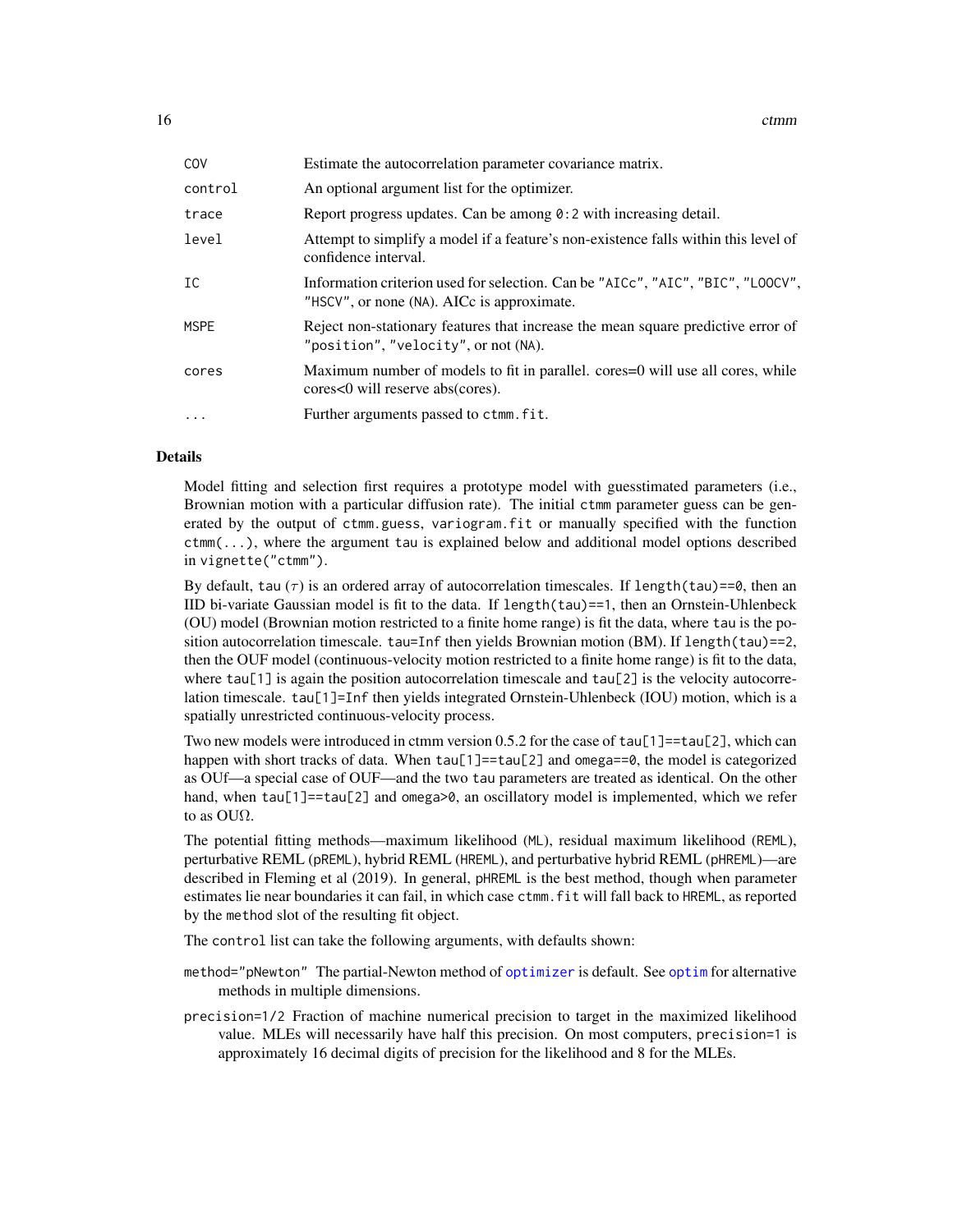| | |
|---|---|
| `COV` | Estimate the autocorrelation parameter covariance matrix. |
| `control` | An optional argument list for the optimizer. |
| `trace` | Report progress updates. Can be among `0:2` with increasing detail. |
| `level` | Attempt to simplify a model if a feature's non-existence falls within this level of confidence interval. |
| `IC` | Information criterion used for selection. Can be `"AICc"`, `"AIC"`, `"BIC"`, `"LOOCV"`, `"HSCV"`, or none (`NA`). AICc is approximate. |
| `MSPE` | Reject non-stationary features that increase the mean square predictive error of `"position"`, `"velocity"`, or not (`NA`). |
| `cores` | Maximum number of models to fit in parallel. cores=0 will use all cores, while cores<0 will reserve abs(cores). |
| `...` | Further arguments passed to `ctmm.fit`. |

## Details

Model fitting and selection first requires a prototype model with guesstimated parameters (i.e., Brownian motion with a particular diffusion rate). The initial `ctmm` parameter guess can be generated by the output of `ctmm.guess`, `variogram.fit` or manually specified with the function `ctmm(...)`, where the argument `tau` is explained below and additional model options described in `vignette("ctmm")`.

By default, `tau` ($\tau$) is an ordered array of autocorrelation timescales. If `length(tau)==0`, then an IID bi-variate Gaussian model is fit to the data. If `length(tau)==1`, then an Ornstein-Uhlenbeck (OU) model (Brownian motion restricted to a finite home range) is fit the data, where `tau` is the position autocorrelation timescale. `tau=Inf` then yields Brownian motion (BM). If `length(tau)==2`, then the OUF model (continuous-velocity motion restricted to a finite home range) is fit to the data, where `tau[1]` is again the position autocorrelation timescale and `tau[2]` is the velocity autocorrelation timescale. `tau[1]=Inf` then yields integrated Ornstein-Uhlenbeck (IOU) motion, which is a spatially unrestricted continuous-velocity process.

Two new models were introduced in ctmm version 0.5.2 for the case of `tau[1]==tau[2]`, which can happen with short tracks of data. When `tau[1]==tau[2]` and `omega==0`, the model is categorized as OUf—a special case of OUF—and the two `tau` parameters are treated as identical. On the other hand, when `tau[1]==tau[2]` and `omega>0`, an oscillatory model is implemented, which we refer to as OUΩ.

The potential fitting methods—maximum likelihood (`ML`), residual maximum likelihood (`REML`), perturbative REML (`pREML`), hybrid REML (`HREML`), and perturbative hybrid REML (`pHREML`)—are described in Fleming et al (2019). In general, `pHREML` is the best method, though when parameter estimates lie near boundaries it can fail, in which case `ctmm.fit` will fall back to `HREML`, as reported by the `method` slot of the resulting fit object.

The `control` list can take the following arguments, with defaults shown:

- `method="pNewton"` The partial-Newton method of `optimizer` is default. See `optim` for alternative methods in multiple dimensions.
- `precision=1/2` Fraction of machine numerical precision to target in the maximized likelihood value. MLEs will necessarily have half this precision. On most computers, `precision=1` is approximately 16 decimal digits of precision for the likelihood and 8 for the MLEs.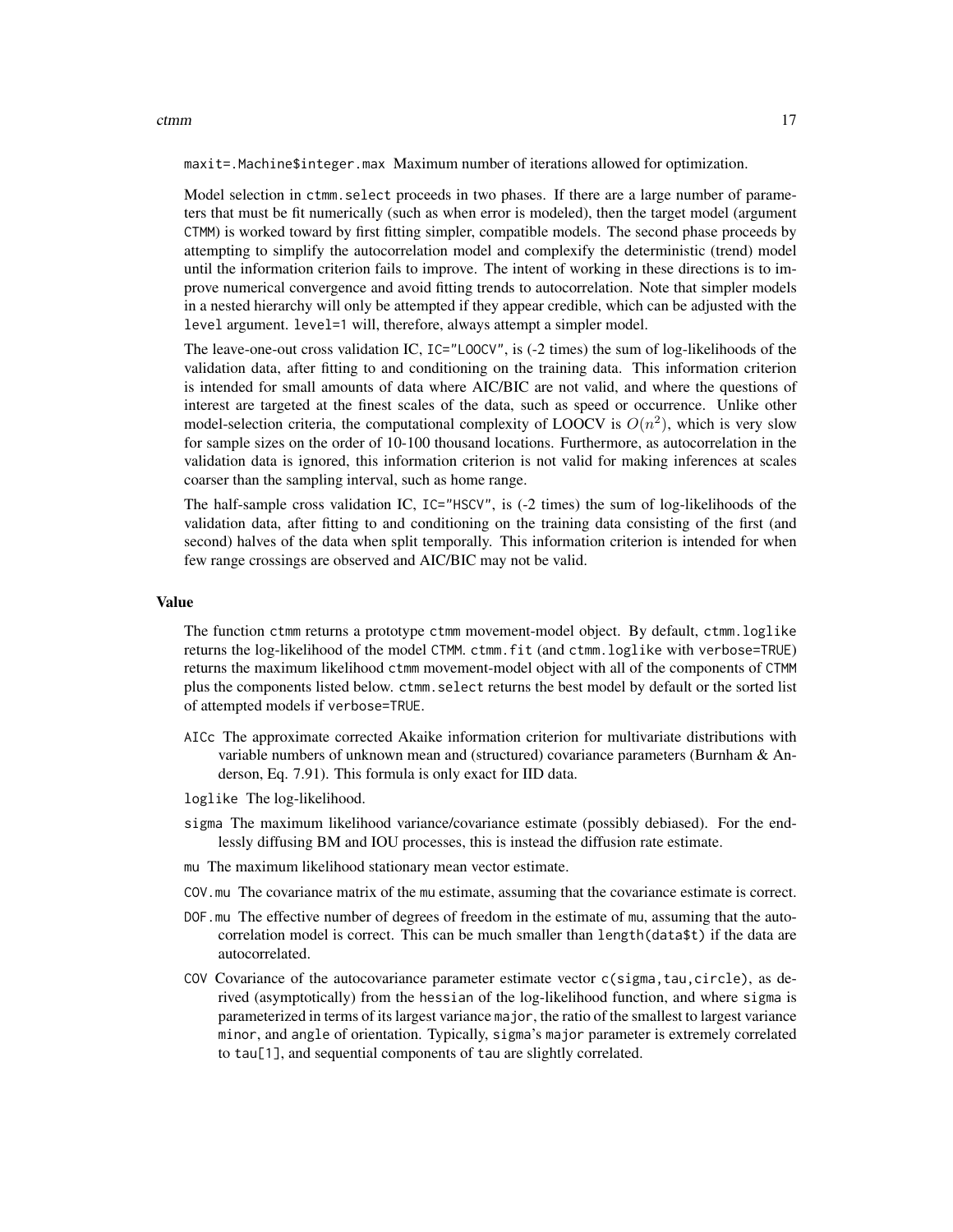maxit=.Machine$integer.max Maximum number of iterations allowed for optimization.

Model selection in ctmm.select proceeds in two phases. If there are a large number of parameters that must be fit numerically (such as when error is modeled), then the target model (argument CTMM) is worked toward by first fitting simpler, compatible models. The second phase proceeds by attempting to simplify the autocorrelation model and complexify the deterministic (trend) model until the information criterion fails to improve. The intent of working in these directions is to improve numerical convergence and avoid fitting trends to autocorrelation. Note that simpler models in a nested hierarchy will only be attempted if they appear credible, which can be adjusted with the level argument. level=1 will, therefore, always attempt a simpler model.

The leave-one-out cross validation IC, IC="LOOCV", is (-2 times) the sum of log-likelihoods of the validation data, after fitting to and conditioning on the training data. This information criterion is intended for small amounts of data where AIC/BIC are not valid, and where the questions of interest are targeted at the finest scales of the data, such as speed or occurrence. Unlike other model-selection criteria, the computational complexity of LOOCV is $O(n^2)$, which is very slow for sample sizes on the order of 10-100 thousand locations. Furthermore, as autocorrelation in the validation data is ignored, this information criterion is not valid for making inferences at scales coarser than the sampling interval, such as home range.

The half-sample cross validation IC, IC="HSCV", is (-2 times) the sum of log-likelihoods of the validation data, after fitting to and conditioning on the training data consisting of the first (and second) halves of the data when split temporally. This information criterion is intended for when few range crossings are observed and AIC/BIC may not be valid.

## Value

The function ctmm returns a prototype ctmm movement-model object. By default, ctmm.loglike returns the log-likelihood of the model CTMM. ctmm.fit (and ctmm.loglike with verbose=TRUE) returns the maximum likelihood ctmm movement-model object with all of the components of CTMM plus the components listed below. ctmm.select returns the best model by default or the sorted list of attempted models if verbose=TRUE.

- AICc The approximate corrected Akaike information criterion for multivariate distributions with variable numbers of unknown mean and (structured) covariance parameters (Burnham & Anderson, Eq. 7.91). This formula is only exact for IID data.
- loglike The log-likelihood.
- sigma The maximum likelihood variance/covariance estimate (possibly debiased). For the endlessly diffusing BM and IOU processes, this is instead the diffusion rate estimate.
- mu The maximum likelihood stationary mean vector estimate.
- COV.mu The covariance matrix of the mu estimate, assuming that the covariance estimate is correct.
- DOF.mu The effective number of degrees of freedom in the estimate of mu, assuming that the autocorrelation model is correct. This can be much smaller than length(data$t) if the data are autocorrelated.
- COV Covariance of the autocovariance parameter estimate vector c(sigma,tau,circle), as derived (asymptotically) from the hessian of the log-likelihood function, and where sigma is parameterized in terms of its largest variance major, the ratio of the smallest to largest variance minor, and angle of orientation. Typically, sigma's major parameter is extremely correlated to tau[1], and sequential components of tau are slightly correlated.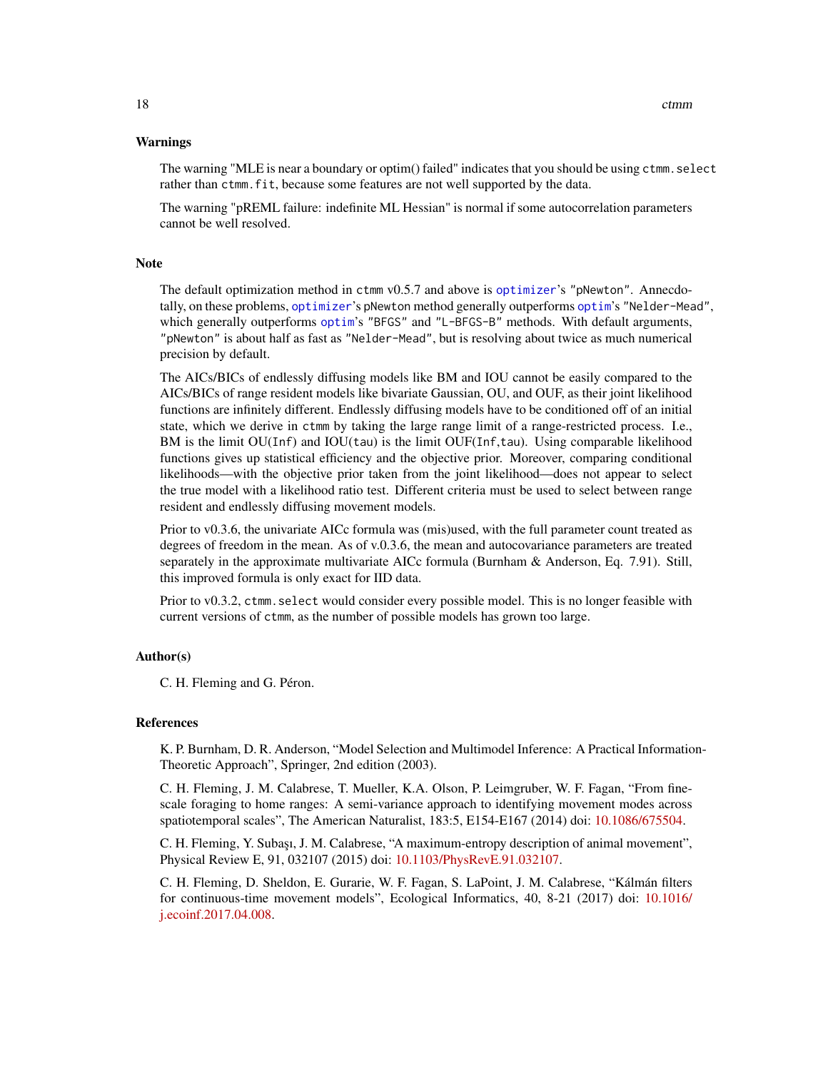### Warnings

The warning "MLE is near a boundary or optim() failed" indicates that you should be using `ctmm.select` rather than `ctmm.fit`, because some features are not well supported by the data.

The warning "pREML failure: indefinite ML Hessian" is normal if some autocorrelation parameters cannot be well resolved.

### Note

The default optimization method in `ctmm` v0.5.7 and above is `optimizer`'s `"pNewton"`. Annecdotally, on these problems, `optimizer`'s `pNewton` method generally outperforms `optim`'s `"Nelder-Mead"`, which generally outperforms `optim`'s `"BFGS"` and `"L-BFGS-B"` methods. With default arguments, `"pNewton"` is about half as fast as `"Nelder-Mead"`, but is resolving about twice as much numerical precision by default.

The AICs/BICs of endlessly diffusing models like BM and IOU cannot be easily compared to the AICs/BICs of range resident models like bivariate Gaussian, OU, and OUF, as their joint likelihood functions are infinitely different. Endlessly diffusing models have to be conditioned off of an initial state, which we derive in `ctmm` by taking the large range limit of a range-restricted process. I.e., BM is the limit OU(`Inf`) and IOU(`tau`) is the limit OUF(`Inf`,`tau`). Using comparable likelihood functions gives up statistical efficiency and the objective prior. Moreover, comparing conditional likelihoods—with the objective prior taken from the joint likelihood—does not appear to select the true model with a likelihood ratio test. Different criteria must be used to select between range resident and endlessly diffusing movement models.

Prior to v0.3.6, the univariate AICc formula was (mis)used, with the full parameter count treated as degrees of freedom in the mean. As of v.0.3.6, the mean and autocovariance parameters are treated separately in the approximate multivariate AICc formula (Burnham & Anderson, Eq. 7.91). Still, this improved formula is only exact for IID data.

Prior to v0.3.2, `ctmm.select` would consider every possible model. This is no longer feasible with current versions of `ctmm`, as the number of possible models has grown too large.

### Author(s)

C. H. Fleming and G. Péron.

### References

K. P. Burnham, D. R. Anderson, "Model Selection and Multimodel Inference: A Practical Information-Theoretic Approach", Springer, 2nd edition (2003).

C. H. Fleming, J. M. Calabrese, T. Mueller, K.A. Olson, P. Leimgruber, W. F. Fagan, "From fine-scale foraging to home ranges: A semi-variance approach to identifying movement modes across spatiotemporal scales", The American Naturalist, 183:5, E154-E167 (2014) doi: 10.1086/675504.

C. H. Fleming, Y. Subaşı, J. M. Calabrese, "A maximum-entropy description of animal movement", Physical Review E, 91, 032107 (2015) doi: 10.1103/PhysRevE.91.032107.

C. H. Fleming, D. Sheldon, E. Gurarie, W. F. Fagan, S. LaPoint, J. M. Calabrese, "Kálmán filters for continuous-time movement models", Ecological Informatics, 40, 8-21 (2017) doi: 10.1016/j.ecoinf.2017.04.008.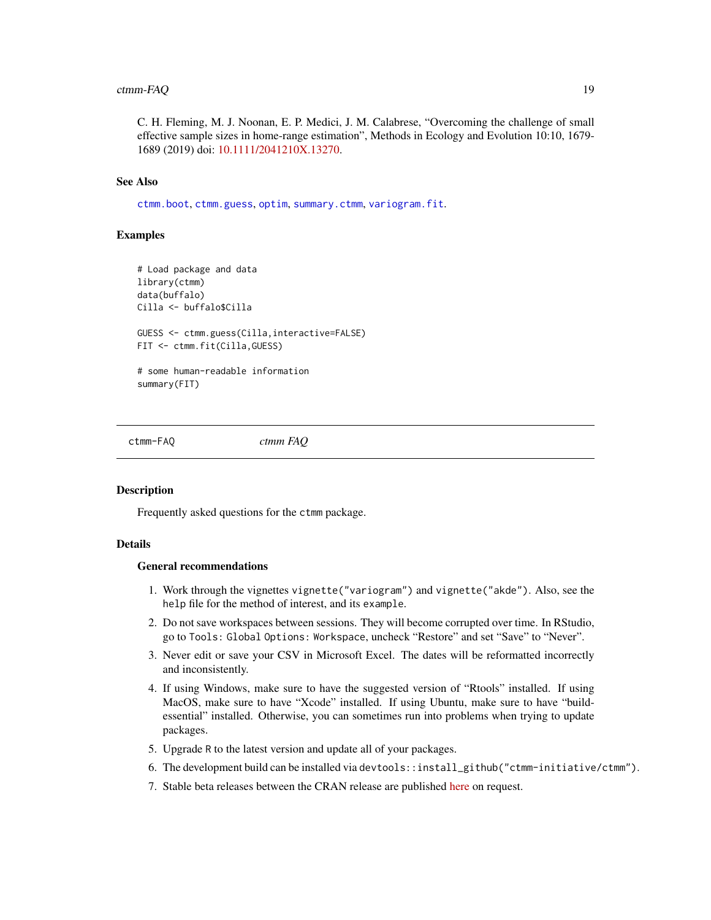C. H. Fleming, M. J. Noonan, E. P. Medici, J. M. Calabrese, "Overcoming the challenge of small effective sample sizes in home-range estimation", Methods in Ecology and Evolution 10:10, 1679-1689 (2019) doi: 10.1111/2041210X.13270.

### See Also

`ctmm.boot`, `ctmm.guess`, `optim`, `summary.ctmm`, `variogram.fit`.

### Examples

```
# Load package and data
library(ctmm)
data(buffalo)
Cilla <- buffalo$Cilla

GUESS <- ctmm.guess(Cilla,interactive=FALSE)
FIT <- ctmm.fit(Cilla,GUESS)

# some human-readable information
summary(FIT)
```

---

## ctmm-FAQ *ctmm FAQ*

### Description

Frequently asked questions for the `ctmm` package.

### Details

#### General recommendations

1. Work through the vignettes `vignette("variogram")` and `vignette("akde")`. Also, see the `help` file for the method of interest, and its `example`.
2. Do not save workspaces between sessions. They will become corrupted over time. In RStudio, go to `Tools: Global Options: Workspace`, uncheck "Restore" and set "Save" to "Never".
3. Never edit or save your CSV in Microsoft Excel. The dates will be reformatted incorrectly and inconsistently.
4. If using Windows, make sure to have the suggested version of "Rtools" installed. If using MacOS, make sure to have "Xcode" installed. If using Ubuntu, make sure to have "build-essential" installed. Otherwise, you can sometimes run into problems when trying to update packages.
5. Upgrade `R` to the latest version and update all of your packages.
6. The development build can be installed via `devtools::install_github("ctmm-initiative/ctmm")`.
7. Stable beta releases between the CRAN release are published here on request.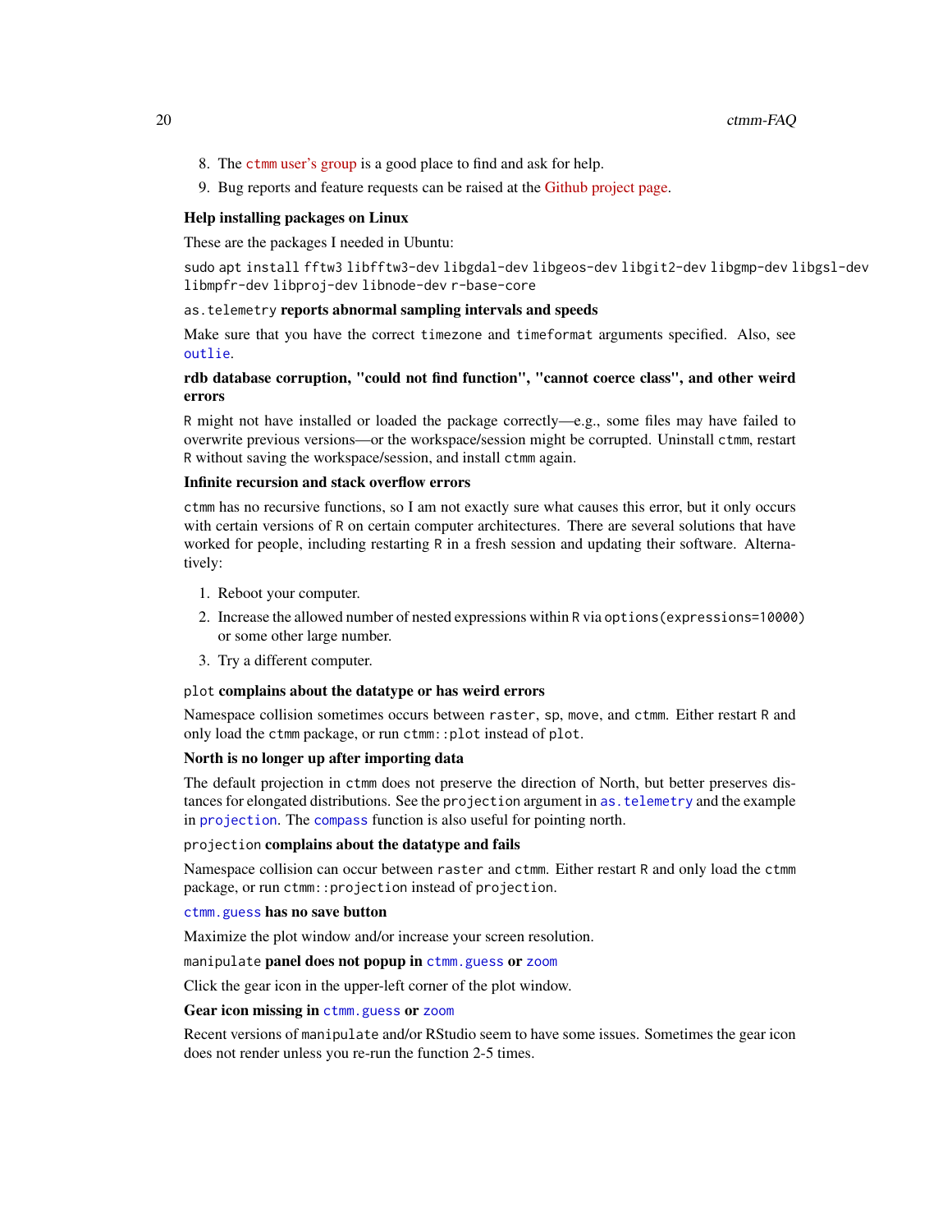8. The ctmm user's group is a good place to find and ask for help.
9. Bug reports and feature requests can be raised at the Github project page.

**Help installing packages on Linux**

These are the packages I needed in Ubuntu:

`sudo apt install fftw3 libfftw3-dev libgdal-dev libgeos-dev libgit2-dev libgmp-dev libgsl-dev libmpfr-dev libproj-dev libnode-dev r-base-core`

**`as.telemetry` reports abnormal sampling intervals and speeds**

Make sure that you have the correct `timezone` and `timeformat` arguments specified. Also, see `outlie`.

**rdb database corruption, "could not find function", "cannot coerce class", and other weird errors**

R might not have installed or loaded the package correctly—e.g., some files may have failed to overwrite previous versions—or the workspace/session might be corrupted. Uninstall ctmm, restart R without saving the workspace/session, and install ctmm again.

**Infinite recursion and stack overflow errors**

ctmm has no recursive functions, so I am not exactly sure what causes this error, but it only occurs with certain versions of R on certain computer architectures. There are several solutions that have worked for people, including restarting R in a fresh session and updating their software. Alternatively:

1. Reboot your computer.
2. Increase the allowed number of nested expressions within R via `options(expressions=10000)` or some other large number.
3. Try a different computer.

**`plot` complains about the datatype or has weird errors**

Namespace collision sometimes occurs between raster, sp, move, and ctmm. Either restart R and only load the ctmm package, or run `ctmm::plot` instead of `plot`.

**North is no longer up after importing data**

The default projection in ctmm does not preserve the direction of North, but better preserves distances for elongated distributions. See the `projection` argument in `as.telemetry` and the example in `projection`. The `compass` function is also useful for pointing north.

**`projection` complains about the datatype and fails**

Namespace collision can occur between raster and ctmm. Either restart R and only load the ctmm package, or run `ctmm::projection` instead of `projection`.

**`ctmm.guess` has no save button**

Maximize the plot window and/or increase your screen resolution.

**`manipulate` panel does not popup in `ctmm.guess` or `zoom`**

Click the gear icon in the upper-left corner of the plot window.

**Gear icon missing in `ctmm.guess` or `zoom`**

Recent versions of manipulate and/or RStudio seem to have some issues. Sometimes the gear icon does not render unless you re-run the function 2-5 times.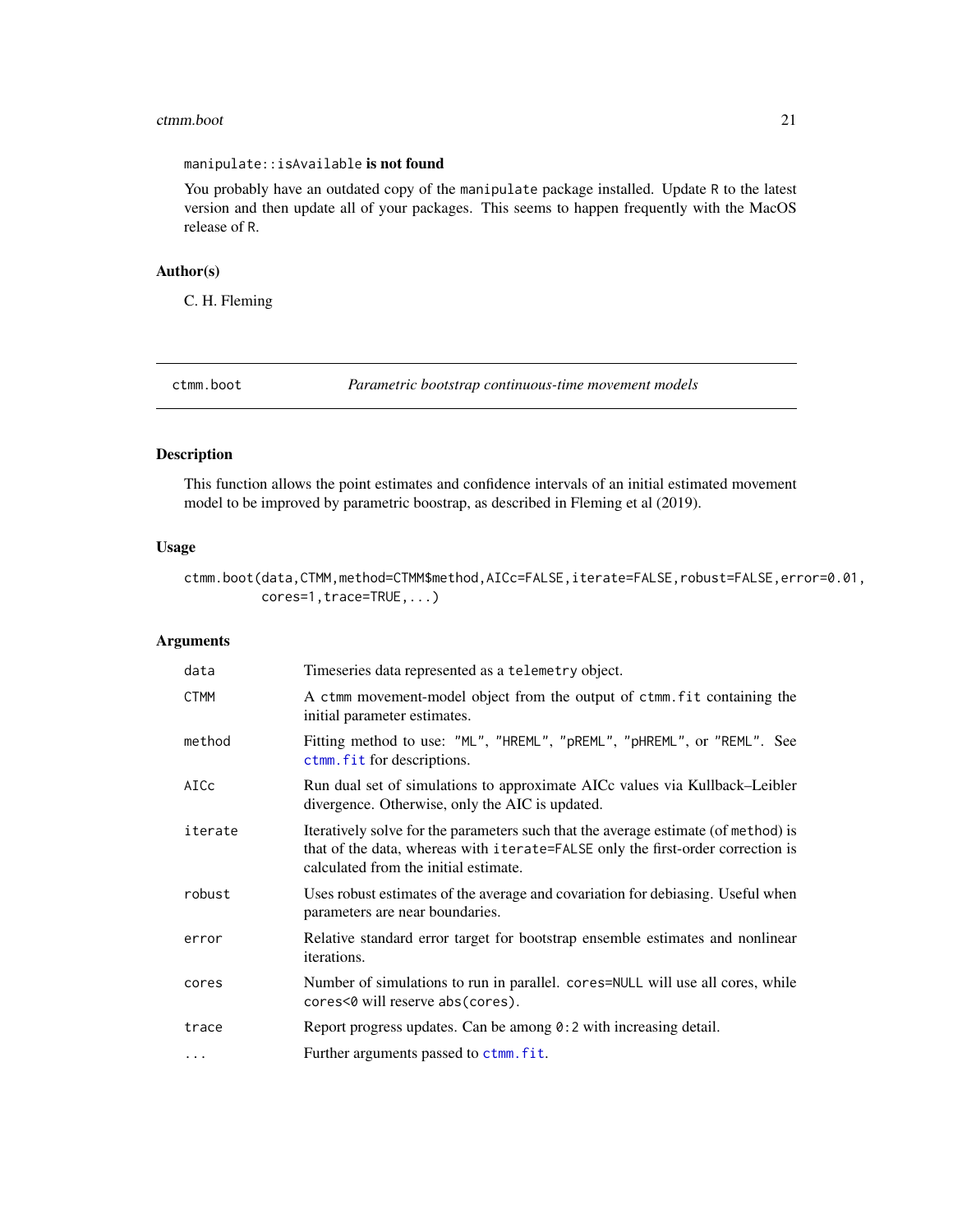`manipulate::isAvailable` **is not found**

You probably have an outdated copy of the `manipulate` package installed. Update `R` to the latest version and then update all of your packages. This seems to happen frequently with the MacOS release of `R`.

### Author(s)

C. H. Fleming

---

## ctmm.boot — *Parametric bootstrap continuous-time movement models*

---

### Description

This function allows the point estimates and confidence intervals of an initial estimated movement model to be improved by parametric boostrap, as described in Fleming et al (2019).

### Usage

```
ctmm.boot(data,CTMM,method=CTMM$method,AICc=FALSE,iterate=FALSE,robust=FALSE,error=0.01,
          cores=1,trace=TRUE,...)
```

### Arguments

| | |
|---|---|
| `data` | Timeseries data represented as a `telemetry` object. |
| `CTMM` | A `ctmm` movement-model object from the output of `ctmm.fit` containing the initial parameter estimates. |
| `method` | Fitting method to use: `"ML"`, `"HREML"`, `"pREML"`, `"pHREML"`, or `"REML"`. See `ctmm.fit` for descriptions. |
| `AICc` | Run dual set of simulations to approximate AICc values via Kullback–Leibler divergence. Otherwise, only the AIC is updated. |
| `iterate` | Iteratively solve for the parameters such that the average estimate (of `method`) is that of the data, whereas with `iterate=FALSE` only the first-order correction is calculated from the initial estimate. |
| `robust` | Uses robust estimates of the average and covariation for debiasing. Useful when parameters are near boundaries. |
| `error` | Relative standard error target for bootstrap ensemble estimates and nonlinear iterations. |
| `cores` | Number of simulations to run in parallel. `cores=NULL` will use all cores, while `cores<0` will reserve `abs(cores)`. |
| `trace` | Report progress updates. Can be among `0:2` with increasing detail. |
| `...` | Further arguments passed to `ctmm.fit`. |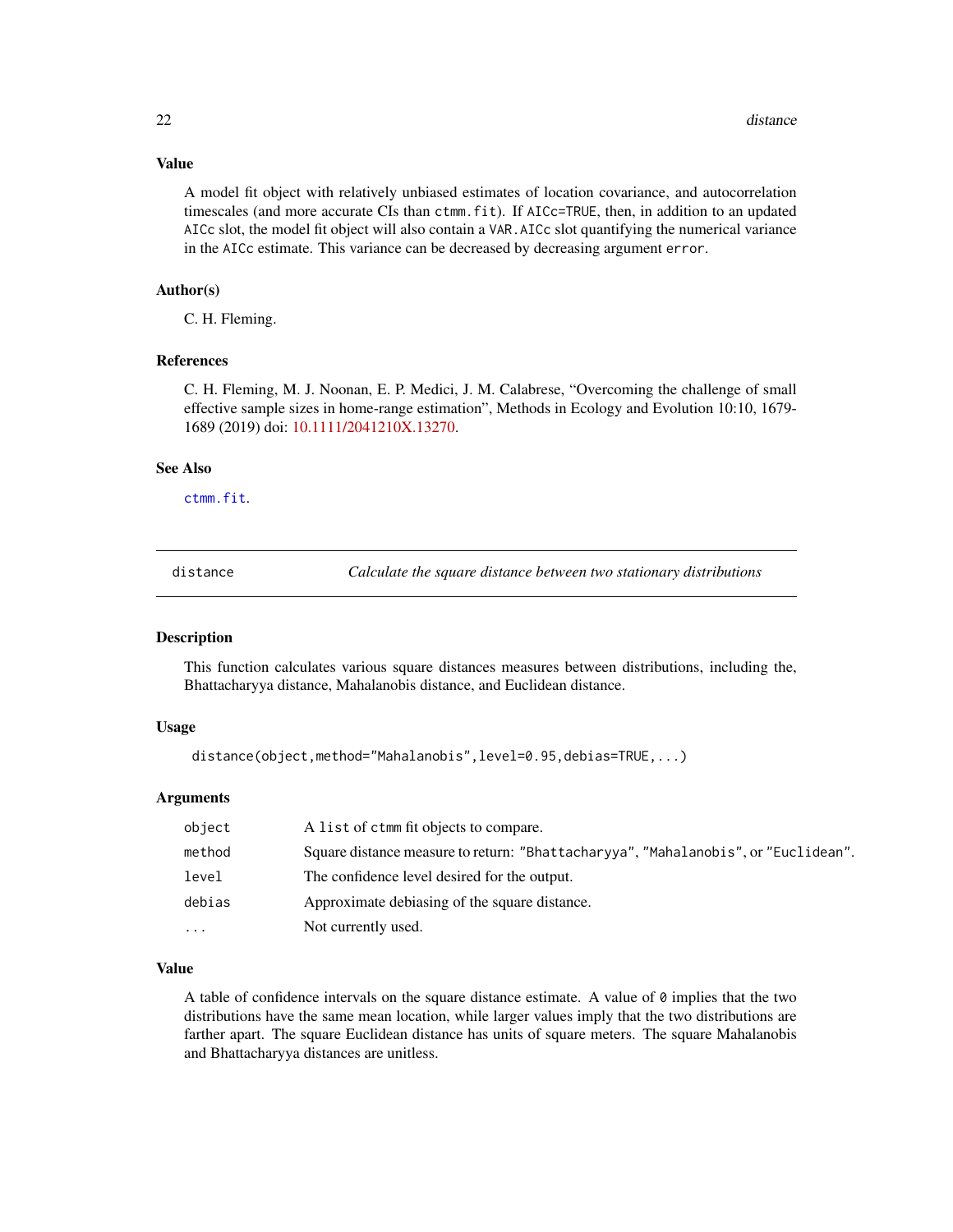### Value

A model fit object with relatively unbiased estimates of location covariance, and autocorrelation timescales (and more accurate CIs than `ctmm.fit`). If `AICc=TRUE`, then, in addition to an updated `AICc` slot, the model fit object will also contain a `VAR.AICc` slot quantifying the numerical variance in the `AICc` estimate. This variance can be decreased by decreasing argument `error`.

### Author(s)

C. H. Fleming.

### References

C. H. Fleming, M. J. Noonan, E. P. Medici, J. M. Calabrese, "Overcoming the challenge of small effective sample sizes in home-range estimation", Methods in Ecology and Evolution 10:10, 1679-1689 (2019) doi: 10.1111/2041210X.13270.

### See Also

`ctmm.fit`.

---

## distance — *Calculate the square distance between two stationary distributions*

### Description

This function calculates various square distances measures between distributions, including the, Bhattacharyya distance, Mahalanobis distance, and Euclidean distance.

### Usage

```
distance(object,method="Mahalanobis",level=0.95,debias=TRUE,...)
```

### Arguments

| | |
|---|---|
| `object` | A `list` of `ctmm` fit objects to compare. |
| `method` | Square distance measure to return: `"Bhattacharyya"`, `"Mahalanobis"`, or `"Euclidean"`. |
| `level` | The confidence level desired for the output. |
| `debias` | Approximate debiasing of the square distance. |
| `...` | Not currently used. |

### Value

A table of confidence intervals on the square distance estimate. A value of `0` implies that the two distributions have the same mean location, while larger values imply that the two distributions are farther apart. The square Euclidean distance has units of square meters. The square Mahalanobis and Bhattacharyya distances are unitless.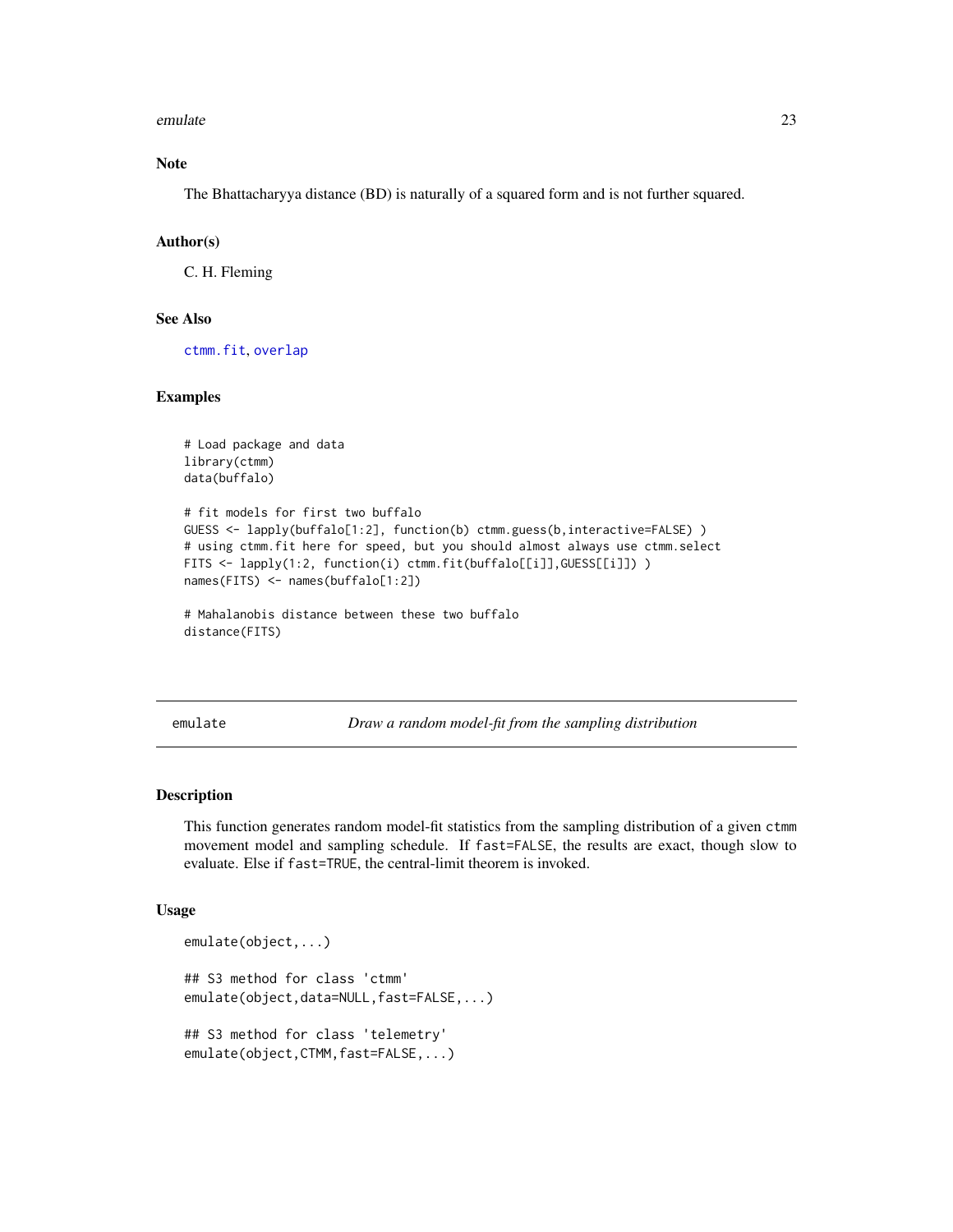### Note

The Bhattacharyya distance (BD) is naturally of a squared form and is not further squared.

### Author(s)

C. H. Fleming

### See Also

ctmm.fit, overlap

### Examples

```
# Load package and data
library(ctmm)
data(buffalo)

# fit models for first two buffalo
GUESS <- lapply(buffalo[1:2], function(b) ctmm.guess(b,interactive=FALSE) )
# using ctmm.fit here for speed, but you should almost always use ctmm.select
FITS <- lapply(1:2, function(i) ctmm.fit(buffalo[[i]],GUESS[[i]]) )
names(FITS) <- names(buffalo[1:2])

# Mahalanobis distance between these two buffalo
distance(FITS)
```

---

## emulate — *Draw a random model-fit from the sampling distribution*

### Description

This function generates random model-fit statistics from the sampling distribution of a given `ctmm` movement model and sampling schedule. If `fast=FALSE`, the results are exact, though slow to evaluate. Else if `fast=TRUE`, the central-limit theorem is invoked.

### Usage

```
emulate(object,...)

## S3 method for class 'ctmm'
emulate(object,data=NULL,fast=FALSE,...)

## S3 method for class 'telemetry'
emulate(object,CTMM,fast=FALSE,...)
```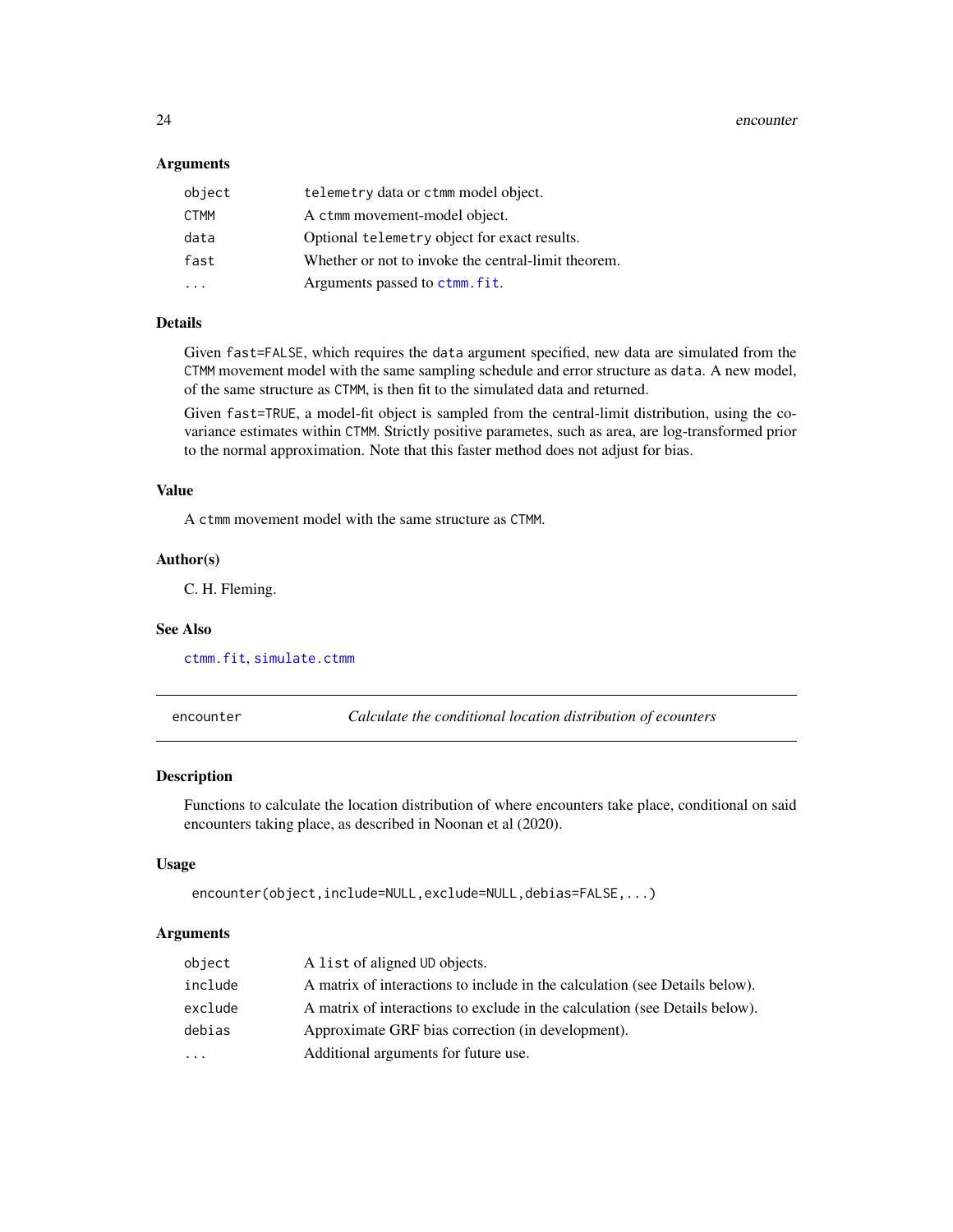### Arguments

| | |
|---|---|
| `object` | `telemetry` data or `ctmm` model object. |
| `CTMM` | A `ctmm` movement-model object. |
| `data` | Optional `telemetry` object for exact results. |
| `fast` | Whether or not to invoke the central-limit theorem. |
| `...` | Arguments passed to `ctmm.fit`. |

### Details

Given `fast=FALSE`, which requires the `data` argument specified, new data are simulated from the `CTMM` movement model with the same sampling schedule and error structure as `data`. A new model, of the same structure as `CTMM`, is then fit to the simulated data and returned.

Given `fast=TRUE`, a model-fit object is sampled from the central-limit distribution, using the covariance estimates within `CTMM`. Strictly positive parametes, such as area, are log-transformed prior to the normal approximation. Note that this faster method does not adjust for bias.

### Value

A `ctmm` movement model with the same structure as `CTMM`.

### Author(s)

C. H. Fleming.

### See Also

`ctmm.fit`, `simulate.ctmm`

---

## encounter — *Calculate the conditional location distribution of ecounters*

---

### Description

Functions to calculate the location distribution of where encounters take place, conditional on said encounters taking place, as described in Noonan et al (2020).

### Usage

```
encounter(object,include=NULL,exclude=NULL,debias=FALSE,...)
```

### Arguments

| | |
|---|---|
| `object` | A `list` of aligned `UD` objects. |
| `include` | A matrix of interactions to include in the calculation (see Details below). |
| `exclude` | A matrix of interactions to exclude in the calculation (see Details below). |
| `debias` | Approximate GRF bias correction (in development). |
| `...` | Additional arguments for future use. |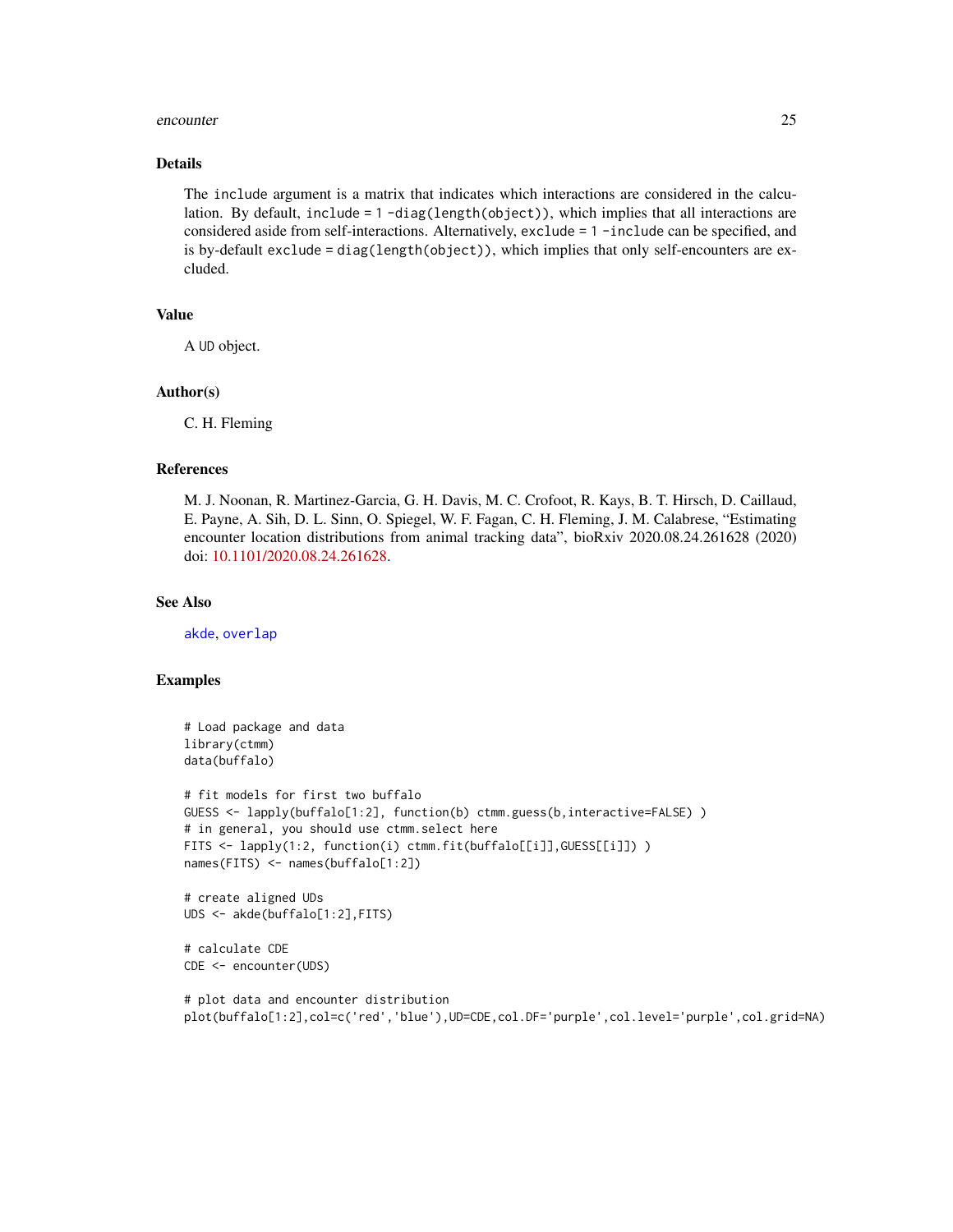## Details

The `include` argument is a matrix that indicates which interactions are considered in the calculation. By default, `include = 1 - diag(length(object))`, which implies that all interactions are considered aside from self-interactions. Alternatively, `exclude = 1 - include` can be specified, and is by-default `exclude = diag(length(object))`, which implies that only self-encounters are excluded.

## Value

A UD object.

## Author(s)

C. H. Fleming

## References

M. J. Noonan, R. Martinez-Garcia, G. H. Davis, M. C. Crofoot, R. Kays, B. T. Hirsch, D. Caillaud, E. Payne, A. Sih, D. L. Sinn, O. Spiegel, W. F. Fagan, C. H. Fleming, J. M. Calabrese, "Estimating encounter location distributions from animal tracking data", bioRxiv 2020.08.24.261628 (2020) doi: 10.1101/2020.08.24.261628.

## See Also

akde, overlap

## Examples

```
# Load package and data
library(ctmm)
data(buffalo)

# fit models for first two buffalo
GUESS <- lapply(buffalo[1:2], function(b) ctmm.guess(b,interactive=FALSE) )
# in general, you should use ctmm.select here
FITS <- lapply(1:2, function(i) ctmm.fit(buffalo[[i]],GUESS[[i]]) )
names(FITS) <- names(buffalo[1:2])

# create aligned UDs
UDS <- akde(buffalo[1:2],FITS)

# calculate CDE
CDE <- encounter(UDS)

# plot data and encounter distribution
plot(buffalo[1:2],col=c('red','blue'),UD=CDE,col.DF='purple',col.level='purple',col.grid=NA)
```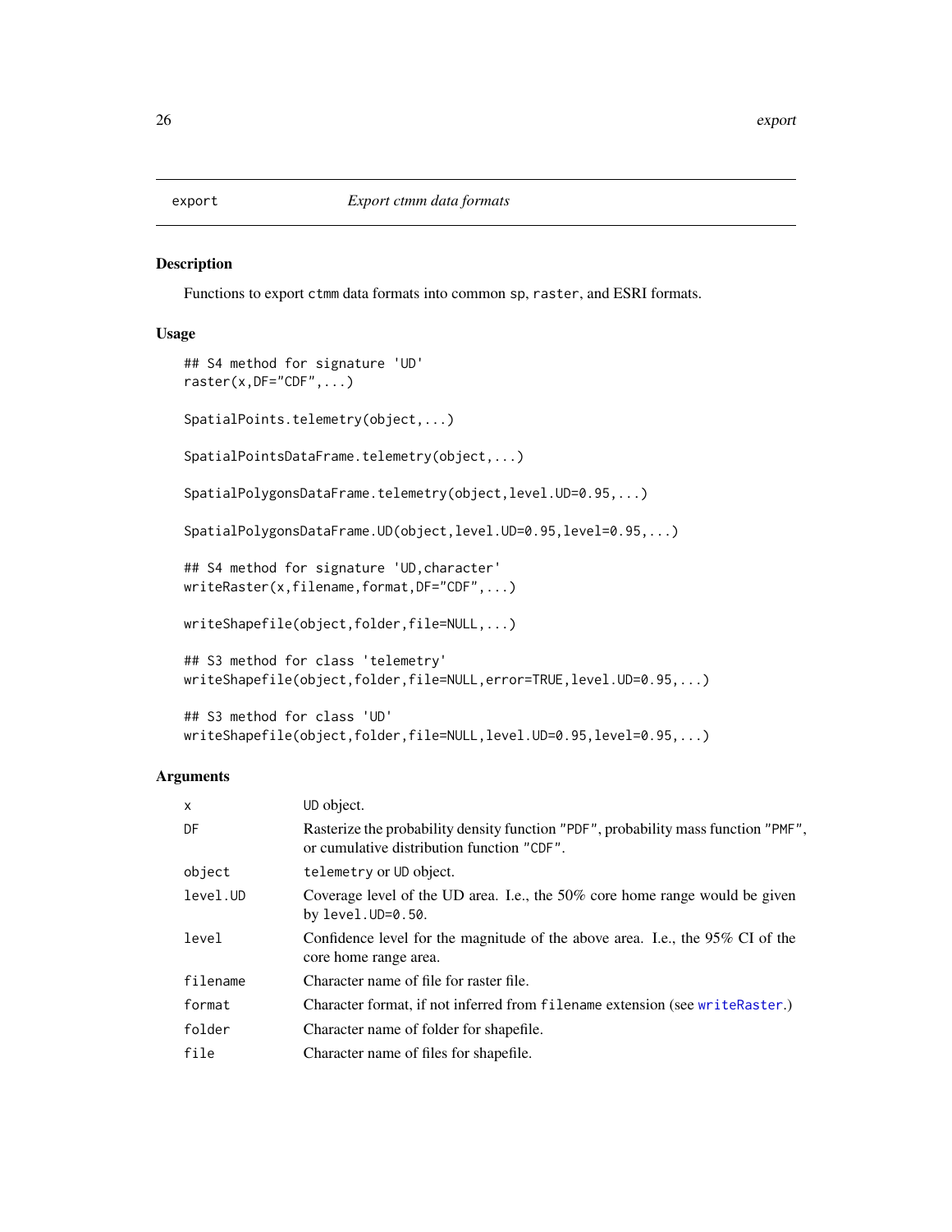# export — *Export ctmm data formats*

## Description

Functions to export `ctmm` data formats into common `sp`, `raster`, and ESRI formats.

## Usage

```
## S4 method for signature 'UD'
raster(x,DF="CDF",...)

SpatialPoints.telemetry(object,...)

SpatialPointsDataFrame.telemetry(object,...)

SpatialPolygonsDataFrame.telemetry(object,level.UD=0.95,...)

SpatialPolygonsDataFrame.UD(object,level.UD=0.95,level=0.95,...)

## S4 method for signature 'UD,character'
writeRaster(x,filename,format,DF="CDF",...)

writeShapefile(object,folder,file=NULL,...)

## S3 method for class 'telemetry'
writeShapefile(object,folder,file=NULL,error=TRUE,level.UD=0.95,...)

## S3 method for class 'UD'
writeShapefile(object,folder,file=NULL,level.UD=0.95,level=0.95,...)
```

## Arguments

| | |
|---|---|
| `x` | UD object. |
| `DF` | Rasterize the probability density function `"PDF"`, probability mass function `"PMF"`, or cumulative distribution function `"CDF"`. |
| `object` | `telemetry` or `UD` object. |
| `level.UD` | Coverage level of the UD area. I.e., the 50% core home range would be given by `level.UD=0.50`. |
| `level` | Confidence level for the magnitude of the above area. I.e., the 95% CI of the core home range area. |
| `filename` | Character name of file for raster file. |
| `format` | Character format, if not inferred from `filename` extension (see `writeRaster`.) |
| `folder` | Character name of folder for shapefile. |
| `file` | Character name of files for shapefile. |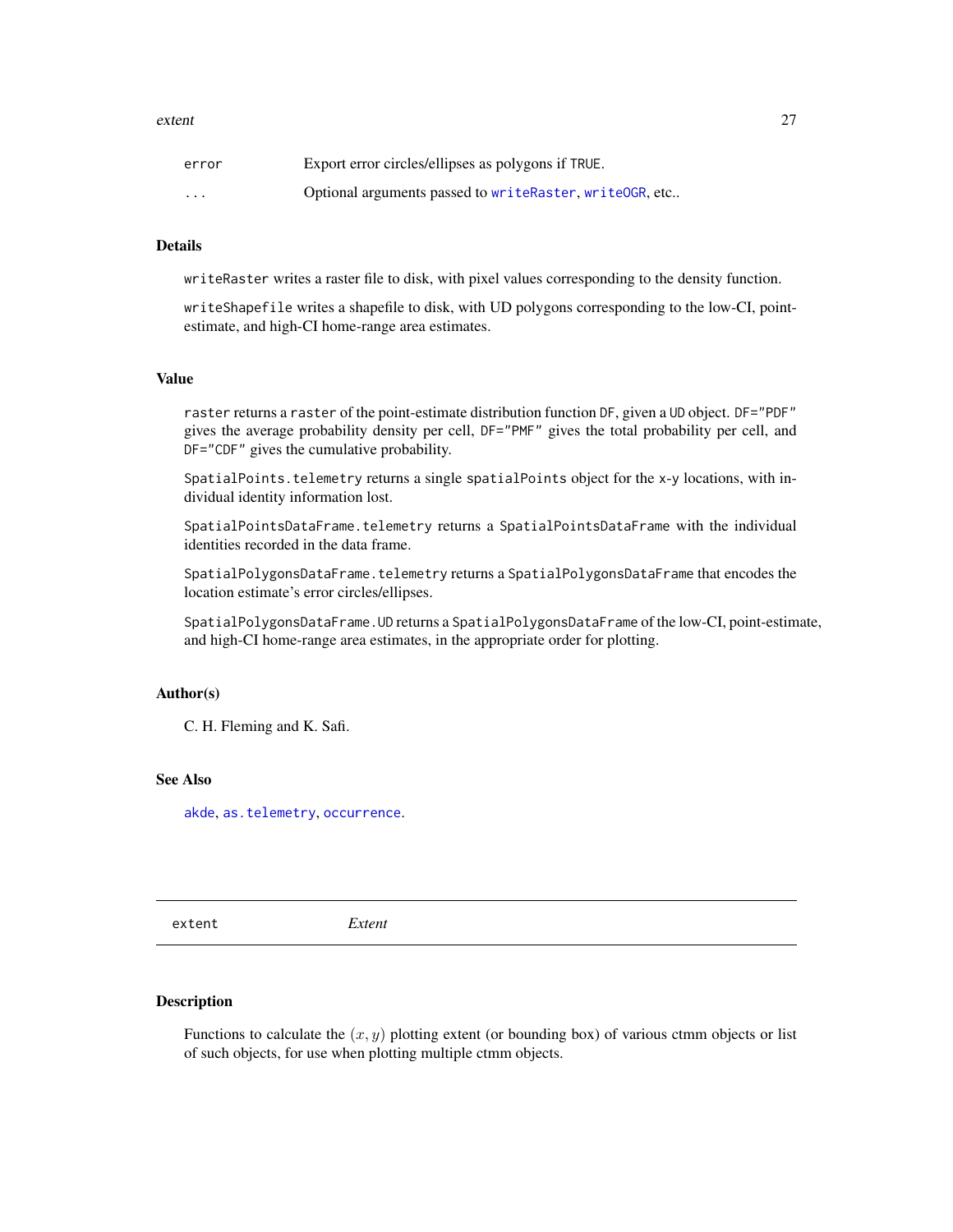| | |
|---|---|
| error | Export error circles/ellipses as polygons if TRUE. |
| ... | Optional arguments passed to writeRaster, writeOGR, etc.. |

### Details

writeRaster writes a raster file to disk, with pixel values corresponding to the density function.

writeShapefile writes a shapefile to disk, with UD polygons corresponding to the low-CI, point-estimate, and high-CI home-range area estimates.

### Value

raster returns a raster of the point-estimate distribution function DF, given a UD object. DF="PDF" gives the average probability density per cell, DF="PMF" gives the total probability per cell, and DF="CDF" gives the cumulative probability.

SpatialPoints.telemetry returns a single spatialPoints object for the x-y locations, with individual identity information lost.

SpatialPointsDataFrame.telemetry returns a SpatialPointsDataFrame with the individual identities recorded in the data frame.

SpatialPolygonsDataFrame.telemetry returns a SpatialPolygonsDataFrame that encodes the location estimate's error circles/ellipses.

SpatialPolygonsDataFrame.UD returns a SpatialPolygonsDataFrame of the low-CI, point-estimate, and high-CI home-range area estimates, in the appropriate order for plotting.

### Author(s)

C. H. Fleming and K. Safi.

### See Also

akde, as.telemetry, occurrence.

---

## extent *Extent*

### Description

Functions to calculate the $(x, y)$ plotting extent (or bounding box) of various ctmm objects or list of such objects, for use when plotting multiple ctmm objects.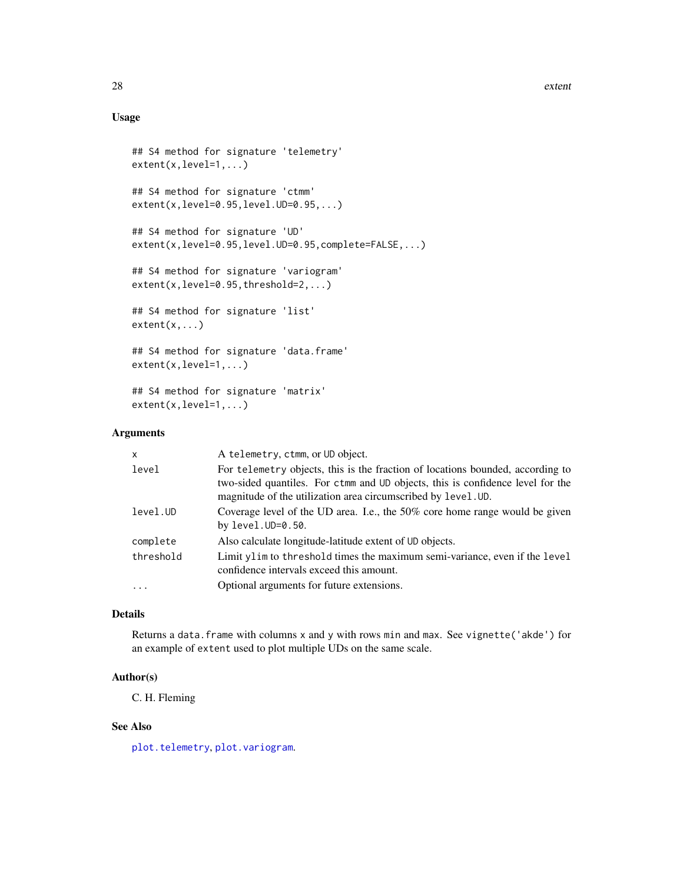## Usage

```
## S4 method for signature 'telemetry'
extent(x,level=1,...)

## S4 method for signature 'ctmm'
extent(x,level=0.95,level.UD=0.95,...)

## S4 method for signature 'UD'
extent(x,level=0.95,level.UD=0.95,complete=FALSE,...)

## S4 method for signature 'variogram'
extent(x,level=0.95,threshold=2,...)

## S4 method for signature 'list'
extent(x,...)

## S4 method for signature 'data.frame'
extent(x,level=1,...)

## S4 method for signature 'matrix'
extent(x,level=1,...)
```

## Arguments

| | |
|---|---|
| `x` | A `telemetry`, `ctmm`, or `UD` object. |
| `level` | For `telemetry` objects, this is the fraction of locations bounded, according to two-sided quantiles. For `ctmm` and `UD` objects, this is confidence level for the magnitude of the utilization area circumscribed by `level.UD`. |
| `level.UD` | Coverage level of the UD area. I.e., the 50% core home range would be given by `level.UD=0.50`. |
| `complete` | Also calculate longitude-latitude extent of `UD` objects. |
| `threshold` | Limit `ylim` to `threshold` times the maximum semi-variance, even if the `level` confidence intervals exceed this amount. |
| `...` | Optional arguments for future extensions. |

## Details

Returns a `data.frame` with columns `x` and `y` with rows `min` and `max`. See `vignette('akde')` for an example of `extent` used to plot multiple UDs on the same scale.

## Author(s)

C. H. Fleming

## See Also

`plot.telemetry`, `plot.variogram`.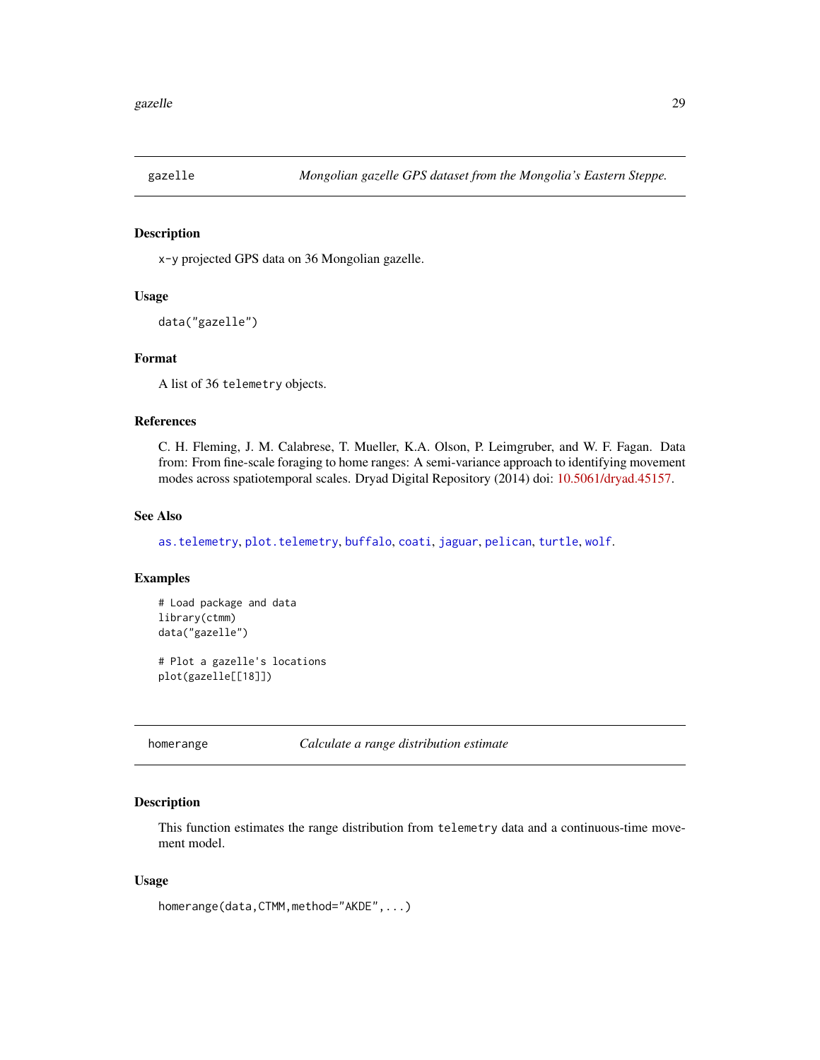## gazelle — *Mongolian gazelle GPS dataset from the Mongolia's Eastern Steppe.*

### Description

x-y projected GPS data on 36 Mongolian gazelle.

### Usage

```
data("gazelle")
```

### Format

A list of 36 telemetry objects.

### References

C. H. Fleming, J. M. Calabrese, T. Mueller, K.A. Olson, P. Leimgruber, and W. F. Fagan. Data from: From fine-scale foraging to home ranges: A semi-variance approach to identifying movement modes across spatiotemporal scales. Dryad Digital Repository (2014) doi: 10.5061/dryad.45157.

### See Also

as.telemetry, plot.telemetry, buffalo, coati, jaguar, pelican, turtle, wolf.

### Examples

```
# Load package and data
library(ctmm)
data("gazelle")

# Plot a gazelle's locations
plot(gazelle[[18]])
```

## homerange — *Calculate a range distribution estimate*

### Description

This function estimates the range distribution from telemetry data and a continuous-time movement model.

### Usage

```
homerange(data,CTMM,method="AKDE",...)
```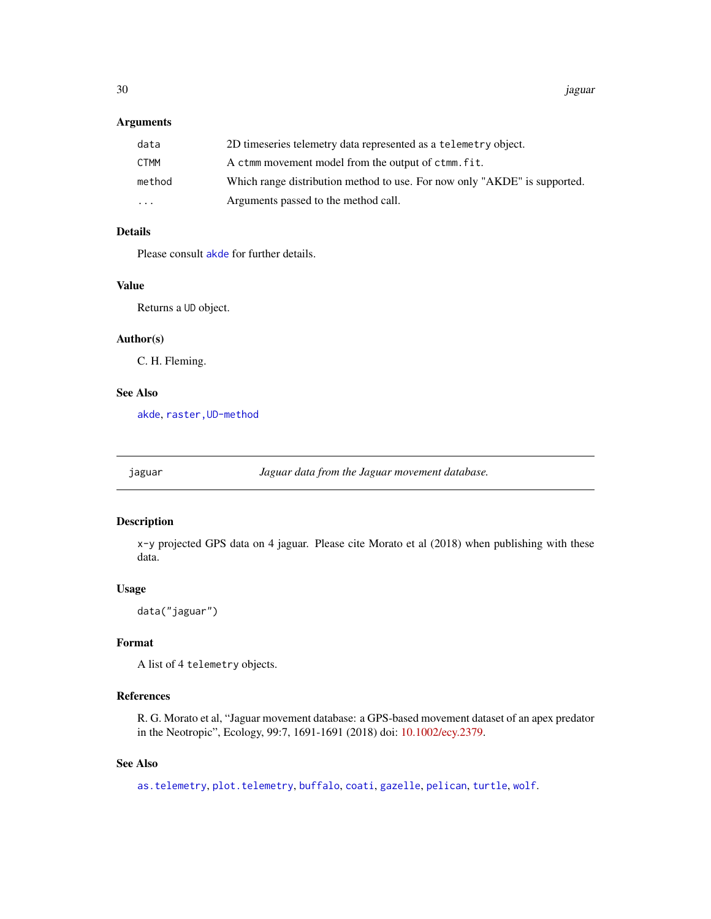### Arguments

| | |
|---|---|
| `data` | 2D timeseries telemetry data represented as a `telemetry` object. |
| `CTMM` | A `ctmm` movement model from the output of `ctmm.fit`. |
| `method` | Which range distribution method to use. For now only "AKDE" is supported. |
| `...` | Arguments passed to the method call. |

### Details

Please consult `akde` for further details.

### Value

Returns a `UD` object.

### Author(s)

C. H. Fleming.

### See Also

`akde`, `raster,UD-method`

---

## jaguar — *Jaguar data from the Jaguar movement database.*

---

### Description

x-y projected GPS data on 4 jaguar. Please cite Morato et al (2018) when publishing with these data.

### Usage

```
data("jaguar")
```

### Format

A list of 4 `telemetry` objects.

### References

R. G. Morato et al, "Jaguar movement database: a GPS-based movement dataset of an apex predator in the Neotropic", Ecology, 99:7, 1691-1691 (2018) doi: 10.1002/ecy.2379.

### See Also

`as.telemetry`, `plot.telemetry`, `buffalo`, `coati`, `gazelle`, `pelican`, `turtle`, `wolf`.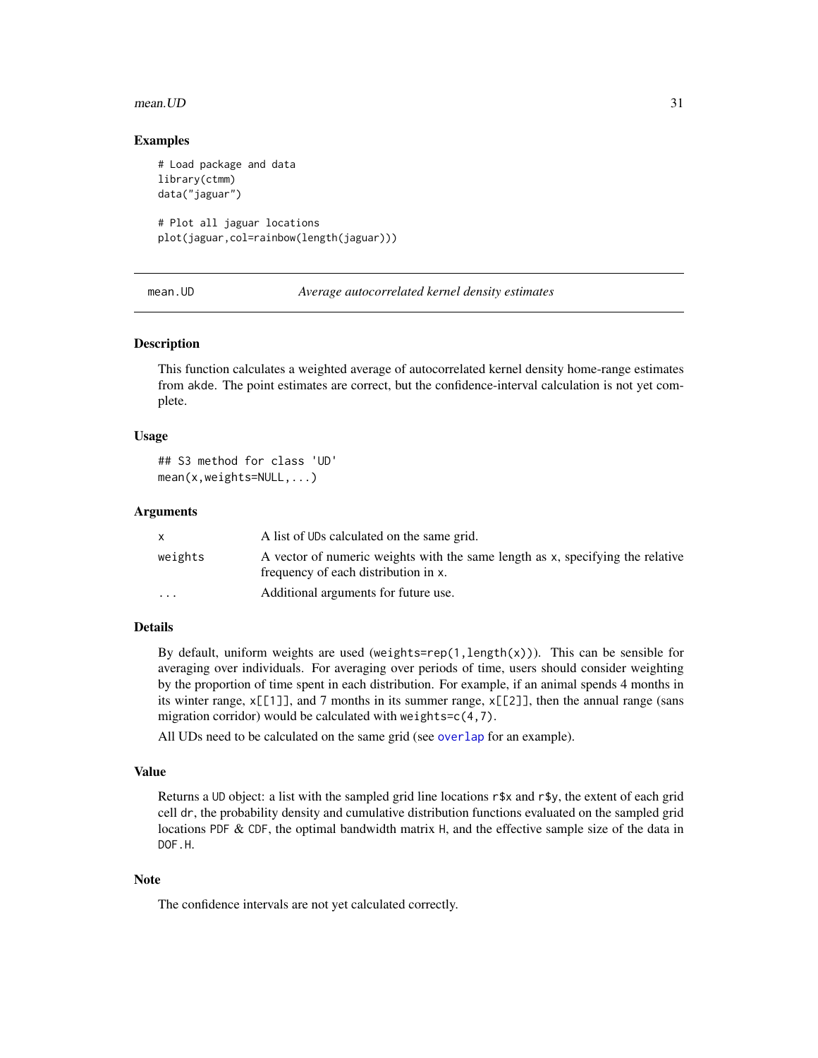### Examples

```
# Load package and data
library(ctmm)
data("jaguar")

# Plot all jaguar locations
plot(jaguar,col=rainbow(length(jaguar)))
```

---

## mean.UD *Average autocorrelated kernel density estimates*

### Description

This function calculates a weighted average of autocorrelated kernel density home-range estimates from akde. The point estimates are correct, but the confidence-interval calculation is not yet complete.

### Usage

```
## S3 method for class 'UD'
mean(x,weights=NULL,...)
```

### Arguments

| | |
|---|---|
| x | A list of UDs calculated on the same grid. |
| weights | A vector of numeric weights with the same length as x, specifying the relative frequency of each distribution in x. |
| ... | Additional arguments for future use. |

### Details

By default, uniform weights are used (weights=rep(1,length(x))). This can be sensible for averaging over individuals. For averaging over periods of time, users should consider weighting by the proportion of time spent in each distribution. For example, if an animal spends 4 months in its winter range, x[[1]], and 7 months in its summer range, x[[2]], then the annual range (sans migration corridor) would be calculated with weights=c(4,7).

All UDs need to be calculated on the same grid (see overlap for an example).

### Value

Returns a UD object: a list with the sampled grid line locations r$x and r$y, the extent of each grid cell dr, the probability density and cumulative distribution functions evaluated on the sampled grid locations PDF & CDF, the optimal bandwidth matrix H, and the effective sample size of the data in DOF.H.

### Note

The confidence intervals are not yet calculated correctly.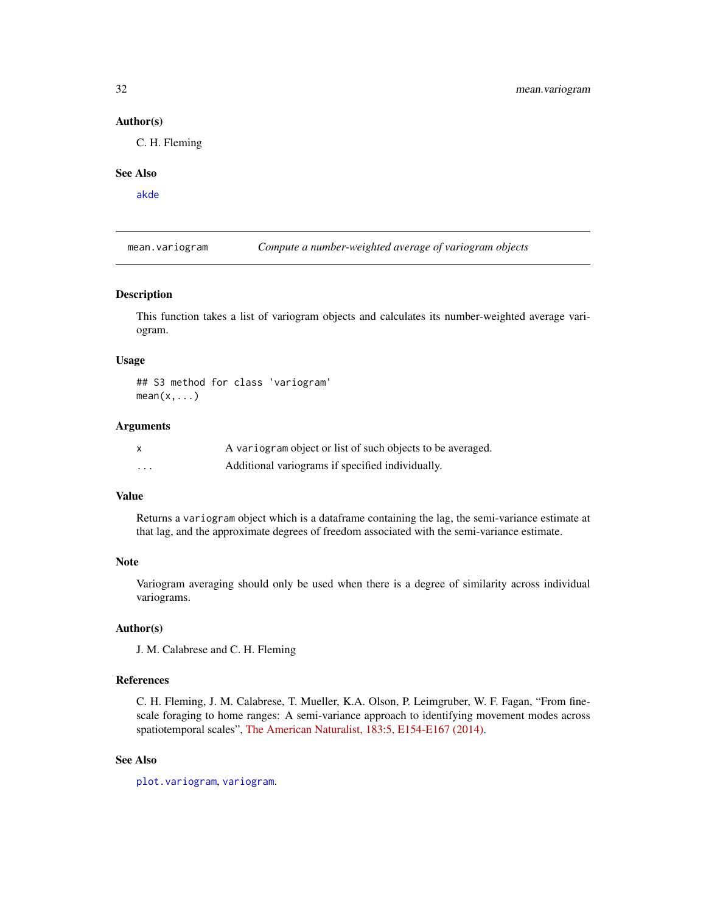### Author(s)

C. H. Fleming

### See Also

`akde`

---

## mean.variogram — *Compute a number-weighted average of variogram objects*

### Description

This function takes a list of variogram objects and calculates its number-weighted average variogram.

### Usage

```
## S3 method for class 'variogram'
mean(x,...)
```

### Arguments

| | |
|---|---|
| `x` | A `variogram` object or list of such objects to be averaged. |
| `...` | Additional variograms if specified individually. |

### Value

Returns a `variogram` object which is a dataframe containing the lag, the semi-variance estimate at that lag, and the approximate degrees of freedom associated with the semi-variance estimate.

### Note

Variogram averaging should only be used when there is a degree of similarity across individual variograms.

### Author(s)

J. M. Calabrese and C. H. Fleming

### References

C. H. Fleming, J. M. Calabrese, T. Mueller, K.A. Olson, P. Leimgruber, W. F. Fagan, "From fine-scale foraging to home ranges: A semi-variance approach to identifying movement modes across spatiotemporal scales", The American Naturalist, 183:5, E154-E167 (2014).

### See Also

`plot.variogram`, `variogram`.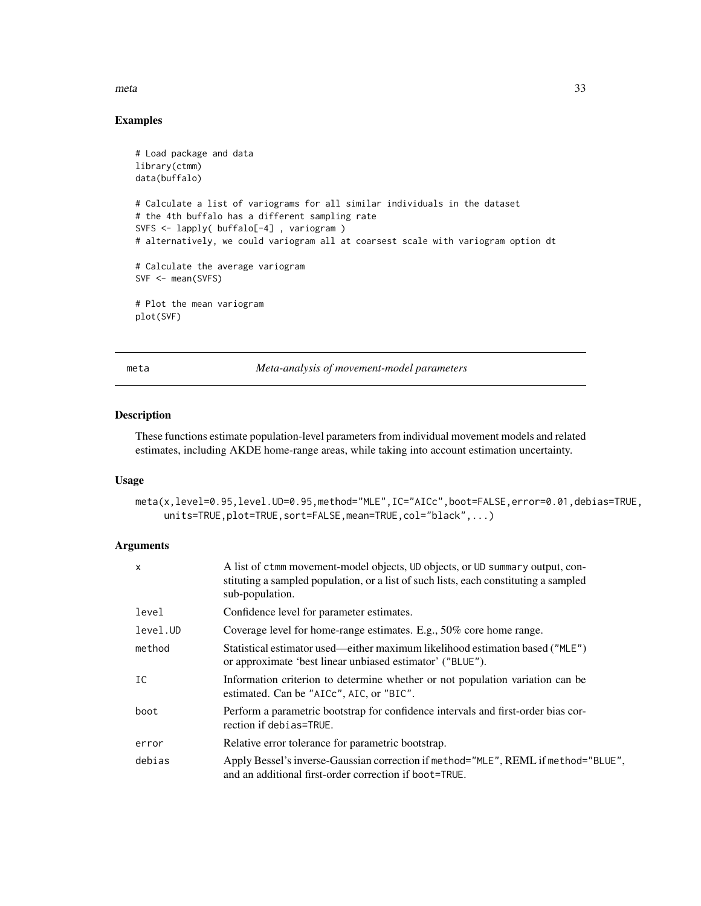### Examples

```
# Load package and data
library(ctmm)
data(buffalo)

# Calculate a list of variograms for all similar individuals in the dataset
# the 4th buffalo has a different sampling rate
SVFS <- lapply( buffalo[-4] , variogram )
# alternatively, we could variogram all at coarsest scale with variogram option dt

# Calculate the average variogram
SVF <- mean(SVFS)

# Plot the mean variogram
plot(SVF)
```

---

## meta — *Meta-analysis of movement-model parameters*

### Description

These functions estimate population-level parameters from individual movement models and related estimates, including AKDE home-range areas, while taking into account estimation uncertainty.

### Usage

```
meta(x,level=0.95,level.UD=0.95,method="MLE",IC="AICc",boot=FALSE,error=0.01,debias=TRUE,
     units=TRUE,plot=TRUE,sort=FALSE,mean=TRUE,col="black",...)
```

### Arguments

| | |
|---|---|
| `x` | A list of `ctmm` movement-model objects, `UD` objects, or `UD summary` output, constituting a sampled population, or a list of such lists, each constituting a sampled sub-population. |
| `level` | Confidence level for parameter estimates. |
| `level.UD` | Coverage level for home-range estimates. E.g., 50% core home range. |
| `method` | Statistical estimator used—either maximum likelihood estimation based (`"MLE"`) or approximate 'best linear unbiased estimator' (`"BLUE"`). |
| `IC` | Information criterion to determine whether or not population variation can be estimated. Can be `"AICc"`, `AIC`, or `"BIC"`. |
| `boot` | Perform a parametric bootstrap for confidence intervals and first-order bias correction if `debias=TRUE`. |
| `error` | Relative error tolerance for parametric bootstrap. |
| `debias` | Apply Bessel's inverse-Gaussian correction if `method="MLE"`, REML if `method="BLUE"`, and an additional first-order correction if `boot=TRUE`. |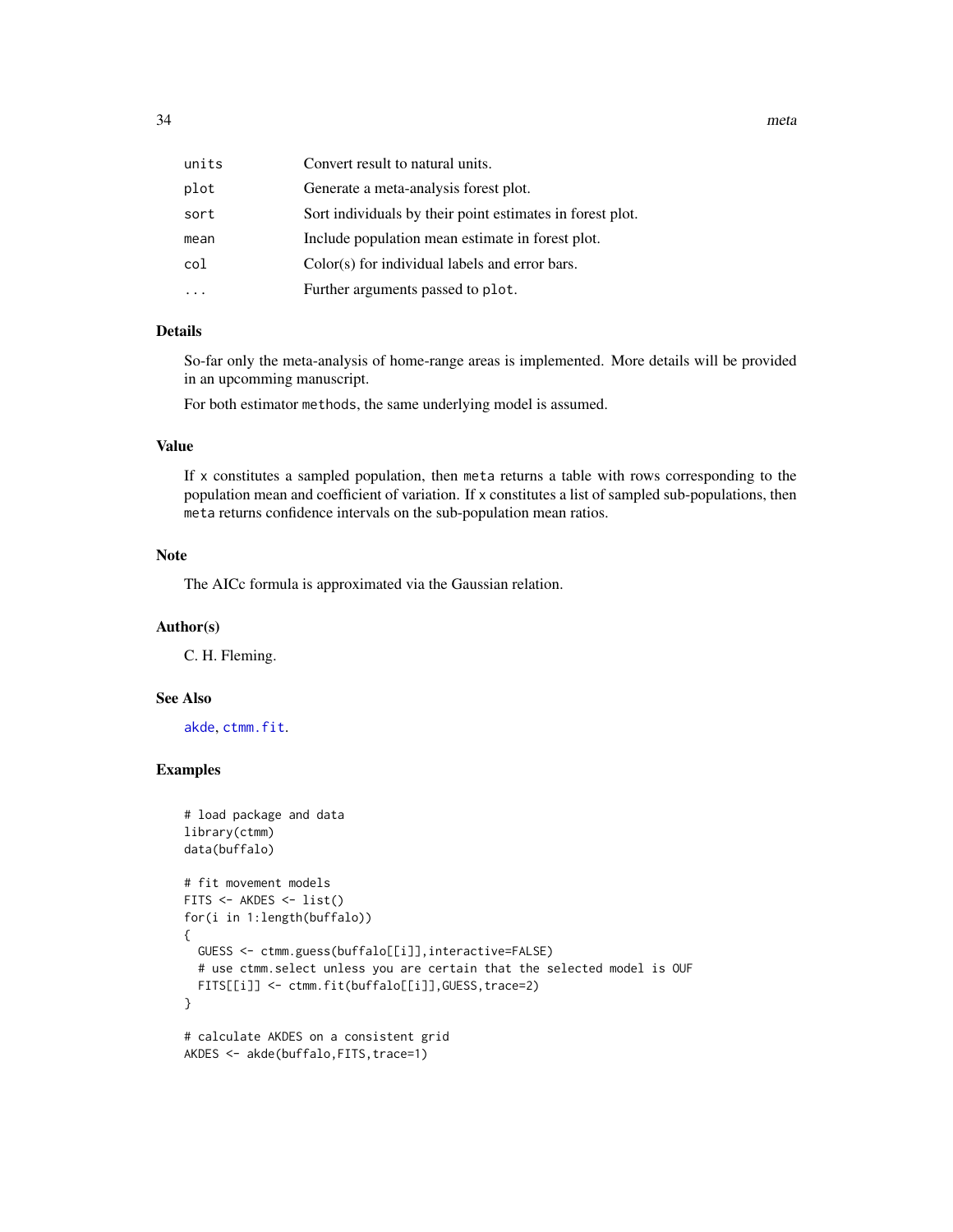| | |
|---|---|
| `units` | Convert result to natural units. |
| `plot` | Generate a meta-analysis forest plot. |
| `sort` | Sort individuals by their point estimates in forest plot. |
| `mean` | Include population mean estimate in forest plot. |
| `col` | Color(s) for individual labels and error bars. |
| `...` | Further arguments passed to `plot`. |

## Details

So-far only the meta-analysis of home-range areas is implemented. More details will be provided in an upcomming manuscript.

For both estimator `methods`, the same underlying model is assumed.

## Value

If `x` constitutes a sampled population, then `meta` returns a table with rows corresponding to the population mean and coefficient of variation. If `x` constitutes a list of sampled sub-populations, then `meta` returns confidence intervals on the sub-population mean ratios.

## Note

The AICc formula is approximated via the Gaussian relation.

## Author(s)

C. H. Fleming.

## See Also

`akde`, `ctmm.fit`.

## Examples

```
# load package and data
library(ctmm)
data(buffalo)

# fit movement models
FITS <- AKDES <- list()
for(i in 1:length(buffalo))
{
  GUESS <- ctmm.guess(buffalo[[i]],interactive=FALSE)
  # use ctmm.select unless you are certain that the selected model is OUF
  FITS[[i]] <- ctmm.fit(buffalo[[i]],GUESS,trace=2)
}

# calculate AKDES on a consistent grid
AKDES <- akde(buffalo,FITS,trace=1)
```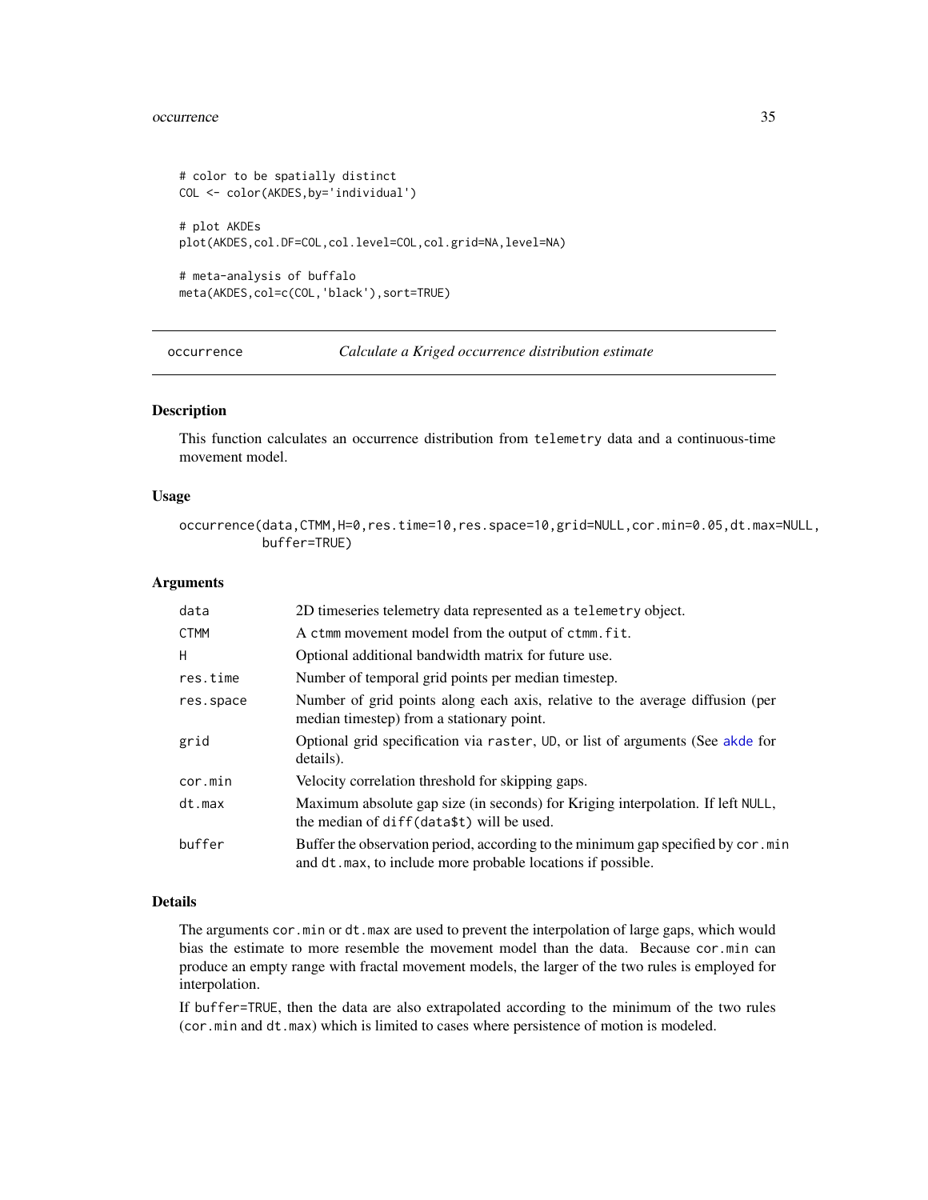```
# color to be spatially distinct
COL <- color(AKDES,by='individual')

# plot AKDEs
plot(AKDES,col.DF=COL,col.level=COL,col.grid=NA,level=NA)

# meta-analysis of buffalo
meta(AKDES,col=c(COL,'black'),sort=TRUE)
```

---

## occurrence — *Calculate a Kriged occurrence distribution estimate*

---

### Description

This function calculates an occurrence distribution from `telemetry` data and a continuous-time movement model.

### Usage

```
occurrence(data,CTMM,H=0,res.time=10,res.space=10,grid=NULL,cor.min=0.05,dt.max=NULL,
           buffer=TRUE)
```

### Arguments

| | |
|---|---|
| `data` | 2D timeseries telemetry data represented as a `telemetry` object. |
| `CTMM` | A `ctmm` movement model from the output of `ctmm.fit`. |
| `H` | Optional additional bandwidth matrix for future use. |
| `res.time` | Number of temporal grid points per median timestep. |
| `res.space` | Number of grid points along each axis, relative to the average diffusion (per median timestep) from a stationary point. |
| `grid` | Optional grid specification via `raster`, `UD`, or list of arguments (See `akde` for details). |
| `cor.min` | Velocity correlation threshold for skipping gaps. |
| `dt.max` | Maximum absolute gap size (in seconds) for Kriging interpolation. If left `NULL`, the median of `diff(data$t)` will be used. |
| `buffer` | Buffer the observation period, according to the minimum gap specified by `cor.min` and `dt.max`, to include more probable locations if possible. |

### Details

The arguments `cor.min` or `dt.max` are used to prevent the interpolation of large gaps, which would bias the estimate to more resemble the movement model than the data. Because `cor.min` can produce an empty range with fractal movement models, the larger of the two rules is employed for interpolation.

If `buffer=TRUE`, then the data are also extrapolated according to the minimum of the two rules (`cor.min` and `dt.max`) which is limited to cases where persistence of motion is modeled.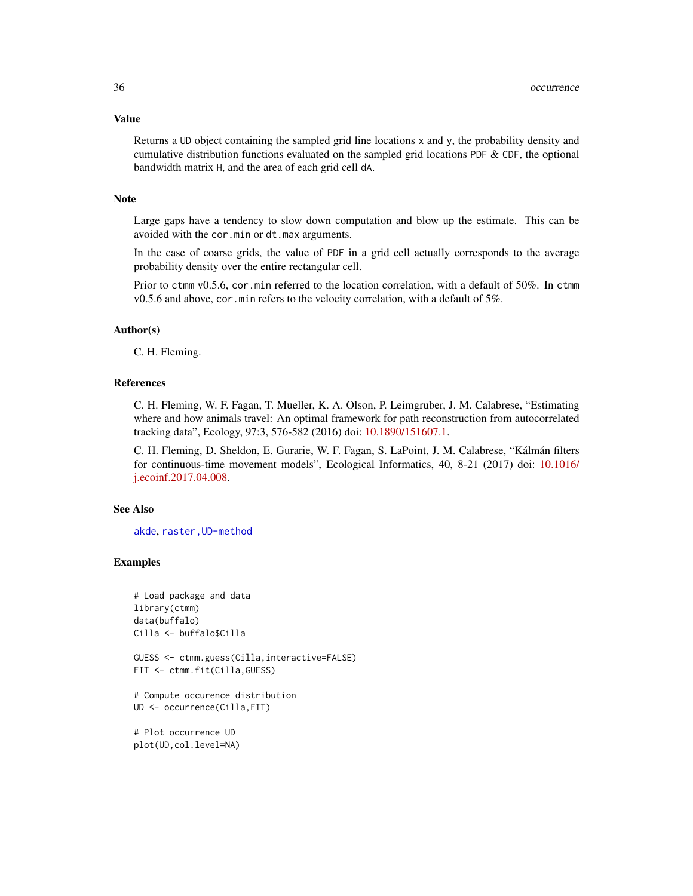## Value

Returns a `UD` object containing the sampled grid line locations `x` and `y`, the probability density and cumulative distribution functions evaluated on the sampled grid locations `PDF` & `CDF`, the optional bandwidth matrix `H`, and the area of each grid cell `dA`.

## Note

Large gaps have a tendency to slow down computation and blow up the estimate. This can be avoided with the `cor.min` or `dt.max` arguments.

In the case of coarse grids, the value of `PDF` in a grid cell actually corresponds to the average probability density over the entire rectangular cell.

Prior to `ctmm` v0.5.6, `cor.min` referred to the location correlation, with a default of 50%. In `ctmm` v0.5.6 and above, `cor.min` refers to the velocity correlation, with a default of 5%.

## Author(s)

C. H. Fleming.

## References

C. H. Fleming, W. F. Fagan, T. Mueller, K. A. Olson, P. Leimgruber, J. M. Calabrese, "Estimating where and how animals travel: An optimal framework for path reconstruction from autocorrelated tracking data", Ecology, 97:3, 576-582 (2016) doi: 10.1890/151607.1.

C. H. Fleming, D. Sheldon, E. Gurarie, W. F. Fagan, S. LaPoint, J. M. Calabrese, "Kálmán filters for continuous-time movement models", Ecological Informatics, 40, 8-21 (2017) doi: 10.1016/j.ecoinf.2017.04.008.

## See Also

`akde`, `raster,UD-method`

## Examples

```
# Load package and data
library(ctmm)
data(buffalo)
Cilla <- buffalo$Cilla

GUESS <- ctmm.guess(Cilla,interactive=FALSE)
FIT <- ctmm.fit(Cilla,GUESS)

# Compute occurence distribution
UD <- occurrence(Cilla,FIT)

# Plot occurrence UD
plot(UD,col.level=NA)
```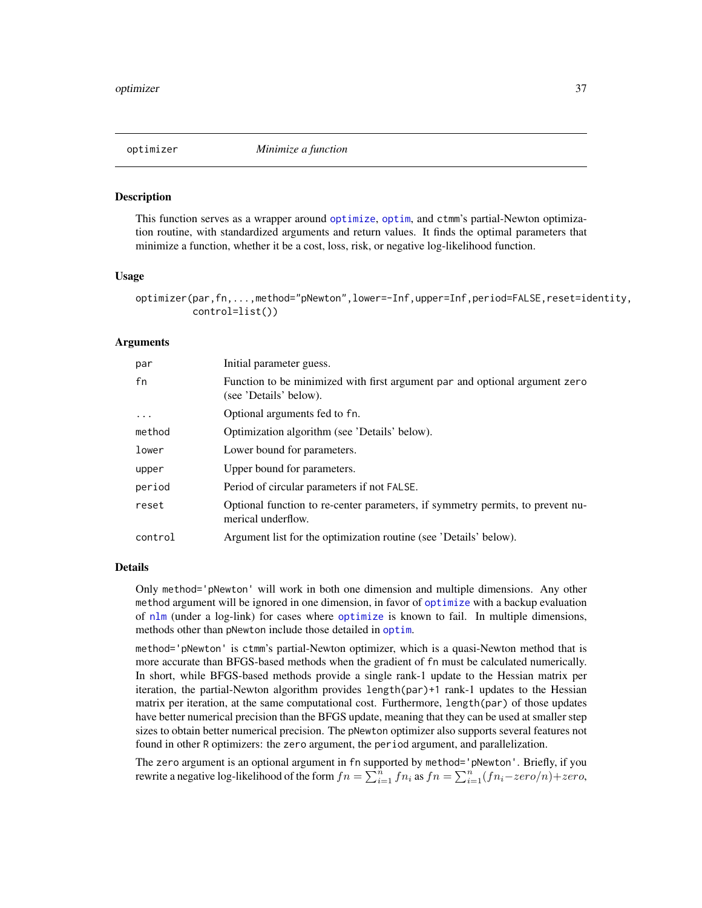# optimizer — *Minimize a function*

## Description

This function serves as a wrapper around optimize, optim, and ctmm's partial-Newton optimization routine, with standardized arguments and return values. It finds the optimal parameters that minimize a function, whether it be a cost, loss, risk, or negative log-likelihood function.

## Usage

```
optimizer(par,fn,...,method="pNewton",lower=-Inf,upper=Inf,period=FALSE,reset=identity,
          control=list())
```

## Arguments

| | |
|---|---|
| `par` | Initial parameter guess. |
| `fn` | Function to be minimized with first argument `par` and optional argument `zero` (see 'Details' below). |
| `...` | Optional arguments fed to `fn`. |
| `method` | Optimization algorithm (see 'Details' below). |
| `lower` | Lower bound for parameters. |
| `upper` | Upper bound for parameters. |
| `period` | Period of circular parameters if not `FALSE`. |
| `reset` | Optional function to re-center parameters, if symmetry permits, to prevent numerical underflow. |
| `control` | Argument list for the optimization routine (see 'Details' below). |

## Details

Only `method='pNewton'` will work in both one dimension and multiple dimensions. Any other `method` argument will be ignored in one dimension, in favor of optimize with a backup evaluation of nlm (under a log-link) for cases where optimize is known to fail. In multiple dimensions, methods other than `pNewton` include those detailed in optim.

`method='pNewton'` is ctmm's partial-Newton optimizer, which is a quasi-Newton method that is more accurate than BFGS-based methods when the gradient of `fn` must be calculated numerically. In short, while BFGS-based methods provide a single rank-1 update to the Hessian matrix per iteration, the partial-Newton algorithm provides `length(par)+1` rank-1 updates to the Hessian matrix per iteration, at the same computational cost. Furthermore, `length(par)` of those updates have better numerical precision than the BFGS update, meaning that they can be used at smaller step sizes to obtain better numerical precision. The `pNewton` optimizer also supports several features not found in other R optimizers: the `zero` argument, the `period` argument, and parallelization.

The `zero` argument is an optional argument in `fn` supported by `method='pNewton'`. Briefly, if you rewrite a negative log-likelihood of the form $fn = \sum_{i=1}^{n} fn_i$ as $fn = \sum_{i=1}^{n} (fn_i - zero/n) + zero$,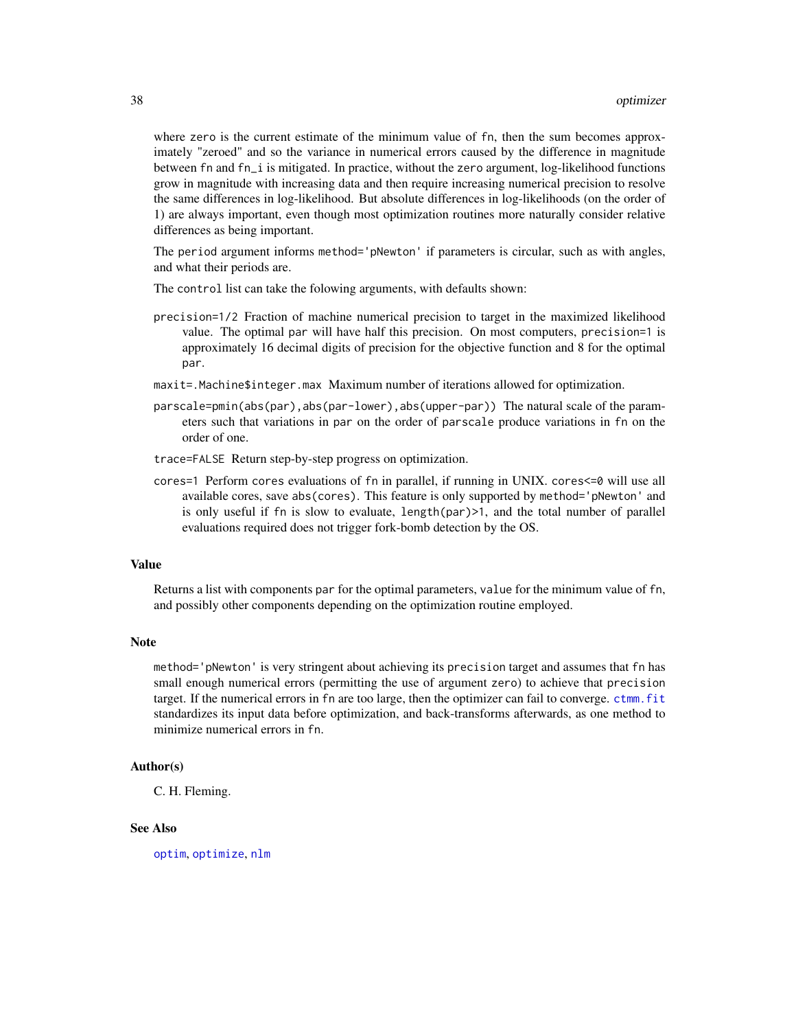where `zero` is the current estimate of the minimum value of `fn`, then the sum becomes approximately "zeroed" and so the variance in numerical errors caused by the difference in magnitude between `fn` and `fn_i` is mitigated. In practice, without the `zero` argument, log-likelihood functions grow in magnitude with increasing data and then require increasing numerical precision to resolve the same differences in log-likelihood. But absolute differences in log-likelihoods (on the order of 1) are always important, even though most optimization routines more naturally consider relative differences as being important.

The `period` argument informs `method='pNewton'` if parameters is circular, such as with angles, and what their periods are.

The `control` list can take the folowing arguments, with defaults shown:

`precision=1/2` Fraction of machine numerical precision to target in the maximized likelihood value. The optimal `par` will have half this precision. On most computers, `precision=1` is approximately 16 decimal digits of precision for the objective function and 8 for the optimal `par`.

`maxit=.Machine$integer.max` Maximum number of iterations allowed for optimization.

`parscale=pmin(abs(par),abs(par-lower),abs(upper-par))` The natural scale of the parameters such that variations in `par` on the order of `parscale` produce variations in `fn` on the order of one.

`trace=FALSE` Return step-by-step progress on optimization.

`cores=1` Perform `cores` evaluations of `fn` in parallel, if running in UNIX. `cores<=0` will use all available cores, save `abs(cores)`. This feature is only supported by `method='pNewton'` and is only useful if `fn` is slow to evaluate, `length(par)>1`, and the total number of parallel evaluations required does not trigger fork-bomb detection by the OS.

## Value

Returns a list with components `par` for the optimal parameters, `value` for the minimum value of `fn`, and possibly other components depending on the optimization routine employed.

## Note

`method='pNewton'` is very stringent about achieving its `precision` target and assumes that `fn` has small enough numerical errors (permitting the use of argument `zero`) to achieve that `precision` target. If the numerical errors in `fn` are too large, then the optimizer can fail to converge. `ctmm.fit` standardizes its input data before optimization, and back-transforms afterwards, as one method to minimize numerical errors in `fn`.

## Author(s)

C. H. Fleming.

## See Also

`optim`, `optimize`, `nlm`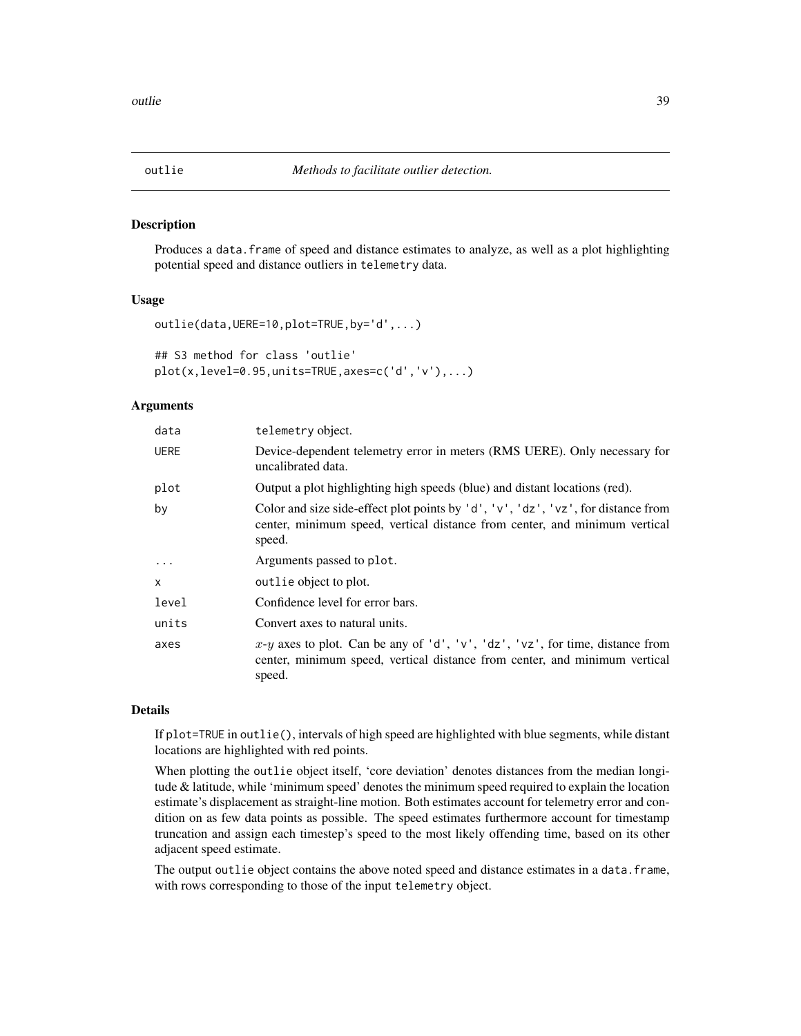# outlie — *Methods to facilitate outlier detection.*

## Description

Produces a `data.frame` of speed and distance estimates to analyze, as well as a plot highlighting potential speed and distance outliers in `telemetry` data.

## Usage

```
outlie(data,UERE=10,plot=TRUE,by='d',...)

## S3 method for class 'outlie'
plot(x,level=0.95,units=TRUE,axes=c('d','v'),...)
```

## Arguments

| | |
|---|---|
| `data` | `telemetry` object. |
| `UERE` | Device-dependent telemetry error in meters (RMS UERE). Only necessary for uncalibrated data. |
| `plot` | Output a plot highlighting high speeds (blue) and distant locations (red). |
| `by` | Color and size side-effect plot points by `'d'`, `'v'`, `'dz'`, `'vz'`, for distance from center, minimum speed, vertical distance from center, and minimum vertical speed. |
| `...` | Arguments passed to `plot`. |
| `x` | `outlie` object to plot. |
| `level` | Confidence level for error bars. |
| `units` | Convert axes to natural units. |
| `axes` | $x$-$y$ axes to plot. Can be any of `'d'`, `'v'`, `'dz'`, `'vz'`, for time, distance from center, minimum speed, vertical distance from center, and minimum vertical speed. |

## Details

If `plot=TRUE` in `outlie()`, intervals of high speed are highlighted with blue segments, while distant locations are highlighted with red points.

When plotting the `outlie` object itself, 'core deviation' denotes distances from the median longitude & latitude, while 'minimum speed' denotes the minimum speed required to explain the location estimate's displacement as straight-line motion. Both estimates account for telemetry error and condition on as few data points as possible. The speed estimates furthermore account for timestamp truncation and assign each timestep's speed to the most likely offending time, based on its other adjacent speed estimate.

The output `outlie` object contains the above noted speed and distance estimates in a `data.frame`, with rows corresponding to those of the input `telemetry` object.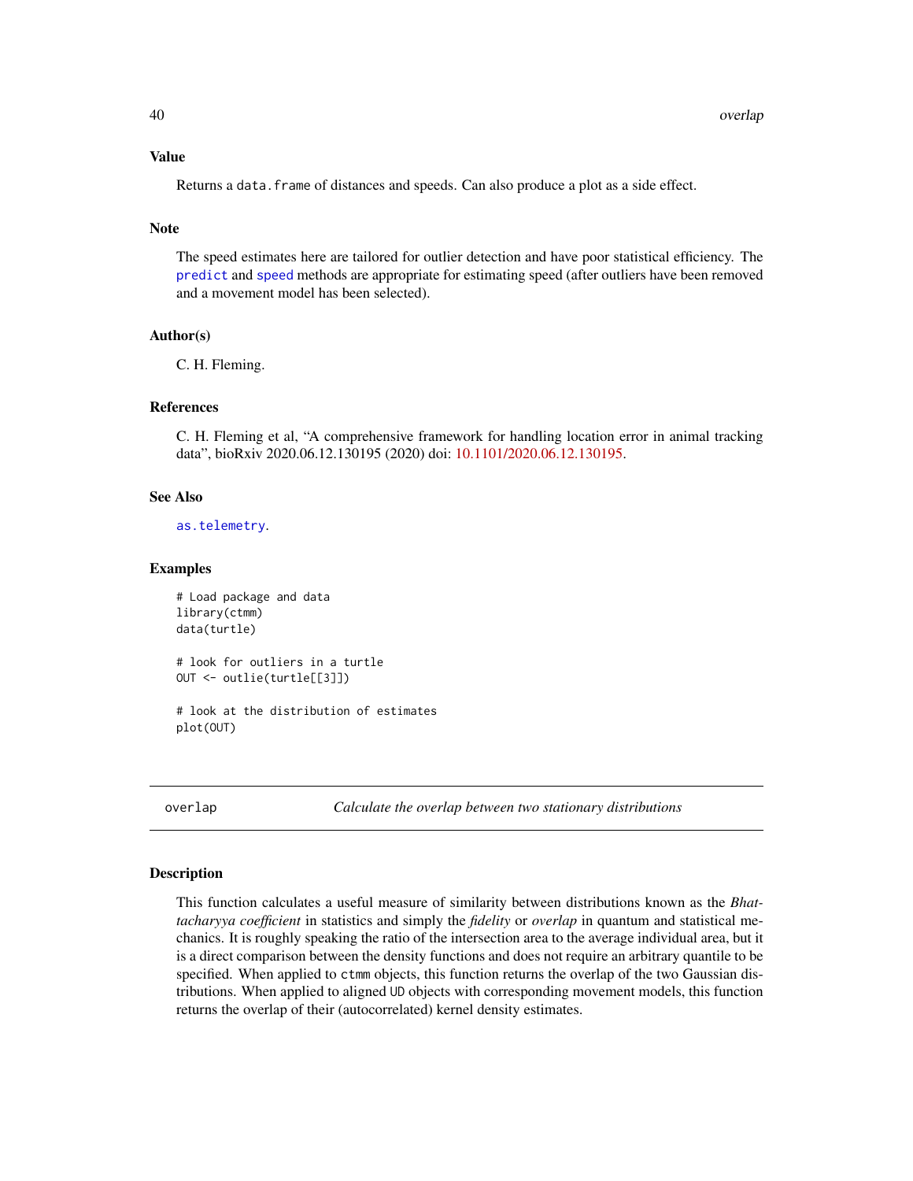### Value

Returns a `data.frame` of distances and speeds. Can also produce a plot as a side effect.

### Note

The speed estimates here are tailored for outlier detection and have poor statistical efficiency. The `predict` and `speed` methods are appropriate for estimating speed (after outliers have been removed and a movement model has been selected).

### Author(s)

C. H. Fleming.

### References

C. H. Fleming et al, "A comprehensive framework for handling location error in animal tracking data", bioRxiv 2020.06.12.130195 (2020) doi: 10.1101/2020.06.12.130195.

### See Also

`as.telemetry`.

### Examples

```
# Load package and data
library(ctmm)
data(turtle)

# look for outliers in a turtle
OUT <- outlie(turtle[[3]])

# look at the distribution of estimates
plot(OUT)
```

---

## overlap — *Calculate the overlap between two stationary distributions*

### Description

This function calculates a useful measure of similarity between distributions known as the *Bhattacharyya coefficient* in statistics and simply the *fidelity* or *overlap* in quantum and statistical mechanics. It is roughly speaking the ratio of the intersection area to the average individual area, but it is a direct comparison between the density functions and does not require an arbitrary quantile to be specified. When applied to `ctmm` objects, this function returns the overlap of the two Gaussian distributions. When applied to aligned `UD` objects with corresponding movement models, this function returns the overlap of their (autocorrelated) kernel density estimates.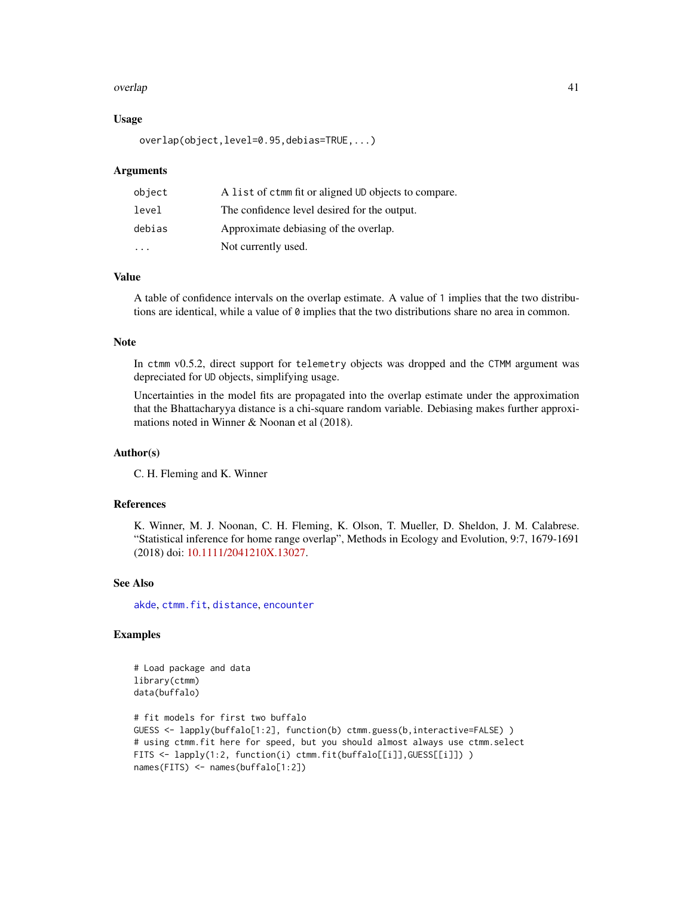## Usage

```
overlap(object,level=0.95,debias=TRUE,...)
```

## Arguments

| | |
|---|---|
| object | A list of ctmm fit or aligned UD objects to compare. |
| level | The confidence level desired for the output. |
| debias | Approximate debiasing of the overlap. |
| ... | Not currently used. |

## Value

A table of confidence intervals on the overlap estimate. A value of 1 implies that the two distributions are identical, while a value of 0 implies that the two distributions share no area in common.

## Note

In ctmm v0.5.2, direct support for telemetry objects was dropped and the CTMM argument was depreciated for UD objects, simplifying usage.

Uncertainties in the model fits are propagated into the overlap estimate under the approximation that the Bhattacharyya distance is a chi-square random variable. Debiasing makes further approximations noted in Winner & Noonan et al (2018).

## Author(s)

C. H. Fleming and K. Winner

## References

K. Winner, M. J. Noonan, C. H. Fleming, K. Olson, T. Mueller, D. Sheldon, J. M. Calabrese. "Statistical inference for home range overlap", Methods in Ecology and Evolution, 9:7, 1679-1691 (2018) doi: 10.1111/2041210X.13027.

## See Also

akde, ctmm.fit, distance, encounter

## Examples

```
# Load package and data
library(ctmm)
data(buffalo)

# fit models for first two buffalo
GUESS <- lapply(buffalo[1:2], function(b) ctmm.guess(b,interactive=FALSE) )
# using ctmm.fit here for speed, but you should almost always use ctmm.select
FITS <- lapply(1:2, function(i) ctmm.fit(buffalo[[i]],GUESS[[i]]) )
names(FITS) <- names(buffalo[1:2])
```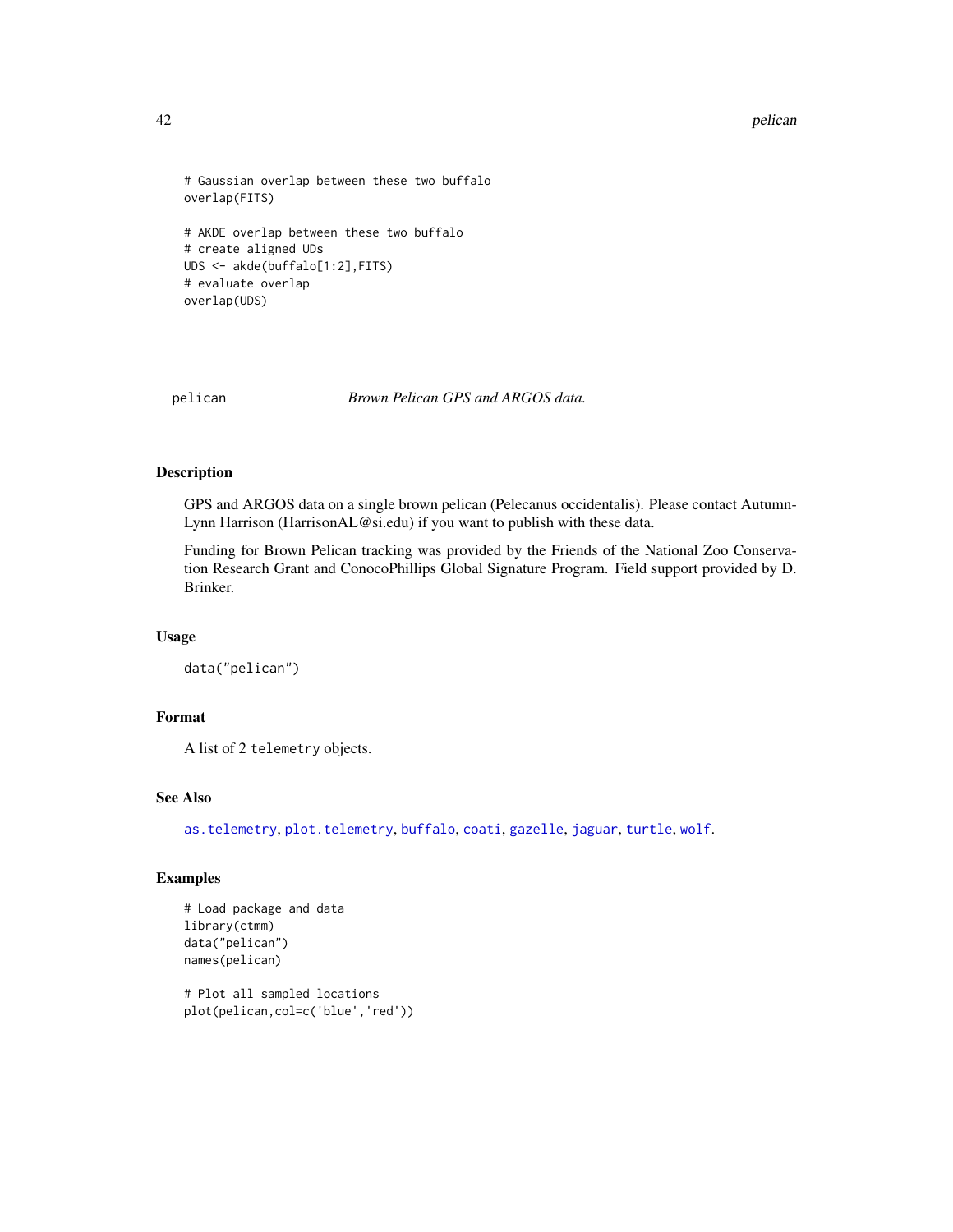```
# Gaussian overlap between these two buffalo
overlap(FITS)

# AKDE overlap between these two buffalo
# create aligned UDs
UDS <- akde(buffalo[1:2],FITS)
# evaluate overlap
overlap(UDS)
```

## pelican — *Brown Pelican GPS and ARGOS data.*

### Description

GPS and ARGOS data on a single brown pelican (Pelecanus occidentalis). Please contact Autumn-Lynn Harrison (HarrisonAL@si.edu) if you want to publish with these data.

Funding for Brown Pelican tracking was provided by the Friends of the National Zoo Conservation Research Grant and ConocoPhillips Global Signature Program. Field support provided by D. Brinker.

### Usage

```
data("pelican")
```

### Format

A list of 2 `telemetry` objects.

### See Also

`as.telemetry`, `plot.telemetry`, `buffalo`, `coati`, `gazelle`, `jaguar`, `turtle`, `wolf`.

### Examples

```
# Load package and data
library(ctmm)
data("pelican")
names(pelican)

# Plot all sampled locations
plot(pelican,col=c('blue','red'))
```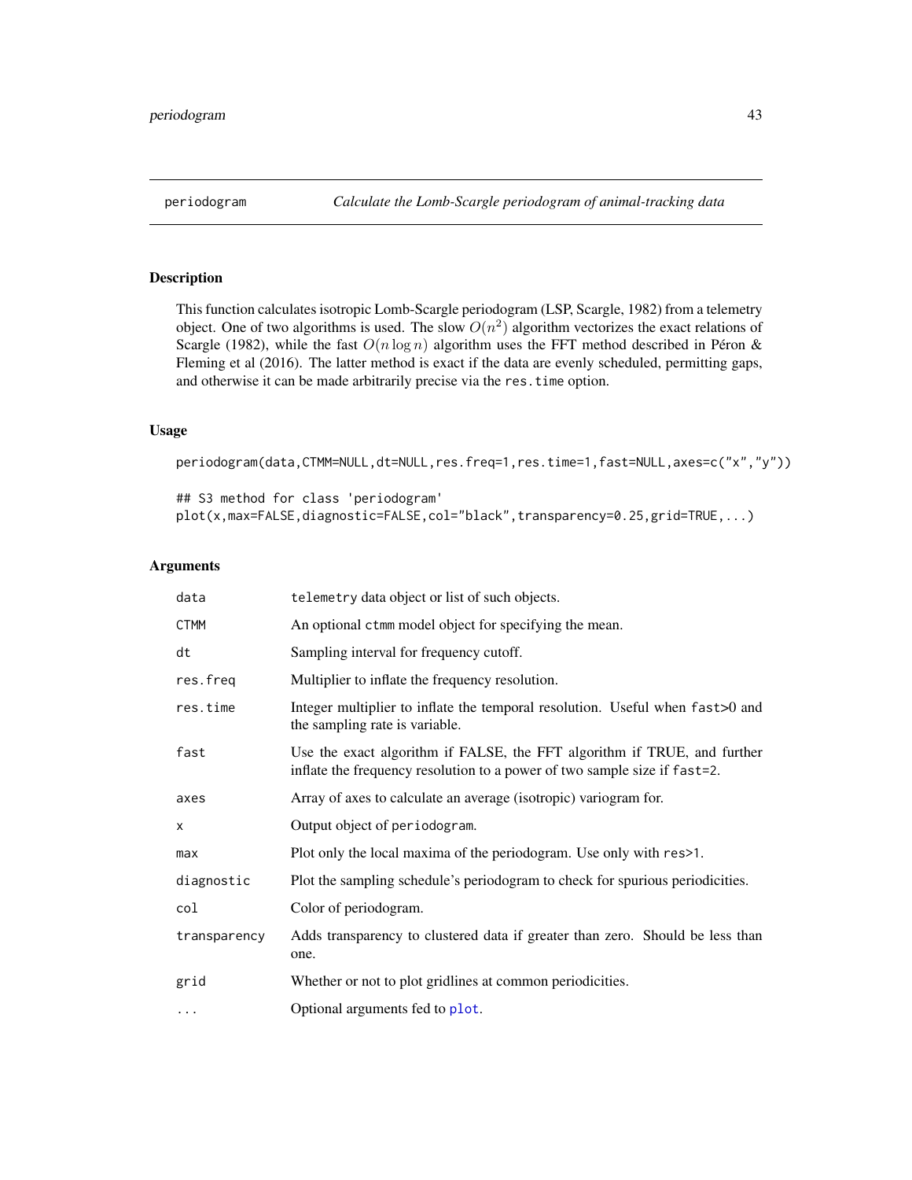periodogram — *Calculate the Lomb-Scargle periodogram of animal-tracking data*

## Description

This function calculates isotropic Lomb-Scargle periodogram (LSP, Scargle, 1982) from a telemetry object. One of two algorithms is used. The slow $O(n^2)$ algorithm vectorizes the exact relations of Scargle (1982), while the fast $O(n \log n)$ algorithm uses the FFT method described in Péron & Fleming et al (2016). The latter method is exact if the data are evenly scheduled, permitting gaps, and otherwise it can be made arbitrarily precise via the `res.time` option.

## Usage

```
periodogram(data,CTMM=NULL,dt=NULL,res.freq=1,res.time=1,fast=NULL,axes=c("x","y"))

## S3 method for class 'periodogram'
plot(x,max=FALSE,diagnostic=FALSE,col="black",transparency=0.25,grid=TRUE,...)
```

## Arguments

| Argument | Description |
|---|---|
| `data` | `telemetry` data object or list of such objects. |
| `CTMM` | An optional `ctmm` model object for specifying the mean. |
| `dt` | Sampling interval for frequency cutoff. |
| `res.freq` | Multiplier to inflate the frequency resolution. |
| `res.time` | Integer multiplier to inflate the temporal resolution. Useful when `fast>0` and the sampling rate is variable. |
| `fast` | Use the exact algorithm if FALSE, the FFT algorithm if TRUE, and further inflate the frequency resolution to a power of two sample size if `fast=2`. |
| `axes` | Array of axes to calculate an average (isotropic) variogram for. |
| `x` | Output object of `periodogram`. |
| `max` | Plot only the local maxima of the periodogram. Use only with `res>1`. |
| `diagnostic` | Plot the sampling schedule's periodogram to check for spurious periodicities. |
| `col` | Color of periodogram. |
| `transparency` | Adds transparency to clustered data if greater than zero. Should be less than one. |
| `grid` | Whether or not to plot gridlines at common periodicities. |
| `...` | Optional arguments fed to `plot`. |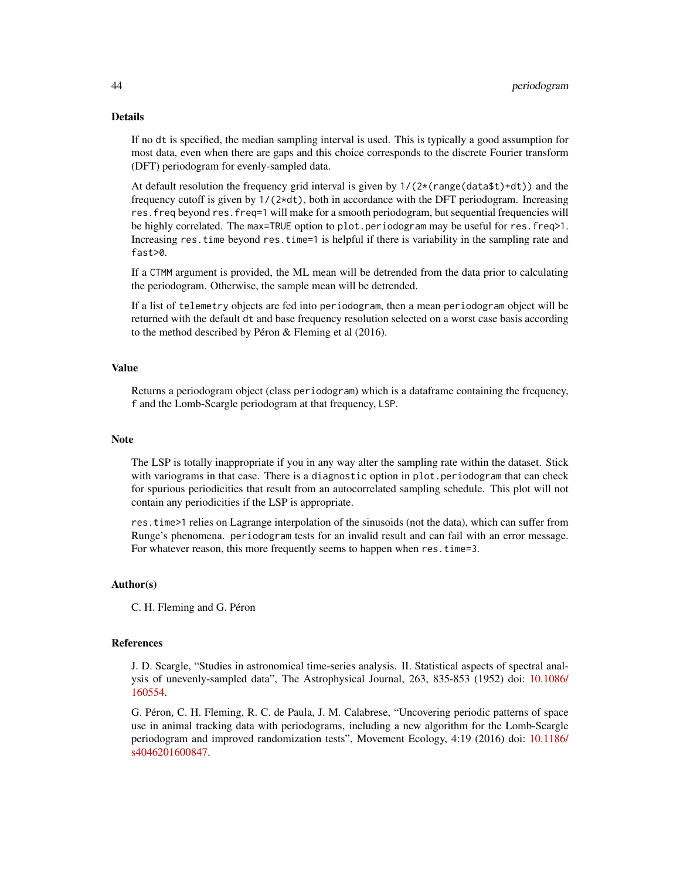## Details

If no `dt` is specified, the median sampling interval is used. This is typically a good assumption for most data, even when there are gaps and this choice corresponds to the discrete Fourier transform (DFT) periodogram for evenly-sampled data.

At default resolution the frequency grid interval is given by `1/(2*(range(data$t)+dt))` and the frequency cutoff is given by `1/(2*dt)`, both in accordance with the DFT periodogram. Increasing `res.freq` beyond `res.freq=1` will make for a smooth periodogram, but sequential frequencies will be highly correlated. The `max=TRUE` option to `plot.periodogram` may be useful for `res.freq>1`. Increasing `res.time` beyond `res.time=1` is helpful if there is variability in the sampling rate and `fast>0`.

If a `CTMM` argument is provided, the ML mean will be detrended from the data prior to calculating the periodogram. Otherwise, the sample mean will be detrended.

If a list of `telemetry` objects are fed into `periodogram`, then a mean `periodogram` object will be returned with the default `dt` and base frequency resolution selected on a worst case basis according to the method described by Péron & Fleming et al (2016).

## Value

Returns a periodogram object (class `periodogram`) which is a dataframe containing the frequency, `f` and the Lomb-Scargle periodogram at that frequency, `LSP`.

## Note

The LSP is totally inappropriate if you in any way alter the sampling rate within the dataset. Stick with variograms in that case. There is a `diagnostic` option in `plot.periodogram` that can check for spurious periodicities that result from an autocorrelated sampling schedule. This plot will not contain any periodicities if the LSP is appropriate.

`res.time>1` relies on Lagrange interpolation of the sinusoids (not the data), which can suffer from Runge's phenomena. `periodogram` tests for an invalid result and can fail with an error message. For whatever reason, this more frequently seems to happen when `res.time=3`.

## Author(s)

C. H. Fleming and G. Péron

## References

J. D. Scargle, "Studies in astronomical time-series analysis. II. Statistical aspects of spectral analysis of unevenly-sampled data", The Astrophysical Journal, 263, 835-853 (1952) doi: 10.1086/160554.

G. Péron, C. H. Fleming, R. C. de Paula, J. M. Calabrese, "Uncovering periodic patterns of space use in animal tracking data with periodograms, including a new algorithm for the Lomb-Scargle periodogram and improved randomization tests", Movement Ecology, 4:19 (2016) doi: 10.1186/s4046201600847.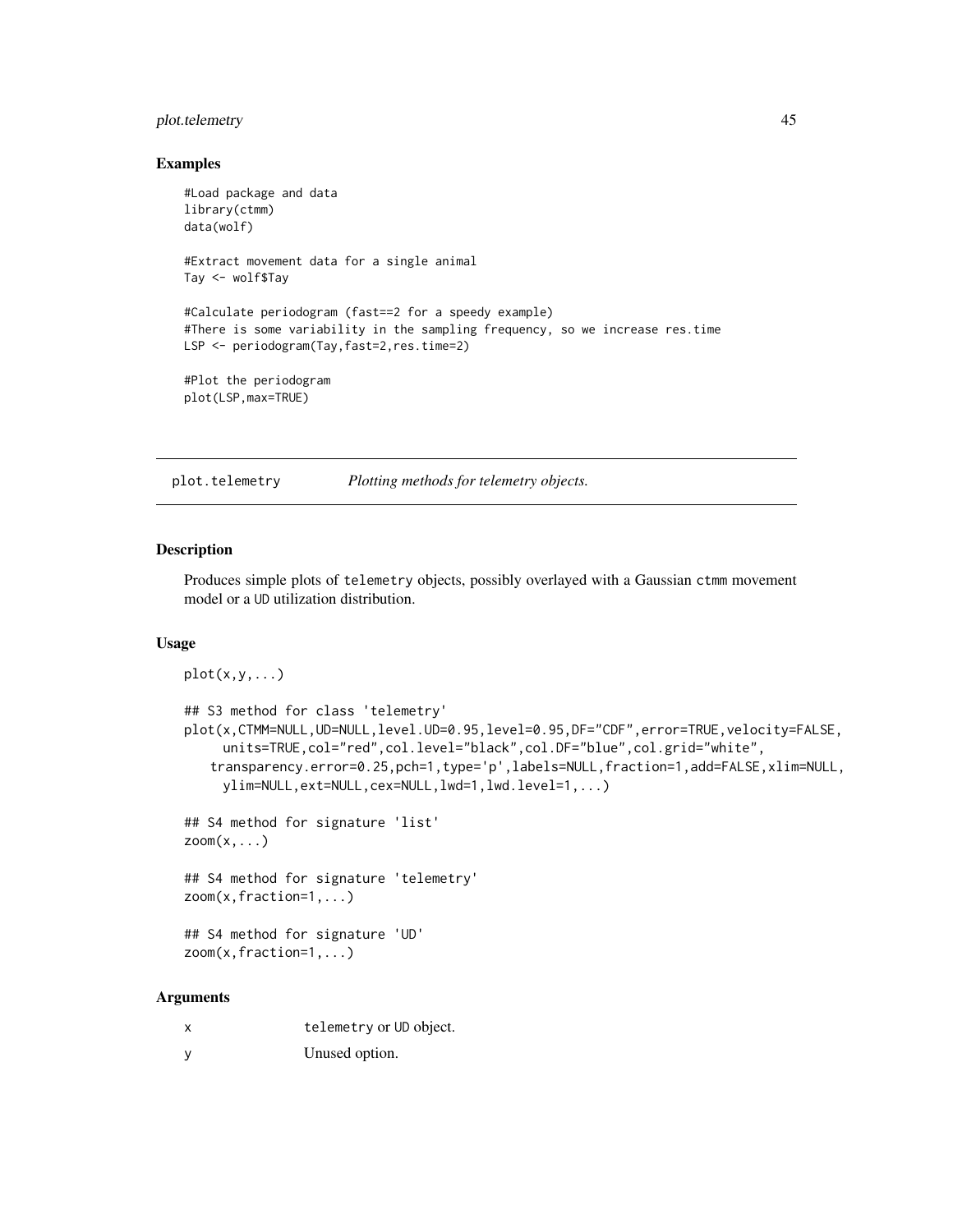### Examples

```
#Load package and data
library(ctmm)
data(wolf)

#Extract movement data for a single animal
Tay <- wolf$Tay

#Calculate periodogram (fast==2 for a speedy example)
#There is some variability in the sampling frequency, so we increase res.time
LSP <- periodogram(Tay,fast=2,res.time=2)

#Plot the periodogram
plot(LSP,max=TRUE)
```

---

## plot.telemetry — *Plotting methods for telemetry objects.*

---

### Description

Produces simple plots of `telemetry` objects, possibly overlayed with a Gaussian `ctmm` movement model or a `UD` utilization distribution.

### Usage

```
plot(x,y,...)

## S3 method for class 'telemetry'
plot(x,CTMM=NULL,UD=NULL,level.UD=0.95,level=0.95,DF="CDF",error=TRUE,velocity=FALSE,
     units=TRUE,col="red",col.level="black",col.DF="blue",col.grid="white",
    transparency.error=0.25,pch=1,type='p',labels=NULL,fraction=1,add=FALSE,xlim=NULL,
     ylim=NULL,ext=NULL,cex=NULL,lwd=1,lwd.level=1,...)

## S4 method for signature 'list'
zoom(x,...)

## S4 method for signature 'telemetry'
zoom(x,fraction=1,...)

## S4 method for signature 'UD'
zoom(x,fraction=1,...)
```

### Arguments

| | |
|---|---|
| x | `telemetry` or `UD` object. |
| y | Unused option. |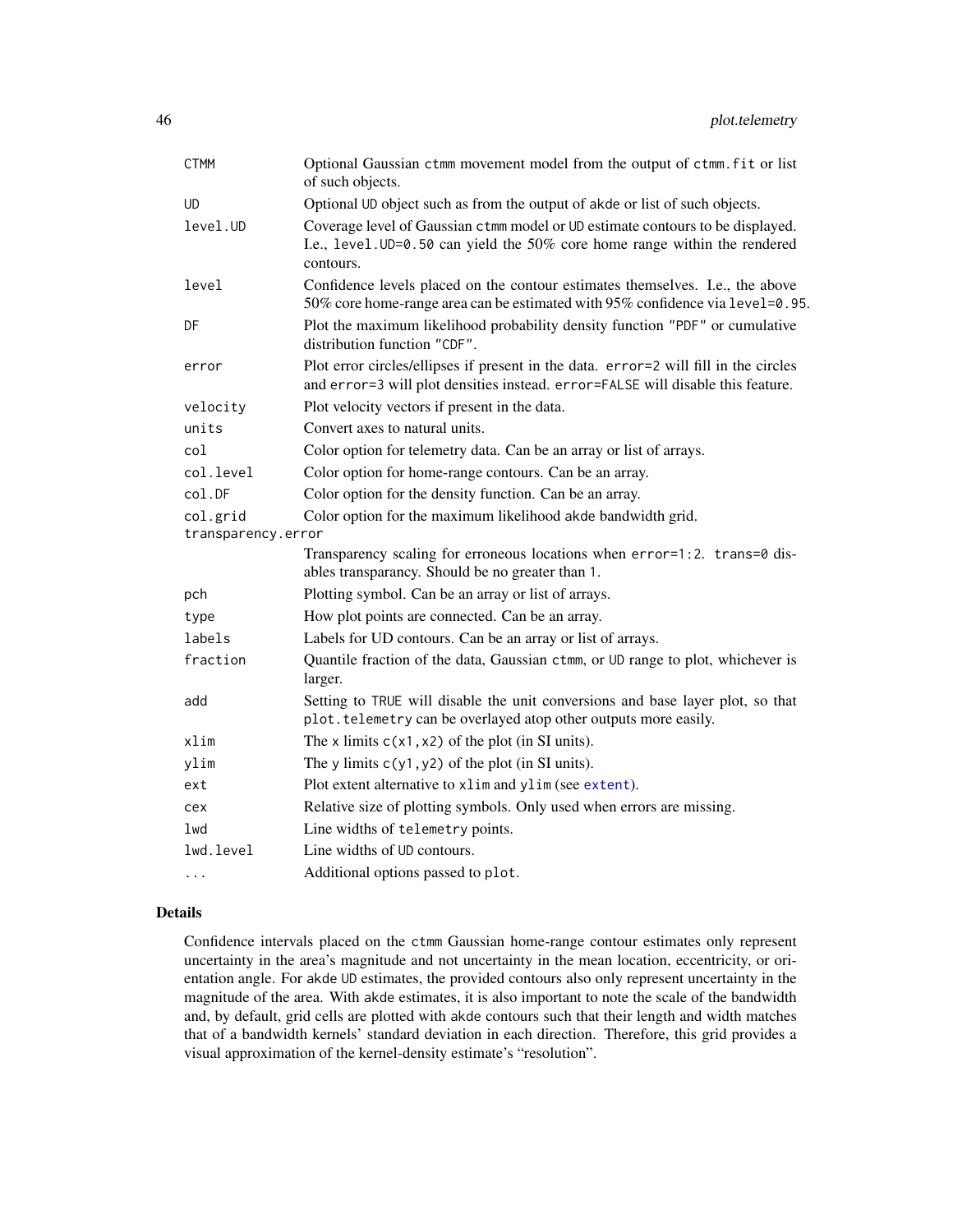| Argument | Description |
| --- | --- |
| `CTMM` | Optional Gaussian `ctmm` movement model from the output of `ctmm.fit` or list of such objects. |
| `UD` | Optional `UD` object such as from the output of `akde` or list of such objects. |
| `level.UD` | Coverage level of Gaussian `ctmm` model or `UD` estimate contours to be displayed. I.e., `level.UD=0.50` can yield the 50% core home range within the rendered contours. |
| `level` | Confidence levels placed on the contour estimates themselves. I.e., the above 50% core home-range area can be estimated with 95% confidence via `level=0.95`. |
| `DF` | Plot the maximum likelihood probability density function `"PDF"` or cumulative distribution function `"CDF"`. |
| `error` | Plot error circles/ellipses if present in the data. `error=2` will fill in the circles and `error=3` will plot densities instead. `error=FALSE` will disable this feature. |
| `velocity` | Plot velocity vectors if present in the data. |
| `units` | Convert axes to natural units. |
| `col` | Color option for telemetry data. Can be an array or list of arrays. |
| `col.level` | Color option for home-range contours. Can be an array. |
| `col.DF` | Color option for the density function. Can be an array. |
| `col.grid` | Color option for the maximum likelihood `akde` bandwidth grid. |
| `transparency.error` | Transparency scaling for erroneous locations when `error=1:2`. `trans=0` disables transparancy. Should be no greater than `1`. |
| `pch` | Plotting symbol. Can be an array or list of arrays. |
| `type` | How plot points are connected. Can be an array. |
| `labels` | Labels for UD contours. Can be an array or list of arrays. |
| `fraction` | Quantile fraction of the data, Gaussian `ctmm`, or `UD` range to plot, whichever is larger. |
| `add` | Setting to `TRUE` will disable the unit conversions and base layer plot, so that `plot.telemetry` can be overlayed atop other outputs more easily. |
| `xlim` | The `x` limits `c(x1,x2)` of the plot (in SI units). |
| `ylim` | The `y` limits `c(y1,y2)` of the plot (in SI units). |
| `ext` | Plot extent alternative to `xlim` and `ylim` (see `extent`). |
| `cex` | Relative size of plotting symbols. Only used when errors are missing. |
| `lwd` | Line widths of `telemetry` points. |
| `lwd.level` | Line widths of `UD` contours. |
| `...` | Additional options passed to `plot`. |

## Details

Confidence intervals placed on the `ctmm` Gaussian home-range contour estimates only represent uncertainty in the area's magnitude and not uncertainty in the mean location, eccentricity, or orientation angle. For `akde` `UD` estimates, the provided contours also only represent uncertainty in the magnitude of the area. With `akde` estimates, it is also important to note the scale of the bandwidth and, by default, grid cells are plotted with `akde` contours such that their length and width matches that of a bandwidth kernels' standard deviation in each direction. Therefore, this grid provides a visual approximation of the kernel-density estimate's "resolution".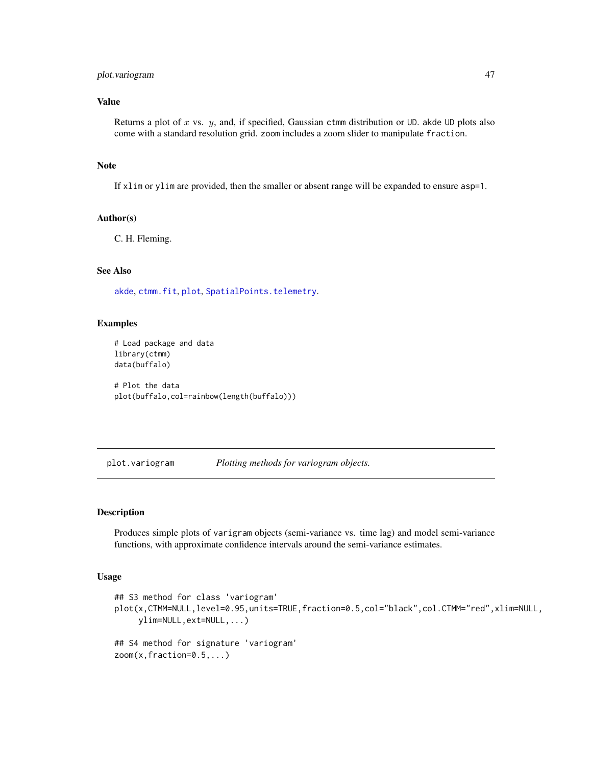### Value

Returns a plot of $x$ vs. $y$, and, if specified, Gaussian `ctmm` distribution or UD. `akde` UD plots also come with a standard resolution grid. `zoom` includes a zoom slider to manipulate `fraction`.

### Note

If `xlim` or `ylim` are provided, then the smaller or absent range will be expanded to ensure `asp=1`.

### Author(s)

C. H. Fleming.

### See Also

`akde`, `ctmm.fit`, `plot`, `SpatialPoints.telemetry`.

### Examples

```
# Load package and data
library(ctmm)
data(buffalo)

# Plot the data
plot(buffalo,col=rainbow(length(buffalo)))
```

---

## plot.variogram — *Plotting methods for variogram objects.*

### Description

Produces simple plots of `varigram` objects (semi-variance vs. time lag) and model semi-variance functions, with approximate confidence intervals around the semi-variance estimates.

### Usage

```
## S3 method for class 'variogram'
plot(x,CTMM=NULL,level=0.95,units=TRUE,fraction=0.5,col="black",col.CTMM="red",xlim=NULL,
     ylim=NULL,ext=NULL,...)

## S4 method for signature 'variogram'
zoom(x,fraction=0.5,...)
```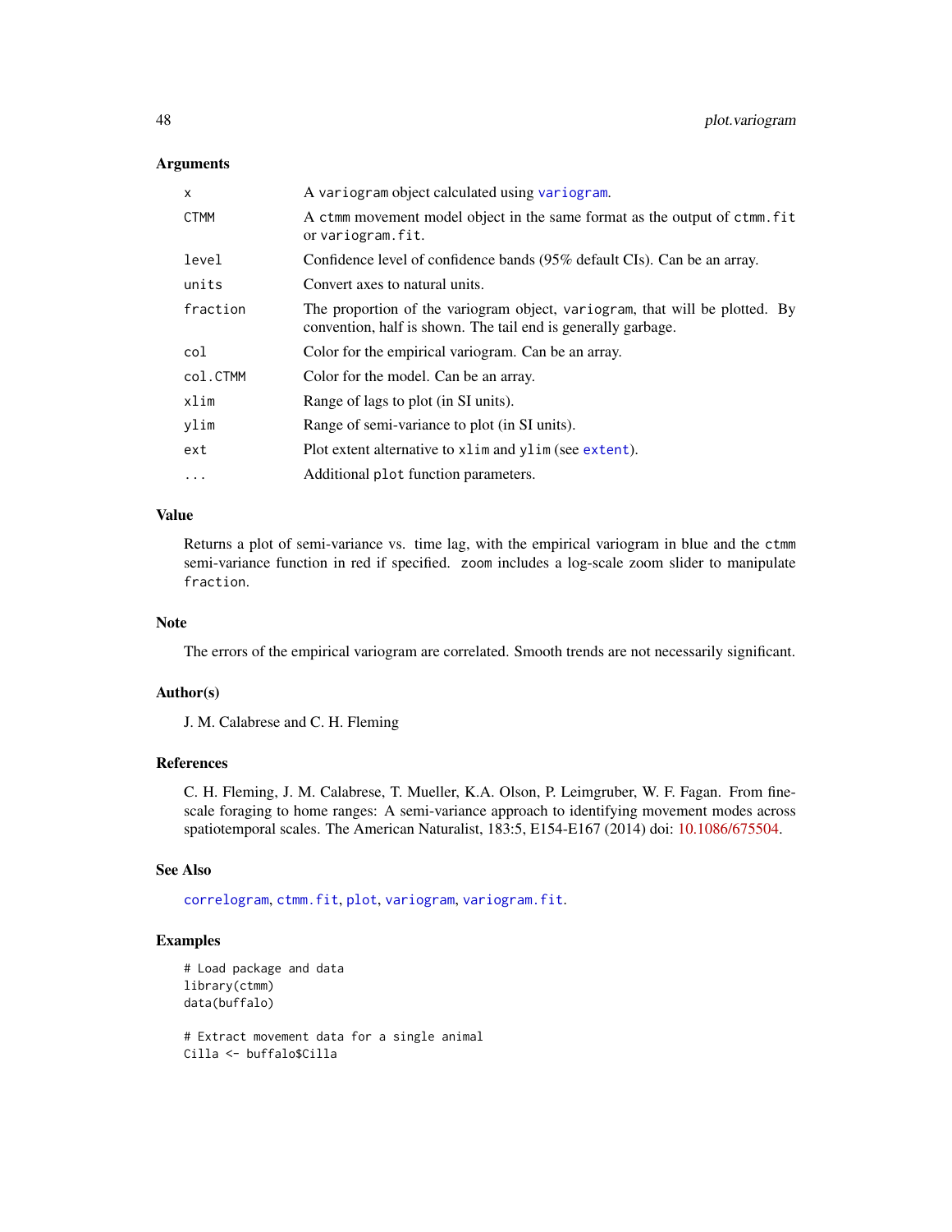### Arguments

| | |
|---|---|
| `x` | A `variogram` object calculated using `variogram`. |
| `CTMM` | A `ctmm` movement model object in the same format as the output of `ctmm.fit` or `variogram.fit`. |
| `level` | Confidence level of confidence bands (95% default CIs). Can be an array. |
| `units` | Convert axes to natural units. |
| `fraction` | The proportion of the variogram object, `variogram`, that will be plotted. By convention, half is shown. The tail end is generally garbage. |
| `col` | Color for the empirical variogram. Can be an array. |
| `col.CTMM` | Color for the model. Can be an array. |
| `xlim` | Range of lags to plot (in SI units). |
| `ylim` | Range of semi-variance to plot (in SI units). |
| `ext` | Plot extent alternative to `xlim` and `ylim` (see `extent`). |
| `...` | Additional `plot` function parameters. |

### Value

Returns a plot of semi-variance vs. time lag, with the empirical variogram in blue and the `ctmm` semi-variance function in red if specified. `zoom` includes a log-scale zoom slider to manipulate `fraction`.

### Note

The errors of the empirical variogram are correlated. Smooth trends are not necessarily significant.

### Author(s)

J. M. Calabrese and C. H. Fleming

### References

C. H. Fleming, J. M. Calabrese, T. Mueller, K.A. Olson, P. Leimgruber, W. F. Fagan. From fine-scale foraging to home ranges: A semi-variance approach to identifying movement modes across spatiotemporal scales. The American Naturalist, 183:5, E154-E167 (2014) doi: 10.1086/675504.

### See Also

`correlogram`, `ctmm.fit`, `plot`, `variogram`, `variogram.fit`.

### Examples

```
# Load package and data
library(ctmm)
data(buffalo)

# Extract movement data for a single animal
Cilla <- buffalo$Cilla
```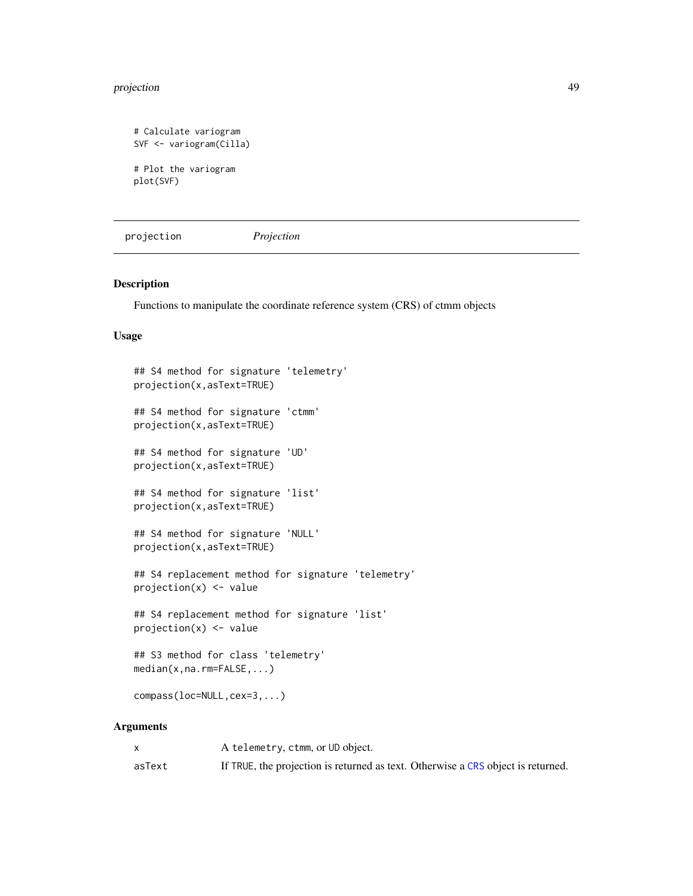```
# Calculate variogram
SVF <- variogram(Cilla)

# Plot the variogram
plot(SVF)
```

---

## projection — *Projection*

---

### Description

Functions to manipulate the coordinate reference system (CRS) of ctmm objects

### Usage

```
## S4 method for signature 'telemetry'
projection(x,asText=TRUE)

## S4 method for signature 'ctmm'
projection(x,asText=TRUE)

## S4 method for signature 'UD'
projection(x,asText=TRUE)

## S4 method for signature 'list'
projection(x,asText=TRUE)

## S4 method for signature 'NULL'
projection(x,asText=TRUE)

## S4 replacement method for signature 'telemetry'
projection(x) <- value

## S4 replacement method for signature 'list'
projection(x) <- value

## S3 method for class 'telemetry'
median(x,na.rm=FALSE,...)

compass(loc=NULL,cex=3,...)
```

### Arguments

| | |
|---|---|
| `x` | A `telemetry`, `ctmm`, or `UD` object. |
| `asText` | If `TRUE`, the projection is returned as text. Otherwise a `CRS` object is returned. |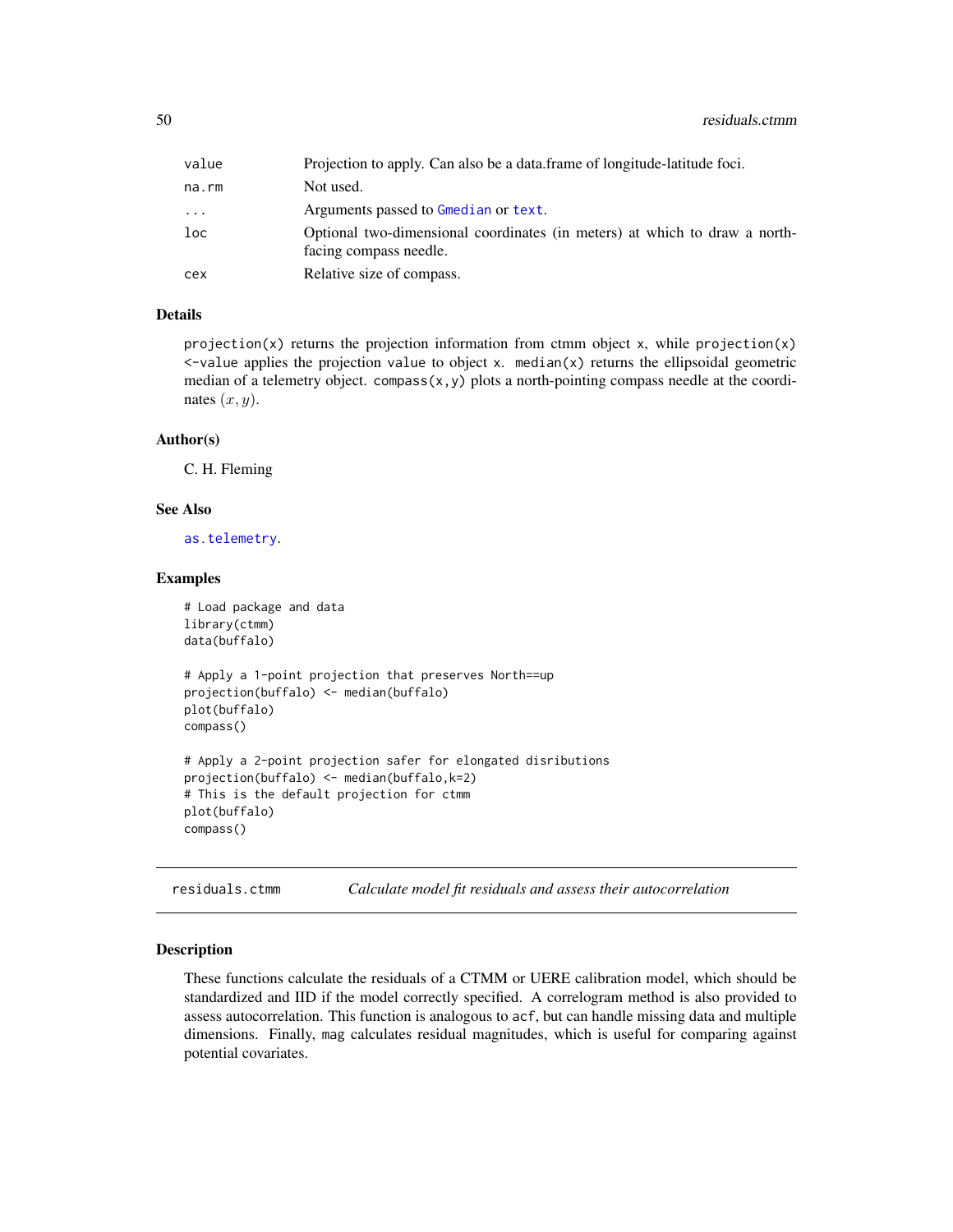| | |
|---|---|
| `value` | Projection to apply. Can also be a data.frame of longitude-latitude foci. |
| `na.rm` | Not used. |
| `...` | Arguments passed to `Gmedian` or `text`. |
| `loc` | Optional two-dimensional coordinates (in meters) at which to draw a north-facing compass needle. |
| `cex` | Relative size of compass. |

### Details

`projection(x)` returns the projection information from ctmm object `x`, while `projection(x) <-value` applies the projection `value` to object `x`. `median(x)` returns the ellipsoidal geometric median of a telemetry object. `compass(x,y)` plots a north-pointing compass needle at the coordinates $(x, y)$.

### Author(s)

C. H. Fleming

### See Also

`as.telemetry`.

### Examples

```
# Load package and data
library(ctmm)
data(buffalo)

# Apply a 1-point projection that preserves North==up
projection(buffalo) <- median(buffalo)
plot(buffalo)
compass()

# Apply a 2-point projection safer for elongated disributions
projection(buffalo) <- median(buffalo,k=2)
# This is the default projection for ctmm
plot(buffalo)
compass()
```

---

## residuals.ctmm — *Calculate model fit residuals and assess their autocorrelation*

---

### Description

These functions calculate the residuals of a CTMM or UERE calibration model, which should be standardized and IID if the model correctly specified. A correlogram method is also provided to assess autocorrelation. This function is analogous to `acf`, but can handle missing data and multiple dimensions. Finally, `mag` calculates residual magnitudes, which is useful for comparing against potential covariates.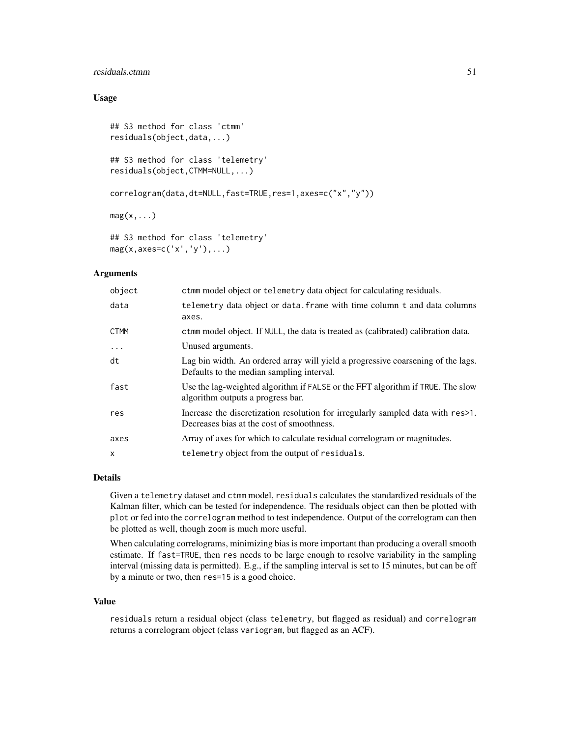### Usage

```
## S3 method for class 'ctmm'
residuals(object,data,...)

## S3 method for class 'telemetry'
residuals(object,CTMM=NULL,...)

correlogram(data,dt=NULL,fast=TRUE,res=1,axes=c("x","y"))

mag(x,...)

## S3 method for class 'telemetry'
mag(x,axes=c('x','y'),...)
```

### Arguments

| | |
|---|---|
| `object` | `ctmm` model object or `telemetry` data object for calculating residuals. |
| `data` | `telemetry` data object or `data.frame` with time column `t` and data columns `axes`. |
| `CTMM` | `ctmm` model object. If `NULL`, the data is treated as (calibrated) calibration data. |
| `...` | Unused arguments. |
| `dt` | Lag bin width. An ordered array will yield a progressive coarsening of the lags. Defaults to the median sampling interval. |
| `fast` | Use the lag-weighted algorithm if `FALSE` or the FFT algorithm if `TRUE`. The slow algorithm outputs a progress bar. |
| `res` | Increase the discretization resolution for irregularly sampled data with `res>1`. Decreases bias at the cost of smoothness. |
| `axes` | Array of axes for which to calculate residual correlogram or magnitudes. |
| `x` | `telemetry` object from the output of `residuals`. |

### Details

Given a `telemetry` dataset and `ctmm` model, `residuals` calculates the standardized residuals of the Kalman filter, which can be tested for independence. The residuals object can then be plotted with `plot` or fed into the `correlogram` method to test independence. Output of the correlogram can then be plotted as well, though `zoom` is much more useful.

When calculating correlograms, minimizing bias is more important than producing a overall smooth estimate. If `fast=TRUE`, then `res` needs to be large enough to resolve variability in the sampling interval (missing data is permitted). E.g., if the sampling interval is set to 15 minutes, but can be off by a minute or two, then `res=15` is a good choice.

### Value

`residuals` return a residual object (class `telemetry`, but flagged as residual) and `correlogram` returns a correlogram object (class `variogram`, but flagged as an ACF).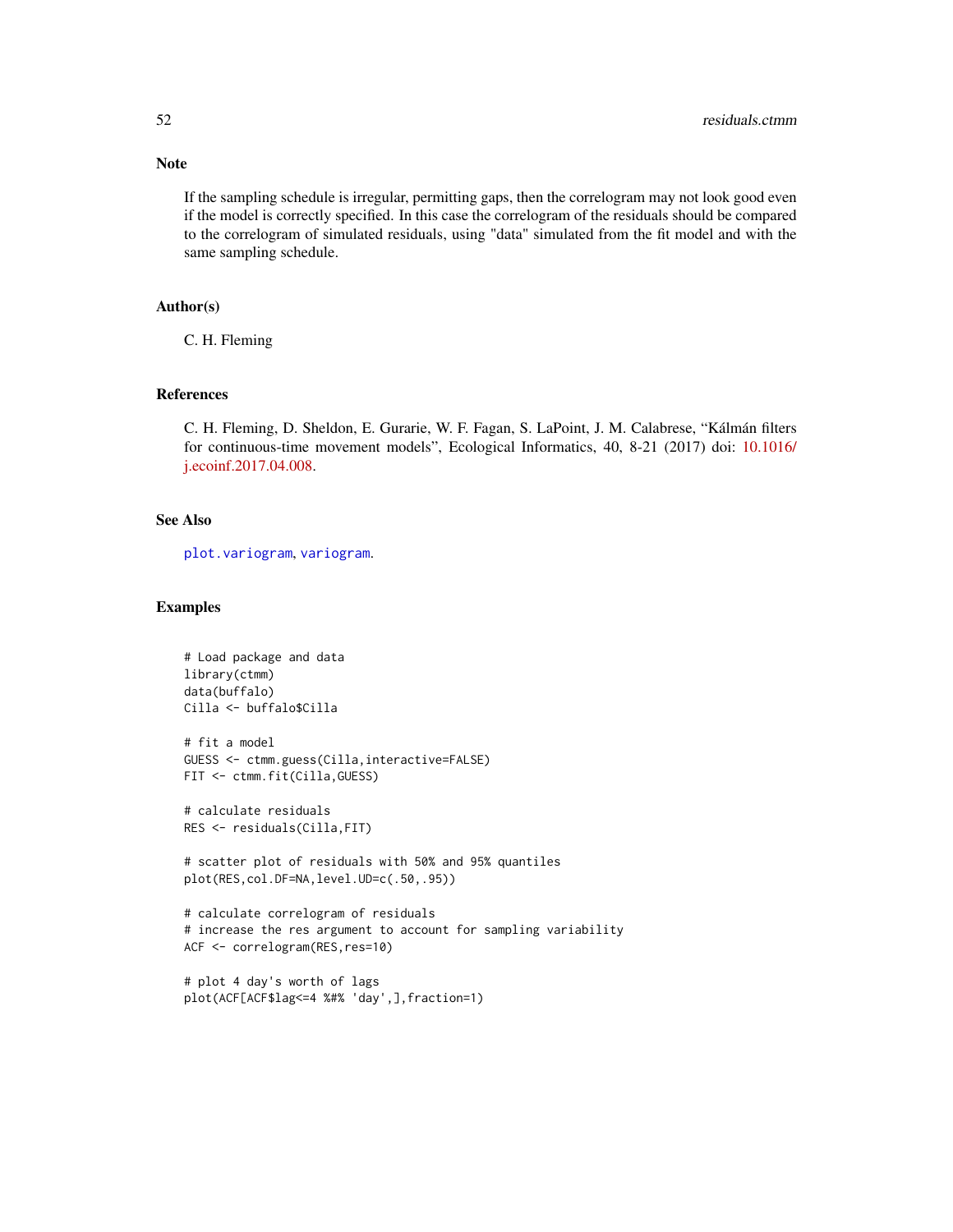## Note

If the sampling schedule is irregular, permitting gaps, then the correlogram may not look good even if the model is correctly specified. In this case the correlogram of the residuals should be compared to the correlogram of simulated residuals, using "data" simulated from the fit model and with the same sampling schedule.

## Author(s)

C. H. Fleming

## References

C. H. Fleming, D. Sheldon, E. Gurarie, W. F. Fagan, S. LaPoint, J. M. Calabrese, "Kálmán filters for continuous-time movement models", Ecological Informatics, 40, 8-21 (2017) doi: 10.1016/j.ecoinf.2017.04.008.

## See Also

plot.variogram, variogram.

## Examples

```
# Load package and data
library(ctmm)
data(buffalo)
Cilla <- buffalo$Cilla

# fit a model
GUESS <- ctmm.guess(Cilla,interactive=FALSE)
FIT <- ctmm.fit(Cilla,GUESS)

# calculate residuals
RES <- residuals(Cilla,FIT)

# scatter plot of residuals with 50% and 95% quantiles
plot(RES,col.DF=NA,level.UD=c(.50,.95))

# calculate correlogram of residuals
# increase the res argument to account for sampling variability
ACF <- correlogram(RES,res=10)

# plot 4 day's worth of lags
plot(ACF[ACF$lag<=4 %#% 'day',],fraction=1)
```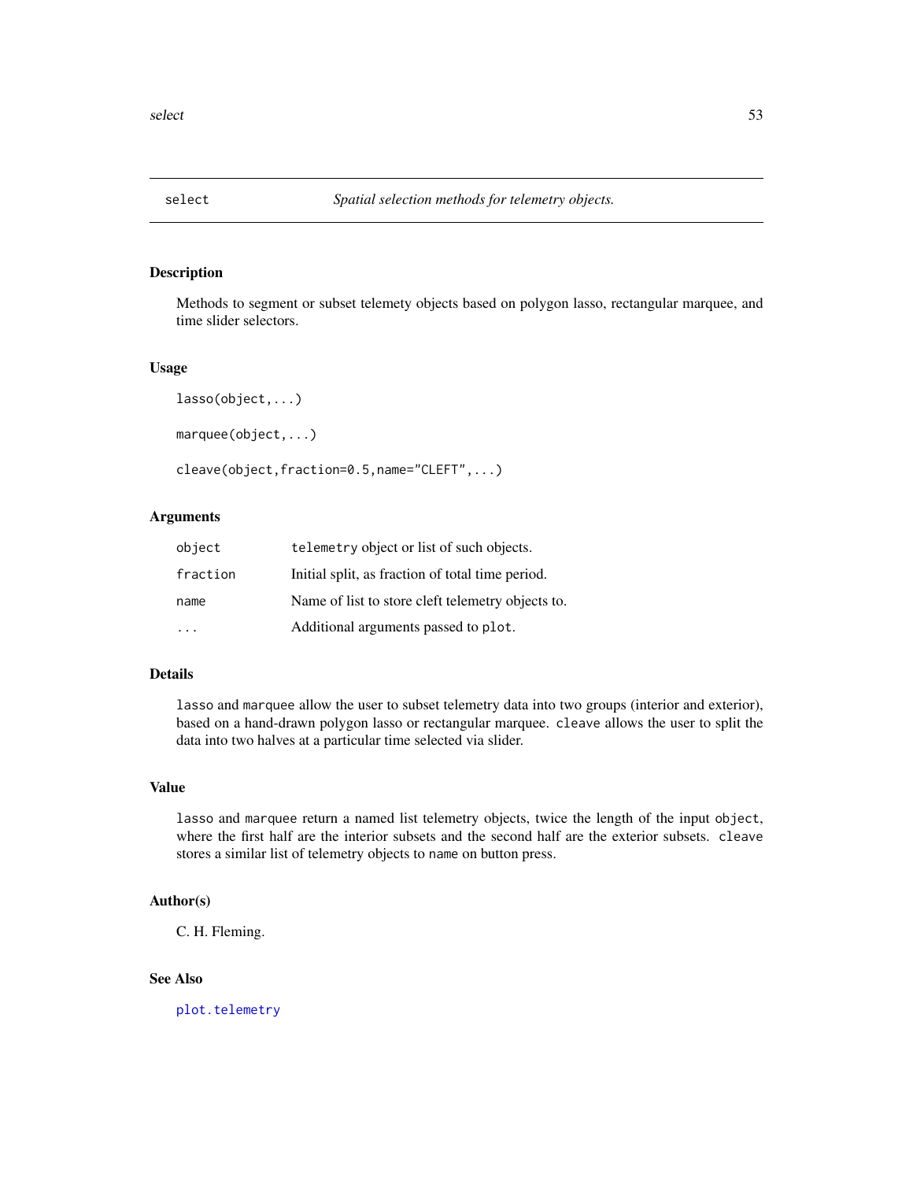## select — *Spatial selection methods for telemetry objects.*

### Description

Methods to segment or subset telemety objects based on polygon lasso, rectangular marquee, and time slider selectors.

### Usage

```
lasso(object,...)

marquee(object,...)

cleave(object,fraction=0.5,name="CLEFT",...)
```

### Arguments

| | |
|---|---|
| `object` | `telemetry` object or list of such objects. |
| `fraction` | Initial split, as fraction of total time period. |
| `name` | Name of list to store cleft telemetry objects to. |
| `...` | Additional arguments passed to `plot`. |

### Details

`lasso` and `marquee` allow the user to subset telemetry data into two groups (interior and exterior), based on a hand-drawn polygon lasso or rectangular marquee. `cleave` allows the user to split the data into two halves at a particular time selected via slider.

### Value

`lasso` and `marquee` return a named list telemetry objects, twice the length of the input `object`, where the first half are the interior subsets and the second half are the exterior subsets. `cleave` stores a similar list of telemetry objects to `name` on button press.

### Author(s)

C. H. Fleming.

### See Also

`plot.telemetry`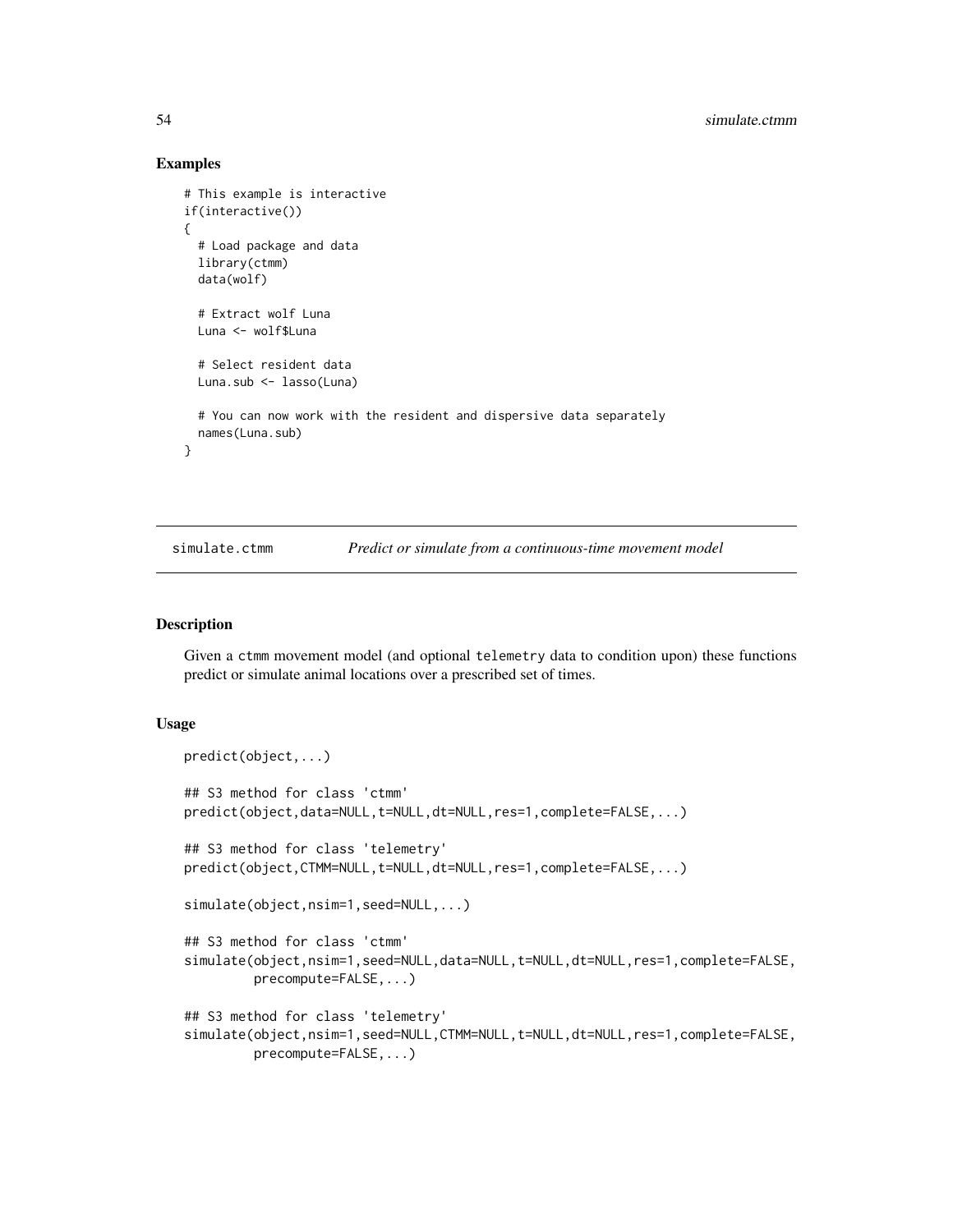## Examples

```
# This example is interactive
if(interactive())
{
  # Load package and data
  library(ctmm)
  data(wolf)

  # Extract wolf Luna
  Luna <- wolf$Luna

  # Select resident data
  Luna.sub <- lasso(Luna)

  # You can now work with the resident and dispersive data separately
  names(Luna.sub)
}
```

---

# simulate.ctmm — *Predict or simulate from a continuous-time movement model*

---

## Description

Given a ctmm movement model (and optional telemetry data to condition upon) these functions predict or simulate animal locations over a prescribed set of times.

## Usage

```
predict(object,...)

## S3 method for class 'ctmm'
predict(object,data=NULL,t=NULL,dt=NULL,res=1,complete=FALSE,...)

## S3 method for class 'telemetry'
predict(object,CTMM=NULL,t=NULL,dt=NULL,res=1,complete=FALSE,...)

simulate(object,nsim=1,seed=NULL,...)

## S3 method for class 'ctmm'
simulate(object,nsim=1,seed=NULL,data=NULL,t=NULL,dt=NULL,res=1,complete=FALSE,
         precompute=FALSE,...)

## S3 method for class 'telemetry'
simulate(object,nsim=1,seed=NULL,CTMM=NULL,t=NULL,dt=NULL,res=1,complete=FALSE,
         precompute=FALSE,...)
```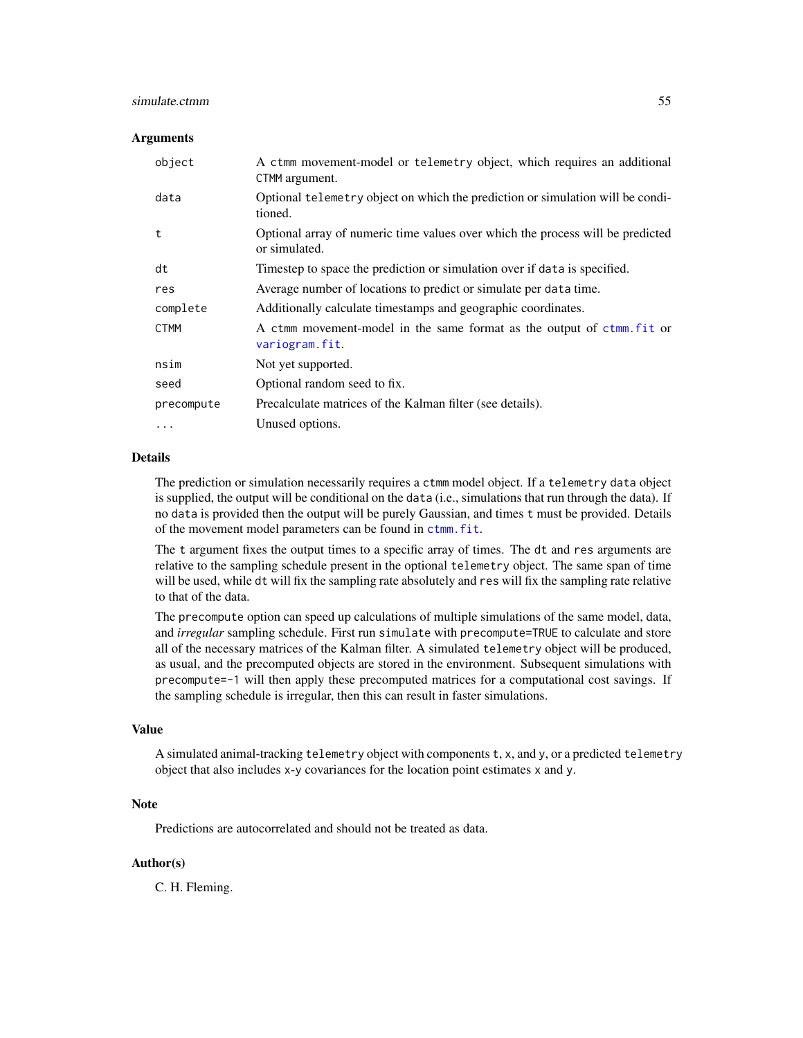### Arguments

| | |
|---|---|
| `object` | A `ctmm` movement-model or `telemetry` object, which requires an additional `CTMM` argument. |
| `data` | Optional `telemetry` object on which the prediction or simulation will be conditioned. |
| `t` | Optional array of numeric time values over which the process will be predicted or simulated. |
| `dt` | Timestep to space the prediction or simulation over if `data` is specified. |
| `res` | Average number of locations to predict or simulate per `data` time. |
| `complete` | Additionally calculate timestamps and geographic coordinates. |
| `CTMM` | A `ctmm` movement-model in the same format as the output of `ctmm.fit` or `variogram.fit`. |
| `nsim` | Not yet supported. |
| `seed` | Optional random seed to fix. |
| `precompute` | Precalculate matrices of the Kalman filter (see details). |
| `...` | Unused options. |

### Details

The prediction or simulation necessarily requires a `ctmm` model object. If a `telemetry` `data` object is supplied, the output will be conditional on the `data` (i.e., simulations that run through the data). If no `data` is provided then the output will be purely Gaussian, and times `t` must be provided. Details of the movement model parameters can be found in `ctmm.fit`.

The `t` argument fixes the output times to a specific array of times. The `dt` and `res` arguments are relative to the sampling schedule present in the optional `telemetry` object. The same span of time will be used, while `dt` will fix the sampling rate absolutely and `res` will fix the sampling rate relative to that of the data.

The `precompute` option can speed up calculations of multiple simulations of the same model, data, and *irregular* sampling schedule. First run `simulate` with `precompute=TRUE` to calculate and store all of the necessary matrices of the Kalman filter. A simulated `telemetry` object will be produced, as usual, and the precomputed objects are stored in the environment. Subsequent simulations with `precompute=-1` will then apply these precomputed matrices for a computational cost savings. If the sampling schedule is irregular, then this can result in faster simulations.

### Value

A simulated animal-tracking `telemetry` object with components `t`, `x`, and `y`, or a predicted `telemetry` object that also includes `x`-`y` covariances for the location point estimates `x` and `y`.

### Note

Predictions are autocorrelated and should not be treated as data.

### Author(s)

C. H. Fleming.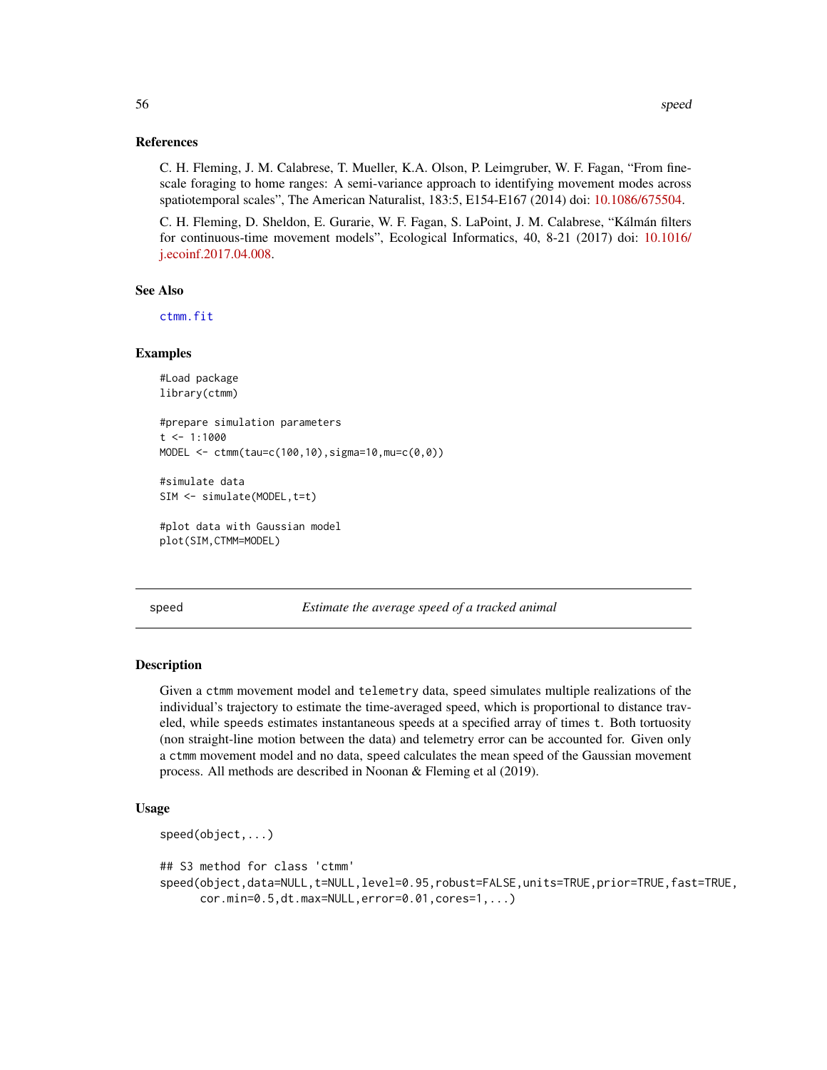### References

C. H. Fleming, J. M. Calabrese, T. Mueller, K.A. Olson, P. Leimgruber, W. F. Fagan, "From fine-scale foraging to home ranges: A semi-variance approach to identifying movement modes across spatiotemporal scales", The American Naturalist, 183:5, E154-E167 (2014) doi: 10.1086/675504.

C. H. Fleming, D. Sheldon, E. Gurarie, W. F. Fagan, S. LaPoint, J. M. Calabrese, "Kálmán filters for continuous-time movement models", Ecological Informatics, 40, 8-21 (2017) doi: 10.1016/j.ecoinf.2017.04.008.

### See Also

ctmm.fit

### Examples

```
#Load package
library(ctmm)

#prepare simulation parameters
t <- 1:1000
MODEL <- ctmm(tau=c(100,10),sigma=10,mu=c(0,0))

#simulate data
SIM <- simulate(MODEL,t=t)

#plot data with Gaussian model
plot(SIM,CTMM=MODEL)
```

---

## speed — *Estimate the average speed of a tracked animal*

---

### Description

Given a ctmm movement model and telemetry data, speed simulates multiple realizations of the individual's trajectory to estimate the time-averaged speed, which is proportional to distance traveled, while speeds estimates instantaneous speeds at a specified array of times t. Both tortuosity (non straight-line motion between the data) and telemetry error can be accounted for. Given only a ctmm movement model and no data, speed calculates the mean speed of the Gaussian movement process. All methods are described in Noonan & Fleming et al (2019).

### Usage

```
speed(object,...)

## S3 method for class 'ctmm'
speed(object,data=NULL,t=NULL,level=0.95,robust=FALSE,units=TRUE,prior=TRUE,fast=TRUE,
      cor.min=0.5,dt.max=NULL,error=0.01,cores=1,...)
```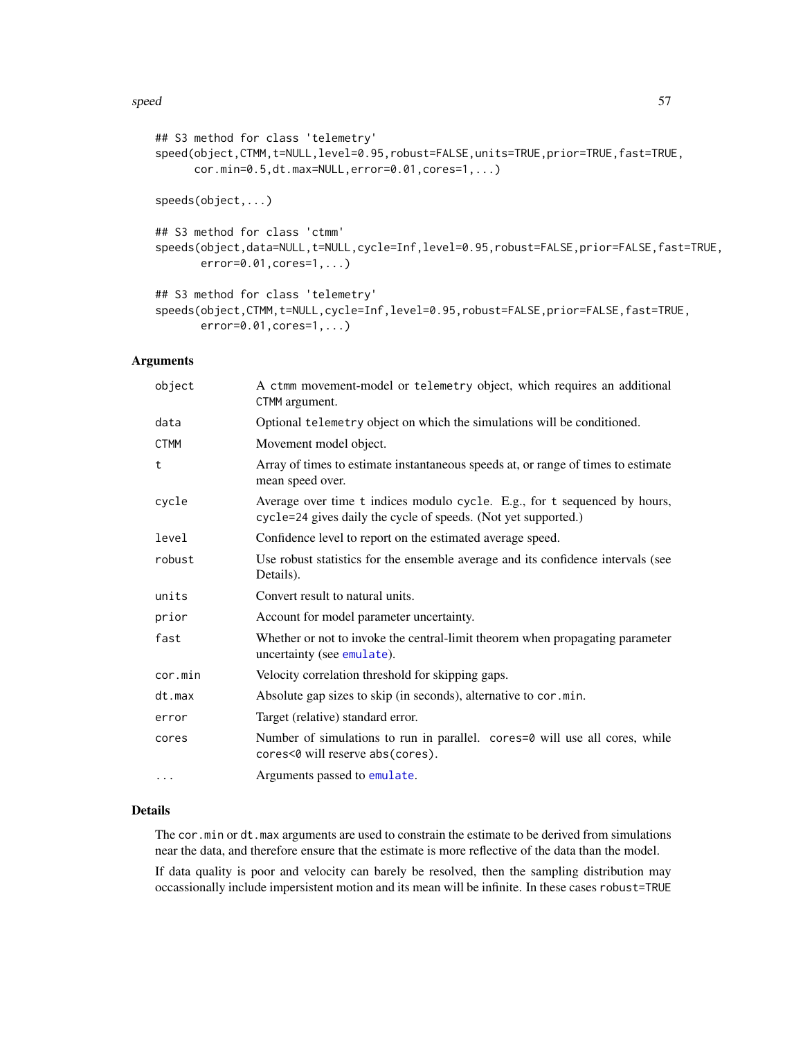```
## S3 method for class 'telemetry'
speed(object,CTMM,t=NULL,level=0.95,robust=FALSE,units=TRUE,prior=TRUE,fast=TRUE,
      cor.min=0.5,dt.max=NULL,error=0.01,cores=1,...)

speeds(object,...)

## S3 method for class 'ctmm'
speeds(object,data=NULL,t=NULL,cycle=Inf,level=0.95,robust=FALSE,prior=FALSE,fast=TRUE,
       error=0.01,cores=1,...)

## S3 method for class 'telemetry'
speeds(object,CTMM,t=NULL,cycle=Inf,level=0.95,robust=FALSE,prior=FALSE,fast=TRUE,
       error=0.01,cores=1,...)
```

## Arguments

| | |
|---|---|
| `object` | A `ctmm` movement-model or `telemetry` object, which requires an additional `CTMM` argument. |
| `data` | Optional `telemetry` object on which the simulations will be conditioned. |
| `CTMM` | Movement model object. |
| `t` | Array of times to estimate instantaneous speeds at, or range of times to estimate mean speed over. |
| `cycle` | Average over time `t` indices modulo `cycle`. E.g., for `t` sequenced by hours, `cycle=24` gives daily the cycle of speeds. (Not yet supported.) |
| `level` | Confidence level to report on the estimated average speed. |
| `robust` | Use robust statistics for the ensemble average and its confidence intervals (see Details). |
| `units` | Convert result to natural units. |
| `prior` | Account for model parameter uncertainty. |
| `fast` | Whether or not to invoke the central-limit theorem when propagating parameter uncertainty (see `emulate`). |
| `cor.min` | Velocity correlation threshold for skipping gaps. |
| `dt.max` | Absolute gap sizes to skip (in seconds), alternative to `cor.min`. |
| `error` | Target (relative) standard error. |
| `cores` | Number of simulations to run in parallel. `cores=0` will use all cores, while `cores<0` will reserve `abs(cores)`. |
| `...` | Arguments passed to `emulate`. |

## Details

The `cor.min` or `dt.max` arguments are used to constrain the estimate to be derived from simulations near the data, and therefore ensure that the estimate is more reflective of the data than the model.

If data quality is poor and velocity can barely be resolved, then the sampling distribution may occassionally include impersistent motion and its mean will be infinite. In these cases `robust=TRUE`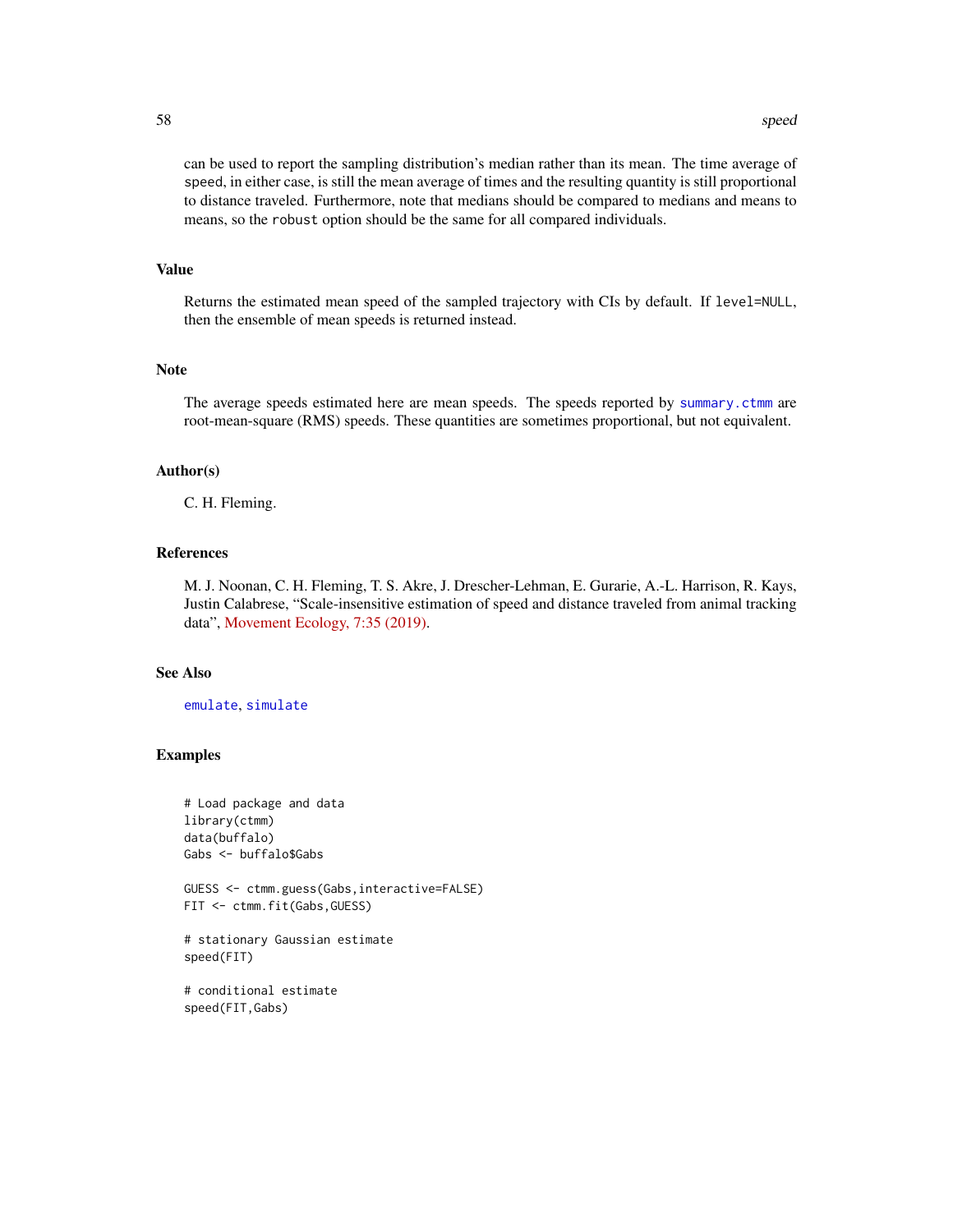can be used to report the sampling distribution's median rather than its mean. The time average of `speed`, in either case, is still the mean average of times and the resulting quantity is still proportional to distance traveled. Furthermore, note that medians should be compared to medians and means to means, so the `robust` option should be the same for all compared individuals.

## Value

Returns the estimated mean speed of the sampled trajectory with CIs by default. If `level=NULL`, then the ensemble of mean speeds is returned instead.

## Note

The average speeds estimated here are mean speeds. The speeds reported by `summary.ctmm` are root-mean-square (RMS) speeds. These quantities are sometimes proportional, but not equivalent.

## Author(s)

C. H. Fleming.

## References

M. J. Noonan, C. H. Fleming, T. S. Akre, J. Drescher-Lehman, E. Gurarie, A.-L. Harrison, R. Kays, Justin Calabrese, "Scale-insensitive estimation of speed and distance traveled from animal tracking data", Movement Ecology, 7:35 (2019).

## See Also

`emulate`, `simulate`

## Examples

```
# Load package and data
library(ctmm)
data(buffalo)
Gabs <- buffalo$Gabs

GUESS <- ctmm.guess(Gabs,interactive=FALSE)
FIT <- ctmm.fit(Gabs,GUESS)

# stationary Gaussian estimate
speed(FIT)

# conditional estimate
speed(FIT,Gabs)
```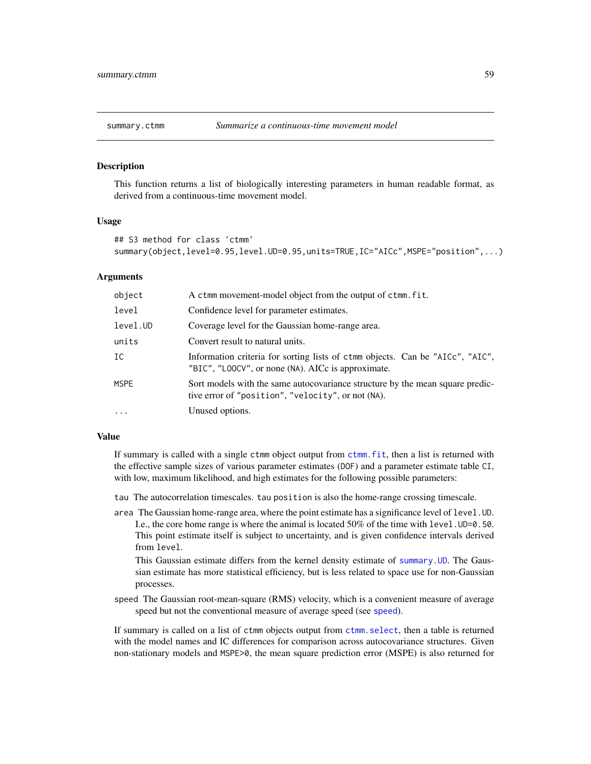summary.ctmm — *Summarize a continuous-time movement model*

### Description

This function returns a list of biologically interesting parameters in human readable format, as derived from a continuous-time movement model.

### Usage

```
## S3 method for class 'ctmm'
summary(object,level=0.95,level.UD=0.95,units=TRUE,IC="AICc",MSPE="position",...)
```

### Arguments

| | |
|---|---|
| object | A ctmm movement-model object from the output of ctmm.fit. |
| level | Confidence level for parameter estimates. |
| level.UD | Coverage level for the Gaussian home-range area. |
| units | Convert result to natural units. |
| IC | Information criteria for sorting lists of ctmm objects. Can be "AICc", "AIC", "BIC", "LOOCV", or none (NA). AICc is approximate. |
| MSPE | Sort models with the same autocovariance structure by the mean square prediction error of "position", "velocity", or not (NA). |
| ... | Unused options. |

### Value

If summary is called with a single ctmm object output from ctmm.fit, then a list is returned with the effective sample sizes of various parameter estimates (DOF) and a parameter estimate table CI, with low, maximum likelihood, and high estimates for the following possible parameters:

tau The autocorrelation timescales. tau position is also the home-range crossing timescale.

area The Gaussian home-range area, where the point estimate has a significance level of level.UD. I.e., the core home range is where the animal is located 50% of the time with level.UD=0.50. This point estimate itself is subject to uncertainty, and is given confidence intervals derived from level.

This Gaussian estimate differs from the kernel density estimate of summary.UD. The Gaussian estimate has more statistical efficiency, but is less related to space use for non-Gaussian processes.

speed The Gaussian root-mean-square (RMS) velocity, which is a convenient measure of average speed but not the conventional measure of average speed (see speed).

If summary is called on a list of ctmm objects output from ctmm.select, then a table is returned with the model names and IC differences for comparison across autocovariance structures. Given non-stationary models and MSPE>0, the mean square prediction error (MSPE) is also returned for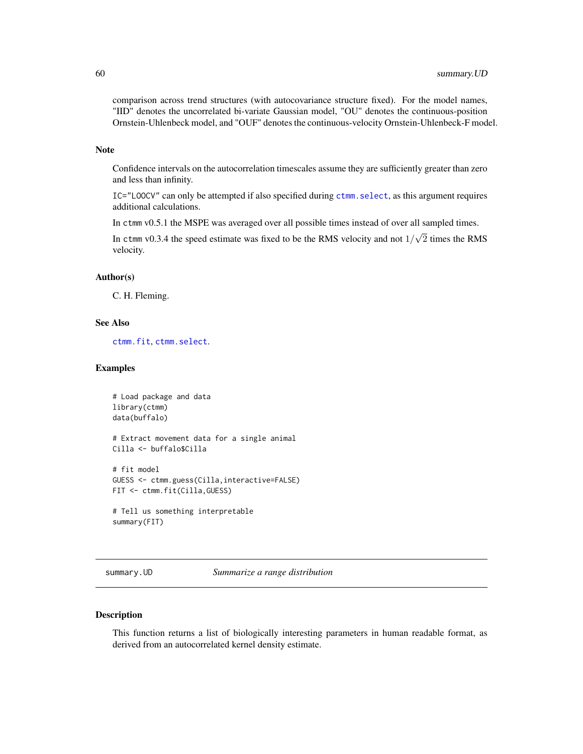comparison across trend structures (with autocovariance structure fixed). For the model names, "IID" denotes the uncorrelated bi-variate Gaussian model, "OU" denotes the continuous-position Ornstein-Uhlenbeck model, and "OUF" denotes the continuous-velocity Ornstein-Uhlenbeck-F model.

### Note

Confidence intervals on the autocorrelation timescales assume they are sufficiently greater than zero and less than infinity.

`IC="LOOCV"` can only be attempted if also specified during `ctmm.select`, as this argument requires additional calculations.

In `ctmm` v0.5.1 the MSPE was averaged over all possible times instead of over all sampled times.

In `ctmm` v0.3.4 the speed estimate was fixed to be the RMS velocity and not $1/\sqrt{2}$ times the RMS velocity.

### Author(s)

C. H. Fleming.

### See Also

`ctmm.fit`, `ctmm.select`.

### Examples

```
# Load package and data
library(ctmm)
data(buffalo)

# Extract movement data for a single animal
Cilla <- buffalo$Cilla

# fit model
GUESS <- ctmm.guess(Cilla,interactive=FALSE)
FIT <- ctmm.fit(Cilla,GUESS)

# Tell us something interpretable
summary(FIT)
```

---

## summary.UD — *Summarize a range distribution*

### Description

This function returns a list of biologically interesting parameters in human readable format, as derived from an autocorrelated kernel density estimate.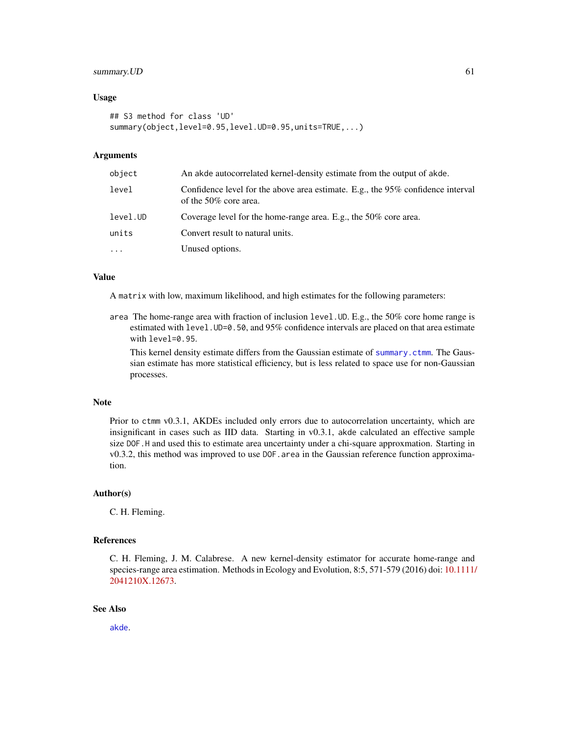### Usage

```
## S3 method for class 'UD'
summary(object,level=0.95,level.UD=0.95,units=TRUE,...)
```

### Arguments

| | |
|---|---|
| object | An akde autocorrelated kernel-density estimate from the output of akde. |
| level | Confidence level for the above area estimate. E.g., the 95% confidence interval of the 50% core area. |
| level.UD | Coverage level for the home-range area. E.g., the 50% core area. |
| units | Convert result to natural units. |
| ... | Unused options. |

### Value

A matrix with low, maximum likelihood, and high estimates for the following parameters:

area The home-range area with fraction of inclusion level.UD. E.g., the 50% core home range is estimated with level.UD=0.50, and 95% confidence intervals are placed on that area estimate with level=0.95.

This kernel density estimate differs from the Gaussian estimate of summary.ctmm. The Gaussian estimate has more statistical efficiency, but is less related to space use for non-Gaussian processes.

### Note

Prior to ctmm v0.3.1, AKDEs included only errors due to autocorrelation uncertainty, which are insignificant in cases such as IID data. Starting in v0.3.1, akde calculated an effective sample size DOF.H and used this to estimate area uncertainty under a chi-square approxmation. Starting in v0.3.2, this method was improved to use DOF.area in the Gaussian reference function approximation.

### Author(s)

C. H. Fleming.

### References

C. H. Fleming, J. M. Calabrese. A new kernel-density estimator for accurate home-range and species-range area estimation. Methods in Ecology and Evolution, 8:5, 571-579 (2016) doi: 10.1111/2041210X.12673.

### See Also

akde.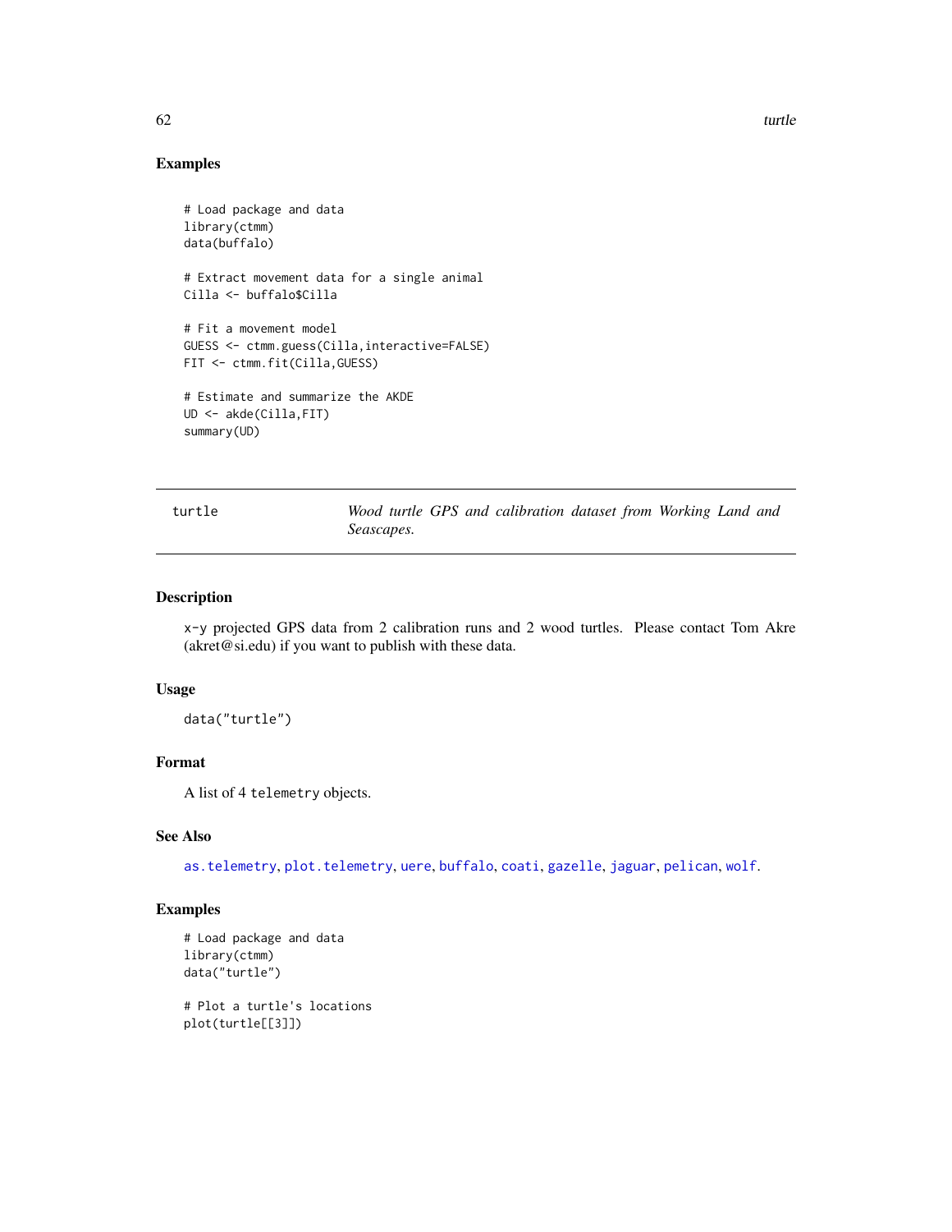## Examples

```
# Load package and data
library(ctmm)
data(buffalo)

# Extract movement data for a single animal
Cilla <- buffalo$Cilla

# Fit a movement model
GUESS <- ctmm.guess(Cilla,interactive=FALSE)
FIT <- ctmm.fit(Cilla,GUESS)

# Estimate and summarize the AKDE
UD <- akde(Cilla,FIT)
summary(UD)
```

---

`turtle` *Wood turtle GPS and calibration dataset from Working Land and Seascapes.*

---

### Description

x-y projected GPS data from 2 calibration runs and 2 wood turtles. Please contact Tom Akre (akret@si.edu) if you want to publish with these data.

### Usage

```
data("turtle")
```

### Format

A list of 4 `telemetry` objects.

### See Also

`as.telemetry`, `plot.telemetry`, `uere`, `buffalo`, `coati`, `gazelle`, `jaguar`, `pelican`, `wolf`.

### Examples

```
# Load package and data
library(ctmm)
data("turtle")

# Plot a turtle's locations
plot(turtle[[3]])
```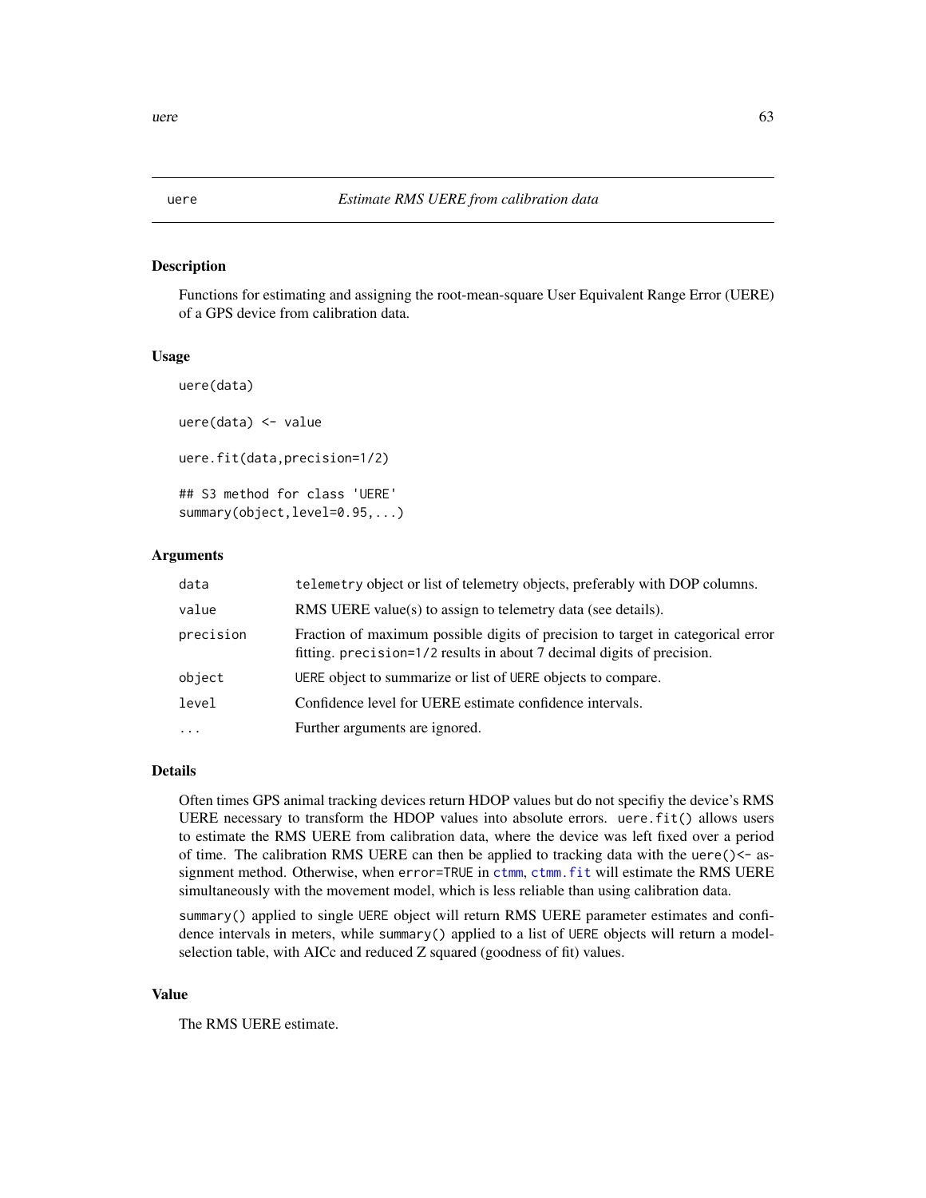uere *Estimate RMS UERE from calibration data*

## Description

Functions for estimating and assigning the root-mean-square User Equivalent Range Error (UERE) of a GPS device from calibration data.

## Usage

```
uere(data)

uere(data) <- value

uere.fit(data,precision=1/2)

## S3 method for class 'UERE'
summary(object,level=0.95,...)
```

## Arguments

| | |
|---|---|
| `data` | `telemetry` object or list of telemetry objects, preferably with DOP columns. |
| `value` | RMS UERE value(s) to assign to telemetry data (see details). |
| `precision` | Fraction of maximum possible digits of precision to target in categorical error fitting. `precision=1/2` results in about 7 decimal digits of precision. |
| `object` | `UERE` object to summarize or list of `UERE` objects to compare. |
| `level` | Confidence level for UERE estimate confidence intervals. |
| `...` | Further arguments are ignored. |

## Details

Often times GPS animal tracking devices return HDOP values but do not specifiy the device's RMS UERE necessary to transform the HDOP values into absolute errors. `uere.fit()` allows users to estimate the RMS UERE from calibration data, where the device was left fixed over a period of time. The calibration RMS UERE can then be applied to tracking data with the `uere()<-` assignment method. Otherwise, when `error=TRUE` in `ctmm`, `ctmm.fit` will estimate the RMS UERE simultaneously with the movement model, which is less reliable than using calibration data.

`summary()` applied to single `UERE` object will return RMS UERE parameter estimates and confidence intervals in meters, while `summary()` applied to a list of `UERE` objects will return a model-selection table, with AICc and reduced Z squared (goodness of fit) values.

## Value

The RMS UERE estimate.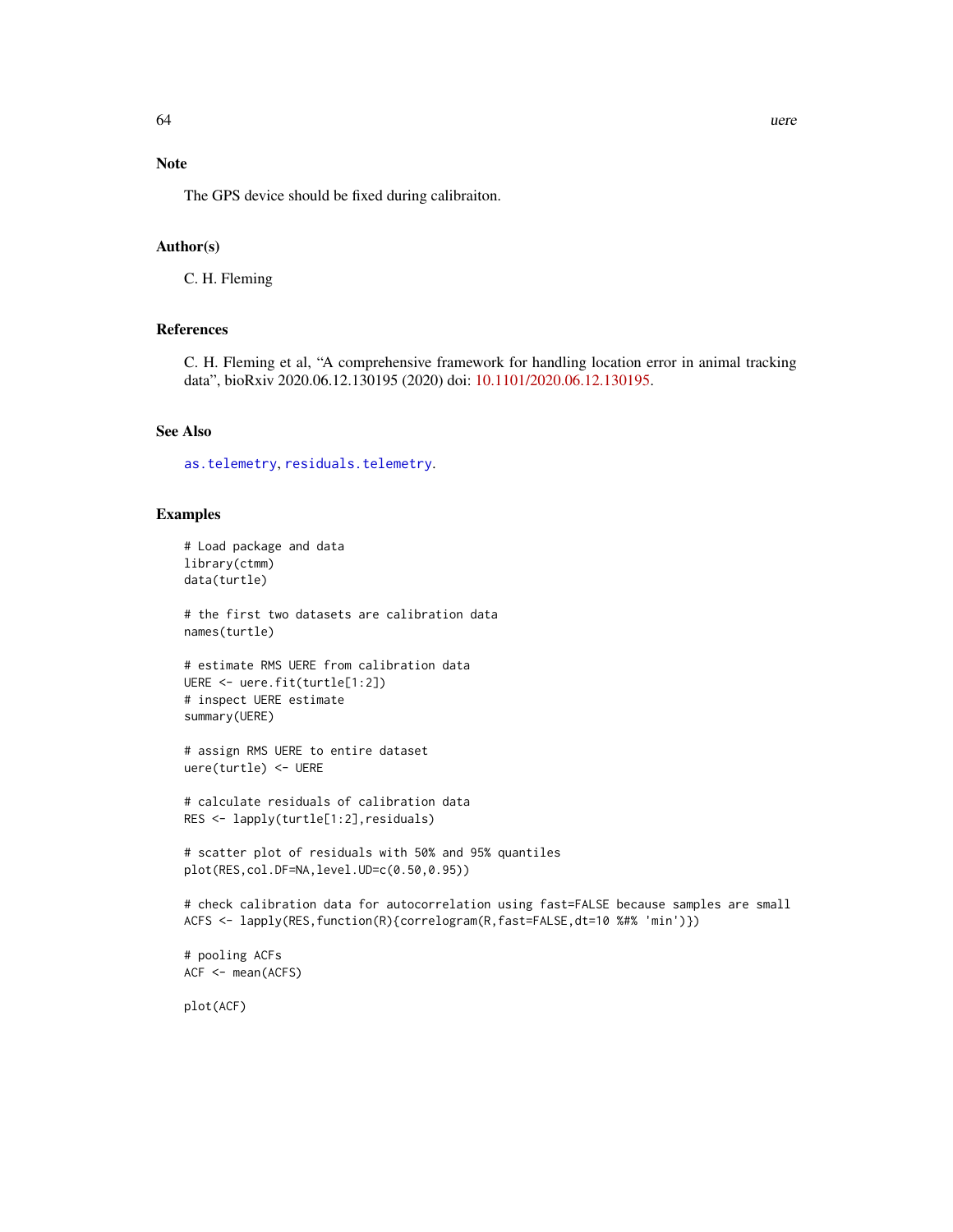## Note

The GPS device should be fixed during calibraiton.

## Author(s)

C. H. Fleming

## References

C. H. Fleming et al, "A comprehensive framework for handling location error in animal tracking data", bioRxiv 2020.06.12.130195 (2020) doi: 10.1101/2020.06.12.130195.

## See Also

`as.telemetry`, `residuals.telemetry`.

## Examples

```
# Load package and data
library(ctmm)
data(turtle)

# the first two datasets are calibration data
names(turtle)

# estimate RMS UERE from calibration data
UERE <- uere.fit(turtle[1:2])
# inspect UERE estimate
summary(UERE)

# assign RMS UERE to entire dataset
uere(turtle) <- UERE

# calculate residuals of calibration data
RES <- lapply(turtle[1:2],residuals)

# scatter plot of residuals with 50% and 95% quantiles
plot(RES,col.DF=NA,level.UD=c(0.50,0.95))

# check calibration data for autocorrelation using fast=FALSE because samples are small
ACFS <- lapply(RES,function(R){correlogram(R,fast=FALSE,dt=10 %#% 'min')})

# pooling ACFs
ACF <- mean(ACFS)

plot(ACF)
```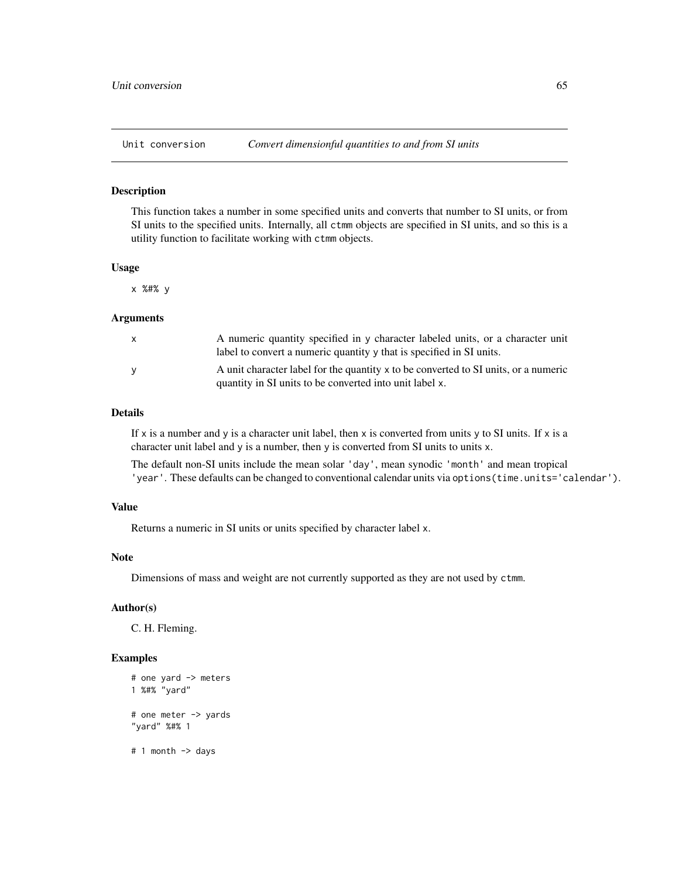## Unit conversion — *Convert dimensionful quantities to and from SI units*

### Description

This function takes a number in some specified units and converts that number to SI units, or from SI units to the specified units. Internally, all `ctmm` objects are specified in SI units, and so this is a utility function to facilitate working with `ctmm` objects.

### Usage

```
x %#% y
```

### Arguments

| | |
|---|---|
| `x` | A numeric quantity specified in `y` character labeled units, or a character unit label to convert a numeric quantity `y` that is specified in SI units. |
| `y` | A unit character label for the quantity `x` to be converted to SI units, or a numeric quantity in SI units to be converted into unit label `x`. |

### Details

If `x` is a number and `y` is a character unit label, then `x` is converted from units `y` to SI units. If `x` is a character unit label and `y` is a number, then `y` is converted from SI units to units `x`.

The default non-SI units include the mean solar `'day'`, mean synodic `'month'` and mean tropical `'year'`. These defaults can be changed to conventional calendar units via `options(time.units='calendar')`.

### Value

Returns a numeric in SI units or units specified by character label `x`.

### Note

Dimensions of mass and weight are not currently supported as they are not used by `ctmm`.

### Author(s)

C. H. Fleming.

### Examples

```
# one yard -> meters
1 %#% "yard"

# one meter -> yards
"yard" %#% 1

# 1 month -> days
```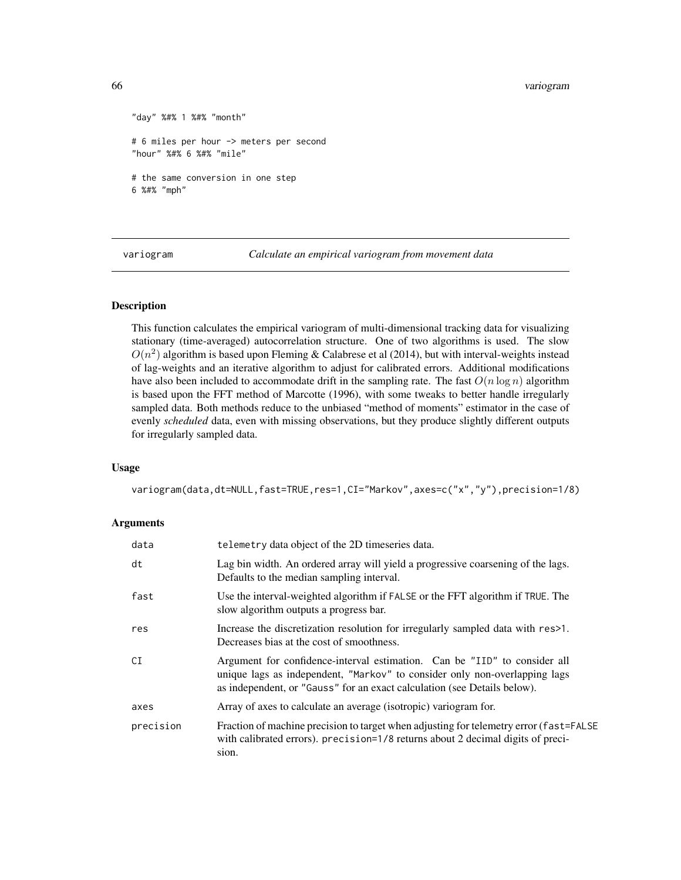```
"day" %#% 1 %#% "month"

# 6 miles per hour -> meters per second
"hour" %#% 6 %#% "mile"

# the same conversion in one step
6 %#% "mph"
```

---

## variogram — *Calculate an empirical variogram from movement data*

### Description

This function calculates the empirical variogram of multi-dimensional tracking data for visualizing stationary (time-averaged) autocorrelation structure. One of two algorithms is used. The slow $O(n^2)$ algorithm is based upon Fleming & Calabrese et al (2014), but with interval-weights instead of lag-weights and an iterative algorithm to adjust for calibrated errors. Additional modifications have also been included to accommodate drift in the sampling rate. The fast $O(n \log n)$ algorithm is based upon the FFT method of Marcotte (1996), with some tweaks to better handle irregularly sampled data. Both methods reduce to the unbiased "method of moments" estimator in the case of evenly *scheduled* data, even with missing observations, but they produce slightly different outputs for irregularly sampled data.

### Usage

```
variogram(data,dt=NULL,fast=TRUE,res=1,CI="Markov",axes=c("x","y"),precision=1/8)
```

### Arguments

| | |
|---|---|
| `data` | `telemetry` data object of the 2D timeseries data. |
| `dt` | Lag bin width. An ordered array will yield a progressive coarsening of the lags. Defaults to the median sampling interval. |
| `fast` | Use the interval-weighted algorithm if `FALSE` or the FFT algorithm if `TRUE`. The slow algorithm outputs a progress bar. |
| `res` | Increase the discretization resolution for irregularly sampled data with `res>1`. Decreases bias at the cost of smoothness. |
| `CI` | Argument for confidence-interval estimation. Can be `"IID"` to consider all unique lags as independent, `"Markov"` to consider only non-overlapping lags as independent, or `"Gauss"` for an exact calculation (see Details below). |
| `axes` | Array of axes to calculate an average (isotropic) variogram for. |
| `precision` | Fraction of machine precision to target when adjusting for telemetry error (`fast=FALSE` with calibrated errors). `precision=1/8` returns about 2 decimal digits of precision. |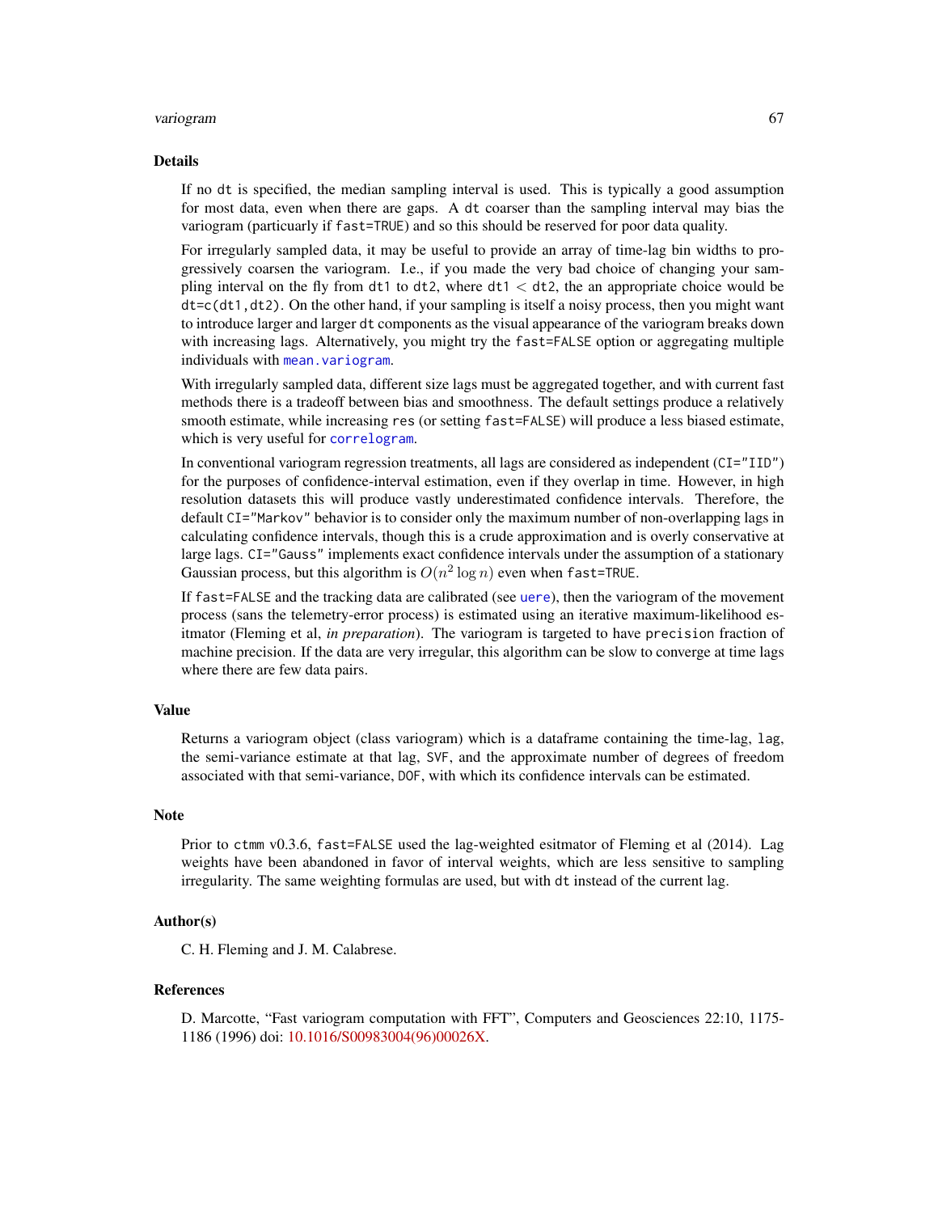## Details

If no `dt` is specified, the median sampling interval is used. This is typically a good assumption for most data, even when there are gaps. A `dt` coarser than the sampling interval may bias the variogram (particuarly if `fast=TRUE`) and so this should be reserved for poor data quality.

For irregularly sampled data, it may be useful to provide an array of time-lag bin widths to progressively coarsen the variogram. I.e., if you made the very bad choice of changing your sampling interval on the fly from `dt1` to `dt2`, where `dt1` $<$ `dt2`, the an appropriate choice would be `dt=c(dt1,dt2)`. On the other hand, if your sampling is itself a noisy process, then you might want to introduce larger and larger `dt` components as the visual appearance of the variogram breaks down with increasing lags. Alternatively, you might try the `fast=FALSE` option or aggregating multiple individuals with `mean.variogram`.

With irregularly sampled data, different size lags must be aggregated together, and with current fast methods there is a tradeoff between bias and smoothness. The default settings produce a relatively smooth estimate, while increasing `res` (or setting `fast=FALSE`) will produce a less biased estimate, which is very useful for `correlogram`.

In conventional variogram regression treatments, all lags are considered as independent (`CI="IID"`) for the purposes of confidence-interval estimation, even if they overlap in time. However, in high resolution datasets this will produce vastly underestimated confidence intervals. Therefore, the default `CI="Markov"` behavior is to consider only the maximum number of non-overlapping lags in calculating confidence intervals, though this is a crude approximation and is overly conservative at large lags. `CI="Gauss"` implements exact confidence intervals under the assumption of a stationary Gaussian process, but this algorithm is $O(n^2 \log n)$ even when `fast=TRUE`.

If `fast=FALSE` and the tracking data are calibrated (see `uere`), then the variogram of the movement process (sans the telemetry-error process) is estimated using an iterative maximum-likelihood esitmator (Fleming et al, *in preparation*). The variogram is targeted to have `precision` fraction of machine precision. If the data are very irregular, this algorithm can be slow to converge at time lags where there are few data pairs.

## Value

Returns a variogram object (class variogram) which is a dataframe containing the time-lag, `lag`, the semi-variance estimate at that lag, `SVF`, and the approximate number of degrees of freedom associated with that semi-variance, `DOF`, with which its confidence intervals can be estimated.

## Note

Prior to `ctmm` v0.3.6, `fast=FALSE` used the lag-weighted esitmator of Fleming et al (2014). Lag weights have been abandoned in favor of interval weights, which are less sensitive to sampling irregularity. The same weighting formulas are used, but with `dt` instead of the current lag.

## Author(s)

C. H. Fleming and J. M. Calabrese.

## References

D. Marcotte, "Fast variogram computation with FFT", Computers and Geosciences 22:10, 1175-1186 (1996) doi: 10.1016/S00983004(96)00026X.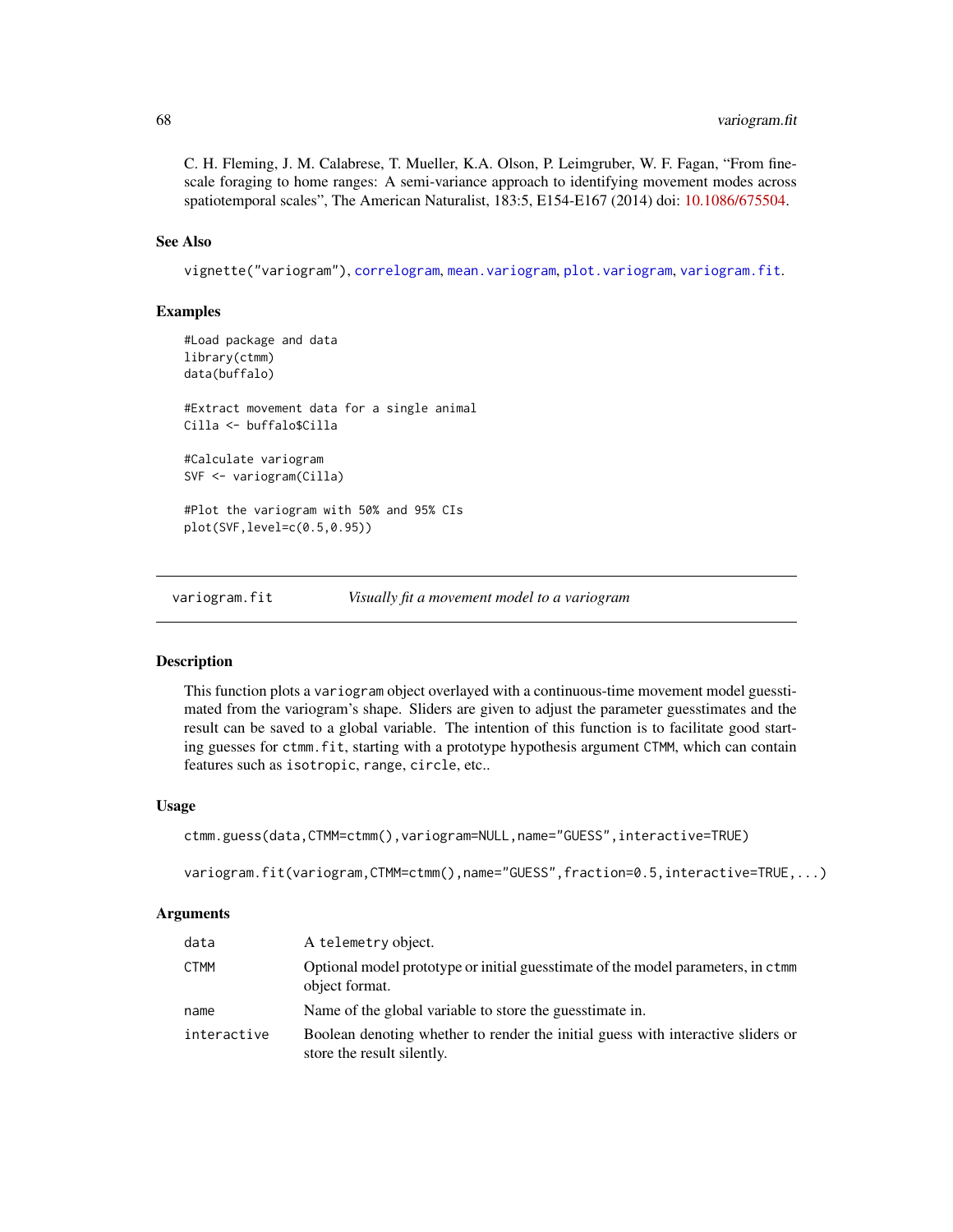C. H. Fleming, J. M. Calabrese, T. Mueller, K.A. Olson, P. Leimgruber, W. F. Fagan, "From fine-scale foraging to home ranges: A semi-variance approach to identifying movement modes across spatiotemporal scales", The American Naturalist, 183:5, E154-E167 (2014) doi: 10.1086/675504.

### See Also

vignette("variogram"), correlogram, mean.variogram, plot.variogram, variogram.fit.

### Examples

```
#Load package and data
library(ctmm)
data(buffalo)

#Extract movement data for a single animal
Cilla <- buffalo$Cilla

#Calculate variogram
SVF <- variogram(Cilla)

#Plot the variogram with 50% and 95% CIs
plot(SVF,level=c(0.5,0.95))
```

---

## variogram.fit — *Visually fit a movement model to a variogram*

### Description

This function plots a variogram object overlayed with a continuous-time movement model guesstimated from the variogram's shape. Sliders are given to adjust the parameter guesstimates and the result can be saved to a global variable. The intention of this function is to facilitate good starting guesses for ctmm.fit, starting with a prototype hypothesis argument CTMM, which can contain features such as isotropic, range, circle, etc..

### Usage

```
ctmm.guess(data,CTMM=ctmm(),variogram=NULL,name="GUESS",interactive=TRUE)

variogram.fit(variogram,CTMM=ctmm(),name="GUESS",fraction=0.5,interactive=TRUE,...)
```

### Arguments

| | |
|---|---|
| data | A telemetry object. |
| CTMM | Optional model prototype or initial guesstimate of the model parameters, in ctmm object format. |
| name | Name of the global variable to store the guesstimate in. |
| interactive | Boolean denoting whether to render the initial guess with interactive sliders or store the result silently. |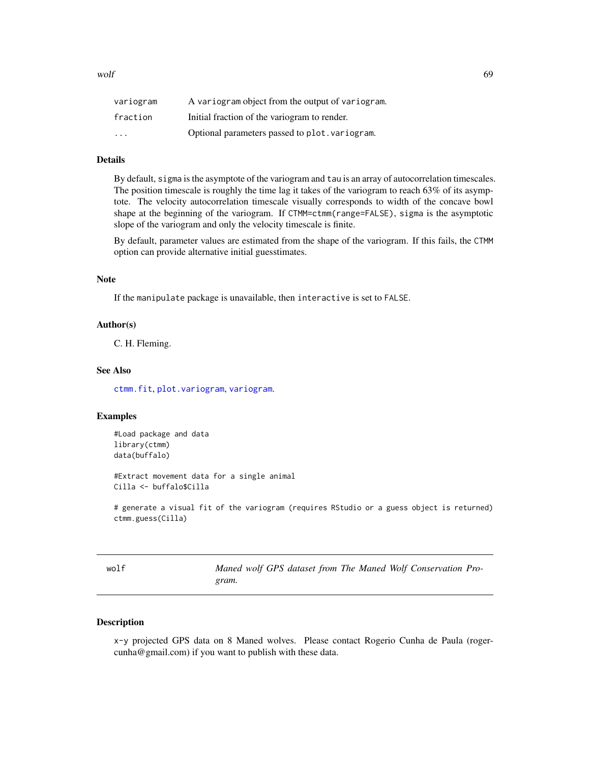| | |
|---|---|
| variogram | A variogram object from the output of variogram. |
| fraction | Initial fraction of the variogram to render. |
| ... | Optional parameters passed to plot.variogram. |

### Details

By default, sigma is the asymptote of the variogram and tau is an array of autocorrelation timescales. The position timescale is roughly the time lag it takes of the variogram to reach 63% of its asymptote. The velocity autocorrelation timescale visually corresponds to width of the concave bowl shape at the beginning of the variogram. If CTMM=ctmm(range=FALSE), sigma is the asymptotic slope of the variogram and only the velocity timescale is finite.

By default, parameter values are estimated from the shape of the variogram. If this fails, the CTMM option can provide alternative initial guesstimates.

### Note

If the manipulate package is unavailable, then interactive is set to FALSE.

### Author(s)

C. H. Fleming.

### See Also

ctmm.fit, plot.variogram, variogram.

### Examples

```
#Load package and data
library(ctmm)
data(buffalo)

#Extract movement data for a single animal
Cilla <- buffalo$Cilla

# generate a visual fit of the variogram (requires RStudio or a guess object is returned)
ctmm.guess(Cilla)
```

---

## wolf — *Maned wolf GPS dataset from The Maned Wolf Conservation Program.*

---

### Description

x-y projected GPS data on 8 Maned wolves. Please contact Rogerio Cunha de Paula (rogercunha@gmail.com) if you want to publish with these data.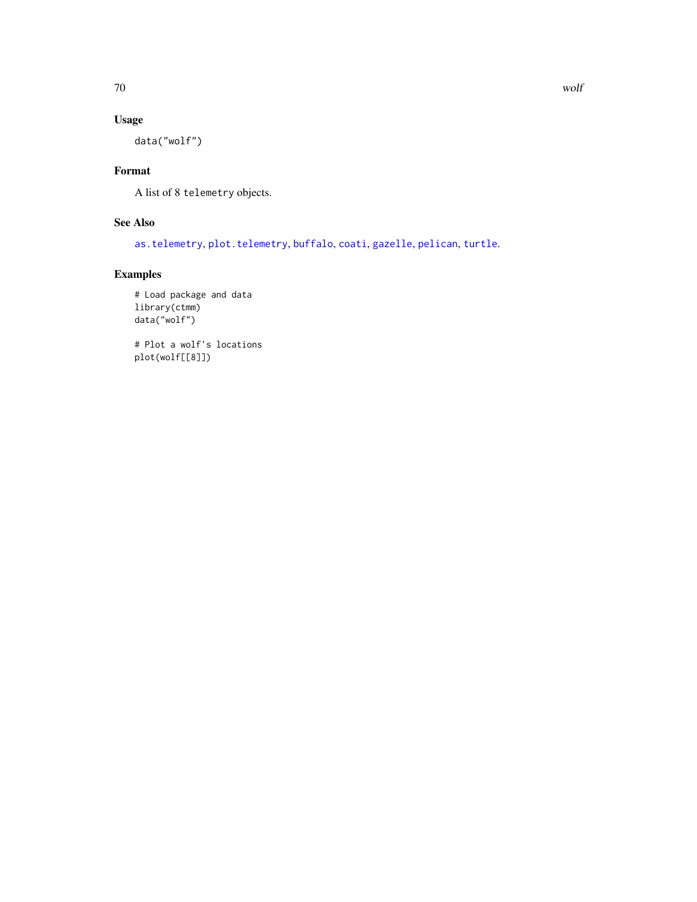## Usage

```
data("wolf")
```

## Format

A list of 8 `telemetry` objects.

## See Also

`as.telemetry`, `plot.telemetry`, `buffalo`, `coati`, `gazelle`, `pelican`, `turtle`.

## Examples

```
# Load package and data
library(ctmm)
data("wolf")

# Plot a wolf's locations
plot(wolf[[8]])
```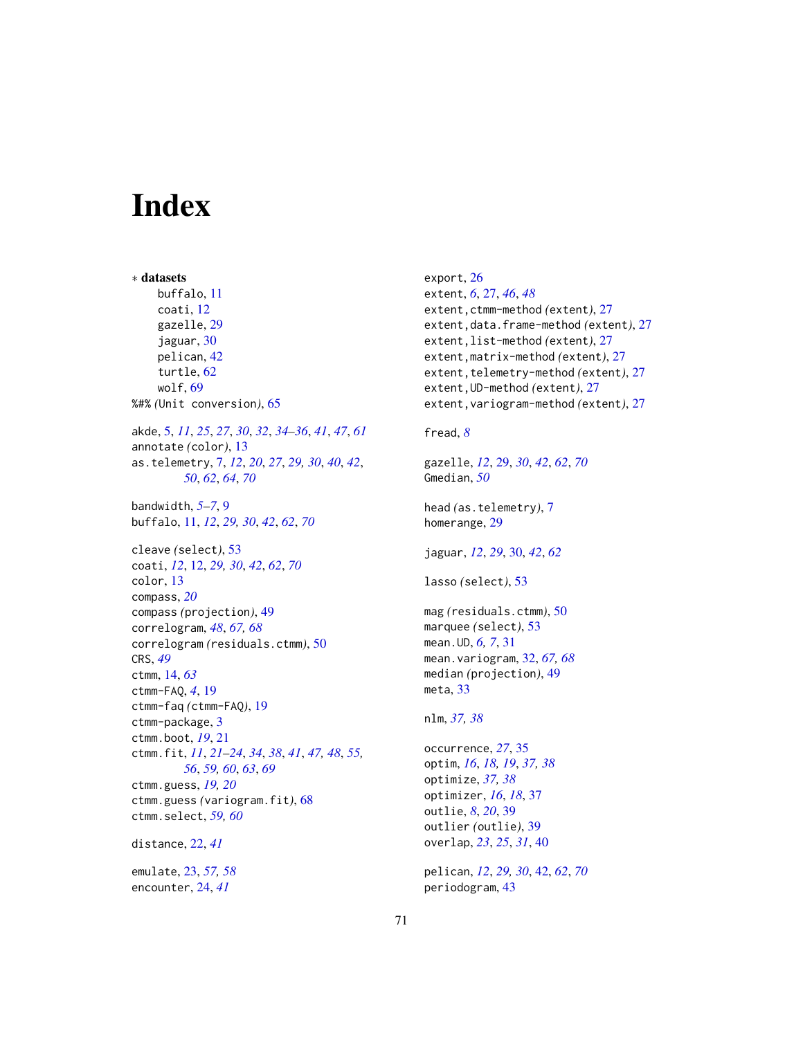# Index

∗ **datasets**

- buffalo, 11
- coati, 12
- gazelle, 29
- jaguar, 30
- pelican, 42
- turtle, 62
- wolf, 69

%#% *(*Unit conversion*)*, 65

akde, 5, *11*, *25*, *27*, *30*, *32*, *34–36*, *41*, *47*, *61*
annotate *(*color*)*, 13
as.telemetry, 7, *12*, *20*, *27*, *29, 30*, *40*, *42*, *50*, *62*, *64*, *70*

bandwidth, *5–7*, 9
buffalo, 11, *12*, *29, 30*, *42*, *62*, *70*

cleave *(*select*)*, 53
coati, *12*, 12, *29, 30*, *42*, *62*, *70*
color, 13
compass, *20*
compass *(*projection*)*, 49
correlogram, *48*, *67, 68*
correlogram *(*residuals.ctmm*)*, 50
CRS, *49*
ctmm, 14, *63*
ctmm-FAQ, *4*, 19
ctmm-faq *(*ctmm-FAQ*)*, 19
ctmm-package, 3
ctmm.boot, *19*, 21
ctmm.fit, *11*, *21–24*, *34*, *38*, *41*, *47, 48*, *55, 56*, *59, 60*, *63*, *69*
ctmm.guess, *19, 20*
ctmm.guess *(*variogram.fit*)*, 68
ctmm.select, *59, 60*

distance, 22, *41*

emulate, 23, *57, 58*
encounter, 24, *41*

export, 26
extent, *6*, 27, *46*, *48*
extent,ctmm-method *(*extent*)*, 27
extent,data.frame-method *(*extent*)*, 27
extent,list-method *(*extent*)*, 27
extent,matrix-method *(*extent*)*, 27
extent,telemetry-method *(*extent*)*, 27
extent,UD-method *(*extent*)*, 27
extent,variogram-method *(*extent*)*, 27

fread, *8*

gazelle, *12*, 29, *30*, *42*, *62*, *70*
Gmedian, *50*

head *(*as.telemetry*)*, 7
homerange, 29

jaguar, *12*, *29*, 30, *42*, *62*

lasso *(*select*)*, 53

mag *(*residuals.ctmm*)*, 50
marquee *(*select*)*, 53
mean.UD, *6, 7*, 31
mean.variogram, 32, *67, 68*
median *(*projection*)*, 49
meta, 33

nlm, *37, 38*

occurrence, *27*, 35
optim, *16*, *18*, *19*, *37, 38*
optimize, *37, 38*
optimizer, *16*, *18*, 37
outlie, *8*, *20*, 39
outlier *(*outlie*)*, 39
overlap, *23*, *25*, *31*, 40

pelican, *12*, *29, 30*, 42, *62*, *70*
periodogram, 43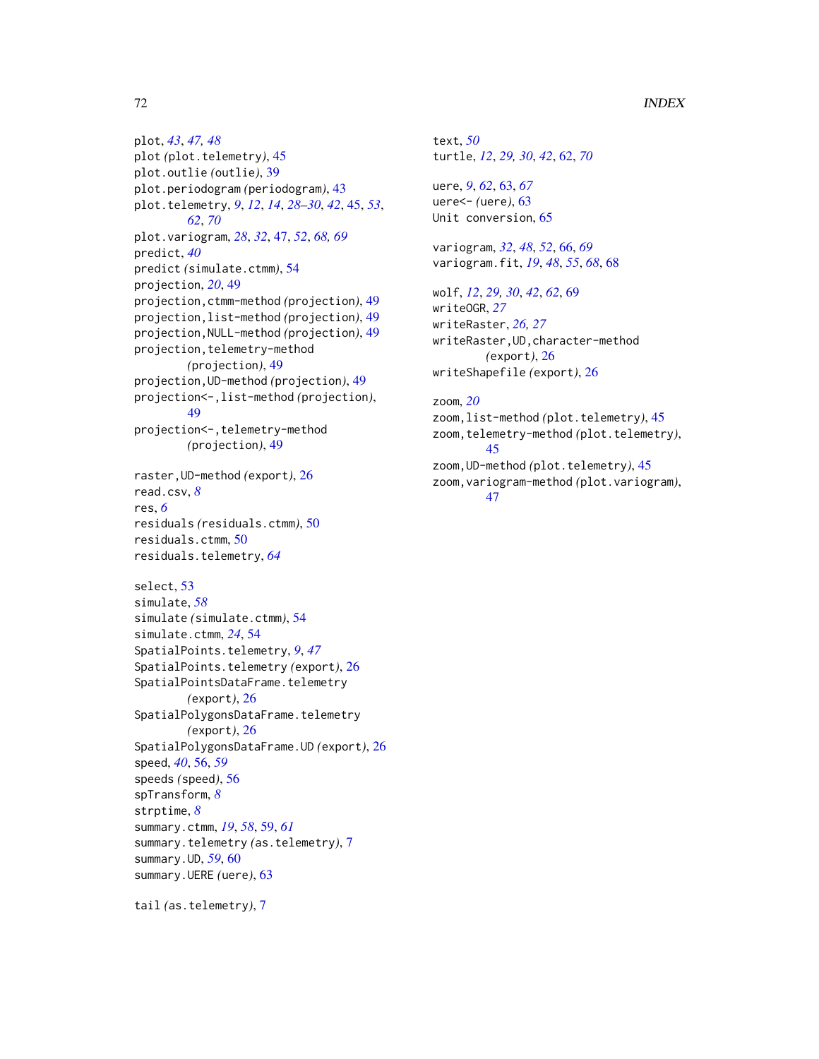plot, *43*, *47, 48*
plot *(*plot.telemetry*)*, 45
plot.outlie *(*outlie*)*, 39
plot.periodogram *(*periodogram*)*, 43
plot.telemetry, *9*, *12*, *14*, *28–30*, *42*, 45, *53*, *62*, *70*
plot.variogram, *28*, *32*, 47, *52*, *68, 69*
predict, *40*
predict *(*simulate.ctmm*)*, 54
projection, *20*, 49
projection,ctmm-method *(*projection*)*, 49
projection,list-method *(*projection*)*, 49
projection,NULL-method *(*projection*)*, 49
projection,telemetry-method *(*projection*)*, 49
projection,UD-method *(*projection*)*, 49
projection<-,list-method *(*projection*)*, 49
projection<-,telemetry-method *(*projection*)*, 49

raster,UD-method *(*export*)*, 26
read.csv, *8*
res, *6*
residuals *(*residuals.ctmm*)*, 50
residuals.ctmm, 50
residuals.telemetry, *64*

select, 53
simulate, *58*
simulate *(*simulate.ctmm*)*, 54
simulate.ctmm, *24*, 54
SpatialPoints.telemetry, *9*, *47*
SpatialPoints.telemetry *(*export*)*, 26
SpatialPointsDataFrame.telemetry *(*export*)*, 26
SpatialPolygonsDataFrame.telemetry *(*export*)*, 26
SpatialPolygonsDataFrame.UD *(*export*)*, 26
speed, *40*, 56, *59*
speeds *(*speed*)*, 56
spTransform, *8*
strptime, *8*
summary.ctmm, *19*, *58*, 59, *61*
summary.telemetry *(*as.telemetry*)*, 7
summary.UD, *59*, 60
summary.UERE *(*uere*)*, 63

tail *(*as.telemetry*)*, 7
text, *50*
turtle, *12*, *29, 30*, *42*, 62, *70*

uere, *9*, *62*, 63, *67*
uere<- *(*uere*)*, 63
Unit conversion, 65

variogram, *32*, *48*, *52*, 66, *69*
variogram.fit, *19*, *48*, *55*, *68*, 68

wolf, *12*, *29, 30*, *42*, *62*, 69
writeOGR, *27*
writeRaster, *26, 27*
writeRaster,UD,character-method *(*export*)*, 26
writeShapefile *(*export*)*, 26

zoom, *20*
zoom,list-method *(*plot.telemetry*)*, 45
zoom,telemetry-method *(*plot.telemetry*)*, 45
zoom,UD-method *(*plot.telemetry*)*, 45
zoom,variogram-method *(*plot.variogram*)*, 47